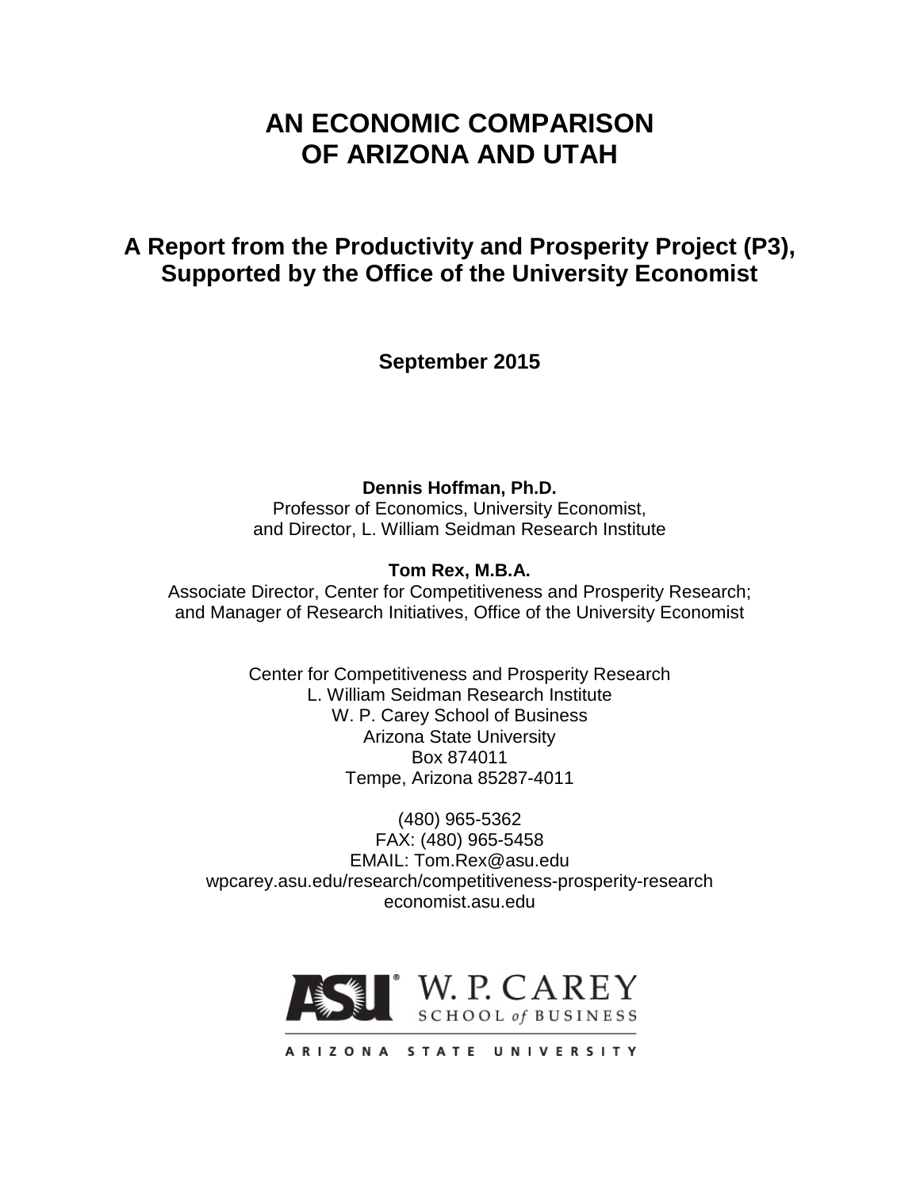# AN ECONOMIC COMPARISON OF ARIZONA AND UTAH

## A Report from the Productivity and Prosperity Project (P3), Supported by the Office of the University Economist

**September 2015**

**Dennis Hoffman, Ph.D.**
Professor of Economics, University Economist,
and Director, L. William Seidman Research Institute

**Tom Rex, M.B.A.**
Associate Director, Center for Competitiveness and Prosperity Research;
and Manager of Research Initiatives, Office of the University Economist

Center for Competitiveness and Prosperity Research
L. William Seidman Research Institute
W. P. Carey School of Business
Arizona State University
Box 874011
Tempe, Arizona 85287-4011

(480) 965-5362
FAX: (480) 965-5458
EMAIL: Tom.Rex@asu.edu
wpcarey.asu.edu/research/competitiveness-prosperity-research
economist.asu.edu

ASU W. P. CAREY SCHOOL of BUSINESS
ARIZONA STATE UNIVERSITY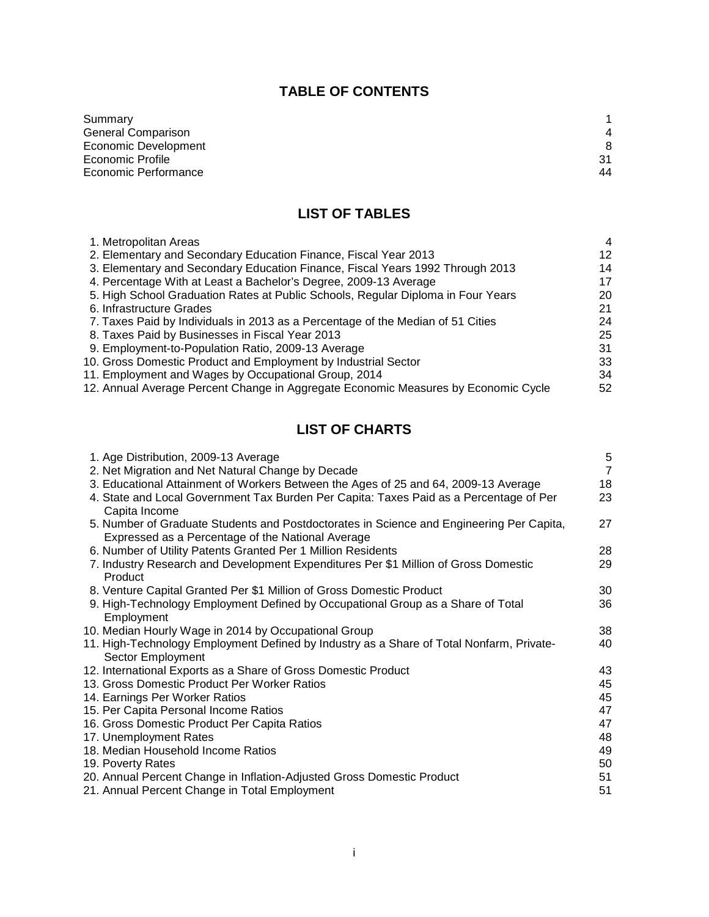## TABLE OF CONTENTS

| | |
|---|---|
| Summary | 1 |
| General Comparison | 4 |
| Economic Development | 8 |
| Economic Profile | 31 |
| Economic Performance | 44 |

## LIST OF TABLES

| | |
|---|---|
| 1. Metropolitan Areas | 4 |
| 2. Elementary and Secondary Education Finance, Fiscal Year 2013 | 12 |
| 3. Elementary and Secondary Education Finance, Fiscal Years 1992 Through 2013 | 14 |
| 4. Percentage With at Least a Bachelor's Degree, 2009-13 Average | 17 |
| 5. High School Graduation Rates at Public Schools, Regular Diploma in Four Years | 20 |
| 6. Infrastructure Grades | 21 |
| 7. Taxes Paid by Individuals in 2013 as a Percentage of the Median of 51 Cities | 24 |
| 8. Taxes Paid by Businesses in Fiscal Year 2013 | 25 |
| 9. Employment-to-Population Ratio, 2009-13 Average | 31 |
| 10. Gross Domestic Product and Employment by Industrial Sector | 33 |
| 11. Employment and Wages by Occupational Group, 2014 | 34 |
| 12. Annual Average Percent Change in Aggregate Economic Measures by Economic Cycle | 52 |

## LIST OF CHARTS

| | |
|---|---|
| 1. Age Distribution, 2009-13 Average | 5 |
| 2. Net Migration and Net Natural Change by Decade | 7 |
| 3. Educational Attainment of Workers Between the Ages of 25 and 64, 2009-13 Average | 18 |
| 4. State and Local Government Tax Burden Per Capita: Taxes Paid as a Percentage of Per Capita Income | 23 |
| 5. Number of Graduate Students and Postdoctorates in Science and Engineering Per Capita, Expressed as a Percentage of the National Average | 27 |
| 6. Number of Utility Patents Granted Per 1 Million Residents | 28 |
| 7. Industry Research and Development Expenditures Per $1 Million of Gross Domestic Product | 29 |
| 8. Venture Capital Granted Per $1 Million of Gross Domestic Product | 30 |
| 9. High-Technology Employment Defined by Occupational Group as a Share of Total Employment | 36 |
| 10. Median Hourly Wage in 2014 by Occupational Group | 38 |
| 11. High-Technology Employment Defined by Industry as a Share of Total Nonfarm, Private-Sector Employment | 40 |
| 12. International Exports as a Share of Gross Domestic Product | 43 |
| 13. Gross Domestic Product Per Worker Ratios | 45 |
| 14. Earnings Per Worker Ratios | 45 |
| 15. Per Capita Personal Income Ratios | 47 |
| 16. Gross Domestic Product Per Capita Ratios | 47 |
| 17. Unemployment Rates | 48 |
| 18. Median Household Income Ratios | 49 |
| 19. Poverty Rates | 50 |
| 20. Annual Percent Change in Inflation-Adjusted Gross Domestic Product | 51 |
| 21. Annual Percent Change in Total Employment | 51 |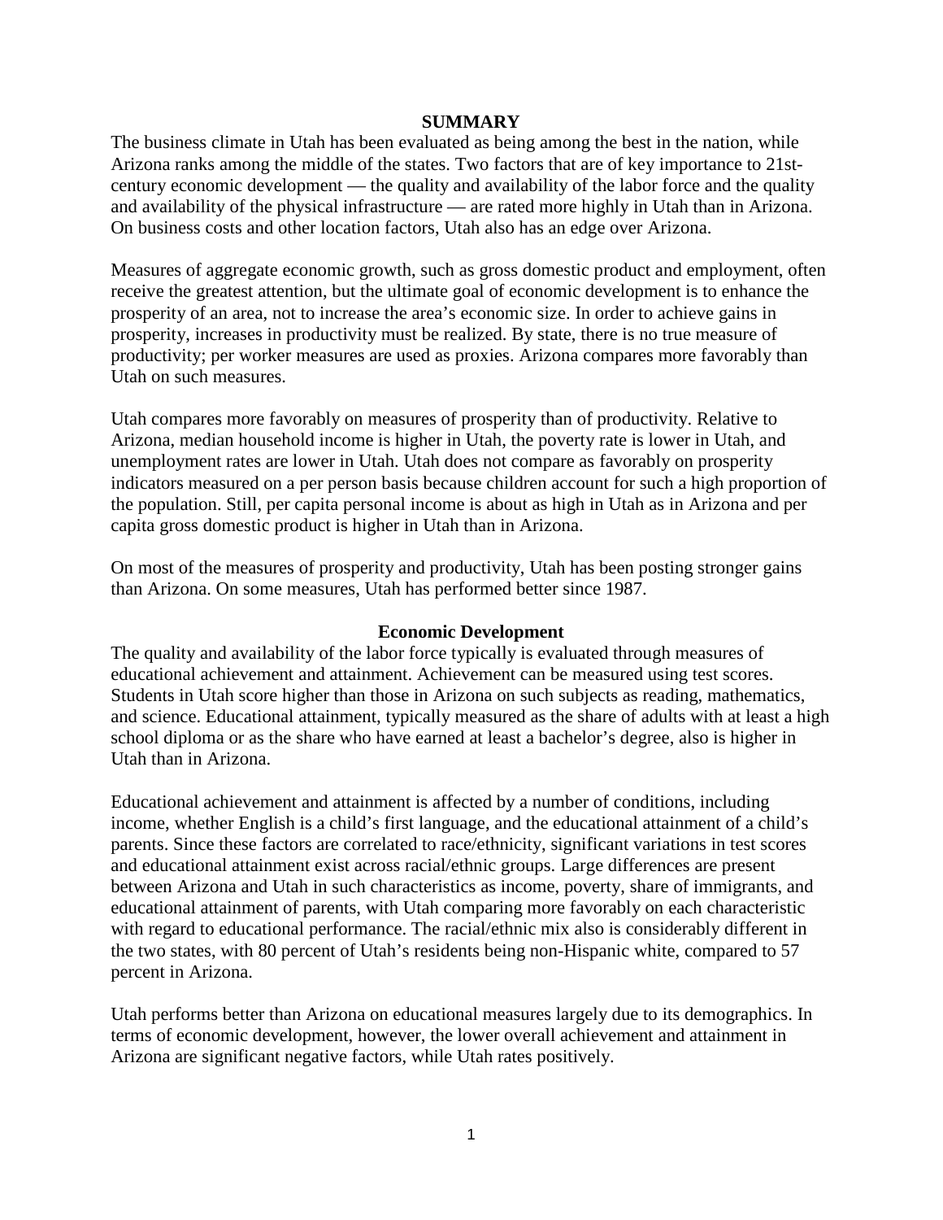## SUMMARY

The business climate in Utah has been evaluated as being among the best in the nation, while Arizona ranks among the middle of the states. Two factors that are of key importance to 21st-century economic development — the quality and availability of the labor force and the quality and availability of the physical infrastructure — are rated more highly in Utah than in Arizona. On business costs and other location factors, Utah also has an edge over Arizona.

Measures of aggregate economic growth, such as gross domestic product and employment, often receive the greatest attention, but the ultimate goal of economic development is to enhance the prosperity of an area, not to increase the area's economic size. In order to achieve gains in prosperity, increases in productivity must be realized. By state, there is no true measure of productivity; per worker measures are used as proxies. Arizona compares more favorably than Utah on such measures.

Utah compares more favorably on measures of prosperity than of productivity. Relative to Arizona, median household income is higher in Utah, the poverty rate is lower in Utah, and unemployment rates are lower in Utah. Utah does not compare as favorably on prosperity indicators measured on a per person basis because children account for such a high proportion of the population. Still, per capita personal income is about as high in Utah as in Arizona and per capita gross domestic product is higher in Utah than in Arizona.

On most of the measures of prosperity and productivity, Utah has been posting stronger gains than Arizona. On some measures, Utah has performed better since 1987.

### Economic Development

The quality and availability of the labor force typically is evaluated through measures of educational achievement and attainment. Achievement can be measured using test scores. Students in Utah score higher than those in Arizona on such subjects as reading, mathematics, and science. Educational attainment, typically measured as the share of adults with at least a high school diploma or as the share who have earned at least a bachelor's degree, also is higher in Utah than in Arizona.

Educational achievement and attainment is affected by a number of conditions, including income, whether English is a child's first language, and the educational attainment of a child's parents. Since these factors are correlated to race/ethnicity, significant variations in test scores and educational attainment exist across racial/ethnic groups. Large differences are present between Arizona and Utah in such characteristics as income, poverty, share of immigrants, and educational attainment of parents, with Utah comparing more favorably on each characteristic with regard to educational performance. The racial/ethnic mix also is considerably different in the two states, with 80 percent of Utah's residents being non-Hispanic white, compared to 57 percent in Arizona.

Utah performs better than Arizona on educational measures largely due to its demographics. In terms of economic development, however, the lower overall achievement and attainment in Arizona are significant negative factors, while Utah rates positively.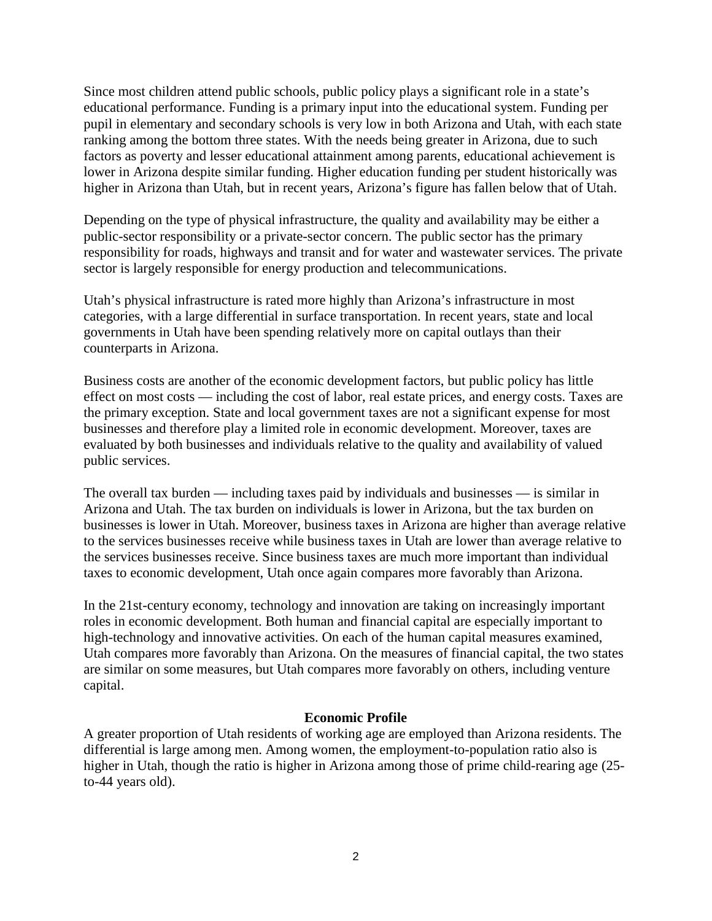Since most children attend public schools, public policy plays a significant role in a state's educational performance. Funding is a primary input into the educational system. Funding per pupil in elementary and secondary schools is very low in both Arizona and Utah, with each state ranking among the bottom three states. With the needs being greater in Arizona, due to such factors as poverty and lesser educational attainment among parents, educational achievement is lower in Arizona despite similar funding. Higher education funding per student historically was higher in Arizona than Utah, but in recent years, Arizona's figure has fallen below that of Utah.

Depending on the type of physical infrastructure, the quality and availability may be either a public-sector responsibility or a private-sector concern. The public sector has the primary responsibility for roads, highways and transit and for water and wastewater services. The private sector is largely responsible for energy production and telecommunications.

Utah's physical infrastructure is rated more highly than Arizona's infrastructure in most categories, with a large differential in surface transportation. In recent years, state and local governments in Utah have been spending relatively more on capital outlays than their counterparts in Arizona.

Business costs are another of the economic development factors, but public policy has little effect on most costs — including the cost of labor, real estate prices, and energy costs. Taxes are the primary exception. State and local government taxes are not a significant expense for most businesses and therefore play a limited role in economic development. Moreover, taxes are evaluated by both businesses and individuals relative to the quality and availability of valued public services.

The overall tax burden — including taxes paid by individuals and businesses — is similar in Arizona and Utah. The tax burden on individuals is lower in Arizona, but the tax burden on businesses is lower in Utah. Moreover, business taxes in Arizona are higher than average relative to the services businesses receive while business taxes in Utah are lower than average relative to the services businesses receive. Since business taxes are much more important than individual taxes to economic development, Utah once again compares more favorably than Arizona.

In the 21st-century economy, technology and innovation are taking on increasingly important roles in economic development. Both human and financial capital are especially important to high-technology and innovative activities. On each of the human capital measures examined, Utah compares more favorably than Arizona. On the measures of financial capital, the two states are similar on some measures, but Utah compares more favorably on others, including venture capital.

## Economic Profile

A greater proportion of Utah residents of working age are employed than Arizona residents. The differential is large among men. Among women, the employment-to-population ratio also is higher in Utah, though the ratio is higher in Arizona among those of prime child-rearing age (25-to-44 years old).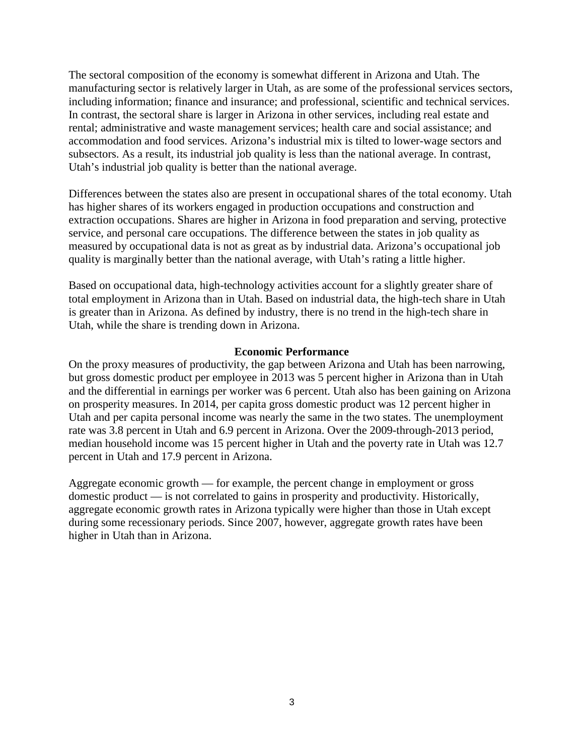The sectoral composition of the economy is somewhat different in Arizona and Utah. The manufacturing sector is relatively larger in Utah, as are some of the professional services sectors, including information; finance and insurance; and professional, scientific and technical services. In contrast, the sectoral share is larger in Arizona in other services, including real estate and rental; administrative and waste management services; health care and social assistance; and accommodation and food services. Arizona's industrial mix is tilted to lower-wage sectors and subsectors. As a result, its industrial job quality is less than the national average. In contrast, Utah's industrial job quality is better than the national average.

Differences between the states also are present in occupational shares of the total economy. Utah has higher shares of its workers engaged in production occupations and construction and extraction occupations. Shares are higher in Arizona in food preparation and serving, protective service, and personal care occupations. The difference between the states in job quality as measured by occupational data is not as great as by industrial data. Arizona's occupational job quality is marginally better than the national average, with Utah's rating a little higher.

Based on occupational data, high-technology activities account for a slightly greater share of total employment in Arizona than in Utah. Based on industrial data, the high-tech share in Utah is greater than in Arizona. As defined by industry, there is no trend in the high-tech share in Utah, while the share is trending down in Arizona.

## Economic Performance

On the proxy measures of productivity, the gap between Arizona and Utah has been narrowing, but gross domestic product per employee in 2013 was 5 percent higher in Arizona than in Utah and the differential in earnings per worker was 6 percent. Utah also has been gaining on Arizona on prosperity measures. In 2014, per capita gross domestic product was 12 percent higher in Utah and per capita personal income was nearly the same in the two states. The unemployment rate was 3.8 percent in Utah and 6.9 percent in Arizona. Over the 2009-through-2013 period, median household income was 15 percent higher in Utah and the poverty rate in Utah was 12.7 percent in Utah and 17.9 percent in Arizona.

Aggregate economic growth — for example, the percent change in employment or gross domestic product — is not correlated to gains in prosperity and productivity. Historically, aggregate economic growth rates in Arizona typically were higher than those in Utah except during some recessionary periods. Since 2007, however, aggregate growth rates have been higher in Utah than in Arizona.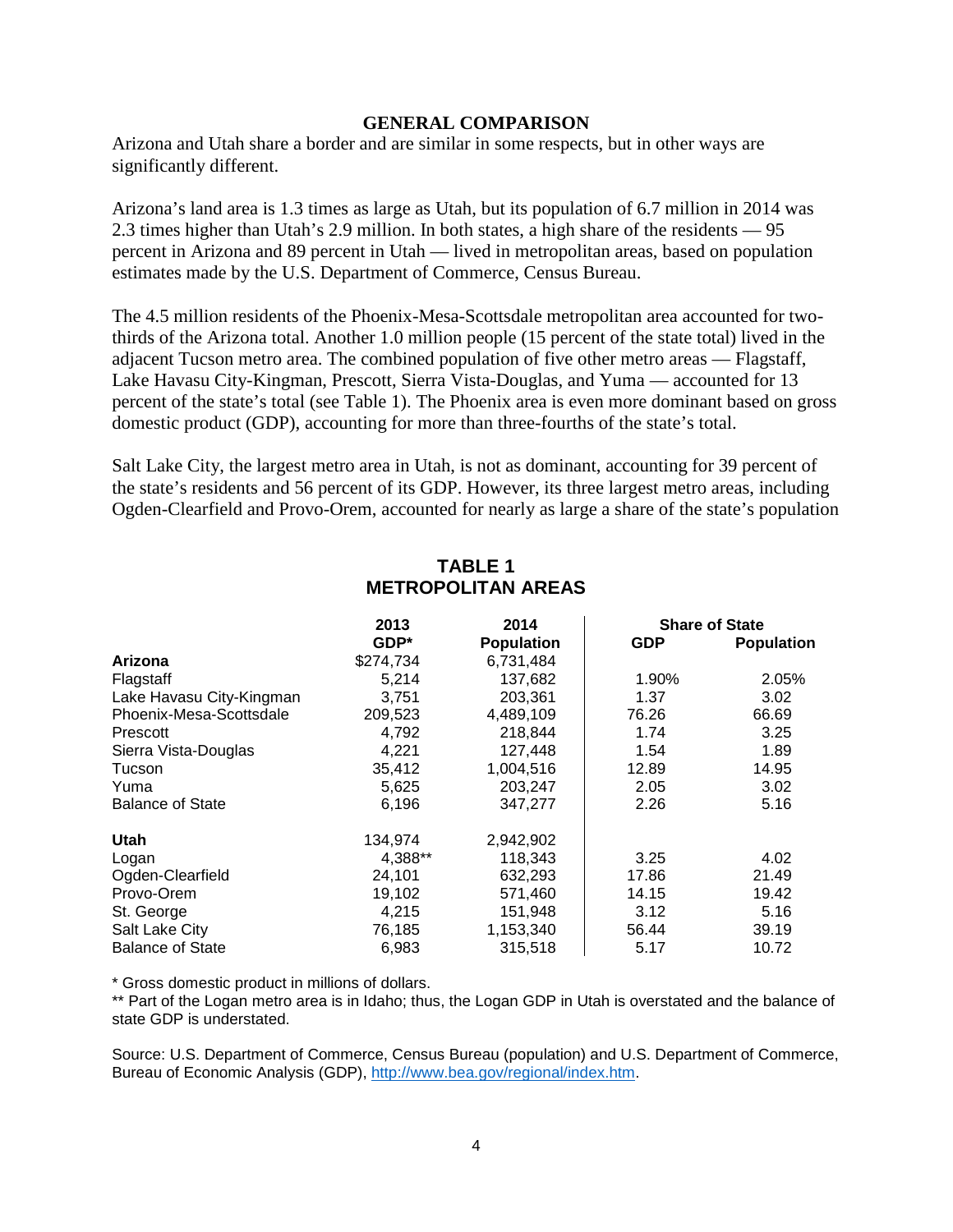## GENERAL COMPARISON

Arizona and Utah share a border and are similar in some respects, but in other ways are significantly different.

Arizona's land area is 1.3 times as large as Utah, but its population of 6.7 million in 2014 was 2.3 times higher than Utah's 2.9 million. In both states, a high share of the residents — 95 percent in Arizona and 89 percent in Utah — lived in metropolitan areas, based on population estimates made by the U.S. Department of Commerce, Census Bureau.

The 4.5 million residents of the Phoenix-Mesa-Scottsdale metropolitan area accounted for two-thirds of the Arizona total. Another 1.0 million people (15 percent of the state total) lived in the adjacent Tucson metro area. The combined population of five other metro areas — Flagstaff, Lake Havasu City-Kingman, Prescott, Sierra Vista-Douglas, and Yuma — accounted for 13 percent of the state's total (see Table 1). The Phoenix area is even more dominant based on gross domestic product (GDP), accounting for more than three-fourths of the state's total.

Salt Lake City, the largest metro area in Utah, is not as dominant, accounting for 39 percent of the state's residents and 56 percent of its GDP. However, its three largest metro areas, including Ogden-Clearfield and Provo-Orem, accounted for nearly as large a share of the state's population

**TABLE 1**
**METROPOLITAN AREAS**

| | 2013 GDP* | 2014 Population | Share of State GDP | Share of State Population |
|---|---|---|---|---|
| **Arizona** | $274,734 | 6,731,484 | | |
| Flagstaff | 5,214 | 137,682 | 1.90% | 2.05% |
| Lake Havasu City-Kingman | 3,751 | 203,361 | 1.37 | 3.02 |
| Phoenix-Mesa-Scottsdale | 209,523 | 4,489,109 | 76.26 | 66.69 |
| Prescott | 4,792 | 218,844 | 1.74 | 3.25 |
| Sierra Vista-Douglas | 4,221 | 127,448 | 1.54 | 1.89 |
| Tucson | 35,412 | 1,004,516 | 12.89 | 14.95 |
| Yuma | 5,625 | 203,247 | 2.05 | 3.02 |
| Balance of State | 6,196 | 347,277 | 2.26 | 5.16 |
| **Utah** | 134,974 | 2,942,902 | | |
| Logan | 4,388** | 118,343 | 3.25 | 4.02 |
| Ogden-Clearfield | 24,101 | 632,293 | 17.86 | 21.49 |
| Provo-Orem | 19,102 | 571,460 | 14.15 | 19.42 |
| St. George | 4,215 | 151,948 | 3.12 | 5.16 |
| Salt Lake City | 76,185 | 1,153,340 | 56.44 | 39.19 |
| Balance of State | 6,983 | 315,518 | 5.17 | 10.72 |

* Gross domestic product in millions of dollars.

** Part of the Logan metro area is in Idaho; thus, the Logan GDP in Utah is overstated and the balance of state GDP is understated.

Source: U.S. Department of Commerce, Census Bureau (population) and U.S. Department of Commerce, Bureau of Economic Analysis (GDP), http://www.bea.gov/regional/index.htm.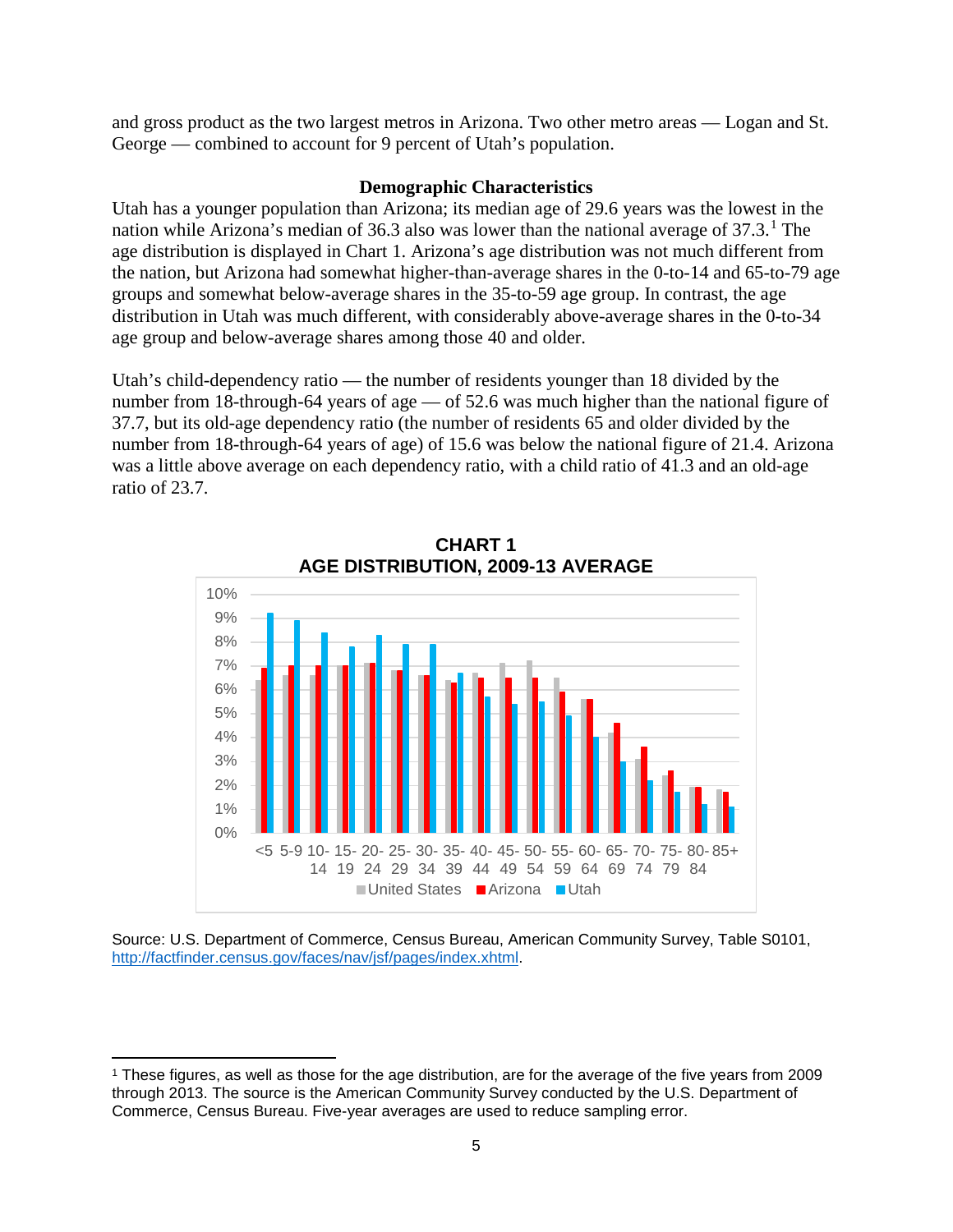and gross product as the two largest metros in Arizona. Two other metro areas — Logan and St. George — combined to account for 9 percent of Utah's population.

### Demographic Characteristics

Utah has a younger population than Arizona; its median age of 29.6 years was the lowest in the nation while Arizona's median of 36.3 also was lower than the national average of 37.3.[1] The age distribution is displayed in Chart 1. Arizona's age distribution was not much different from the nation, but Arizona had somewhat higher-than-average shares in the 0-to-14 and 65-to-79 age groups and somewhat below-average shares in the 35-to-59 age group. In contrast, the age distribution in Utah was much different, with considerably above-average shares in the 0-to-34 age group and below-average shares among those 40 and older.

Utah's child-dependency ratio — the number of residents younger than 18 divided by the number from 18-through-64 years of age — of 52.6 was much higher than the national figure of 37.7, but its old-age dependency ratio (the number of residents 65 and older divided by the number from 18-through-64 years of age) of 15.6 was below the national figure of 21.4. Arizona was a little above average on each dependency ratio, with a child ratio of 41.3 and an old-age ratio of 23.7.

**CHART 1**
**AGE DISTRIBUTION, 2009-13 AVERAGE**

Source: U.S. Department of Commerce, Census Bureau, American Community Survey, Table S0101, http://factfinder.census.gov/faces/nav/jsf/pages/index.xhtml.

[1] These figures, as well as those for the age distribution, are for the average of the five years from 2009 through 2013. The source is the American Community Survey conducted by the U.S. Department of Commerce, Census Bureau. Five-year averages are used to reduce sampling error.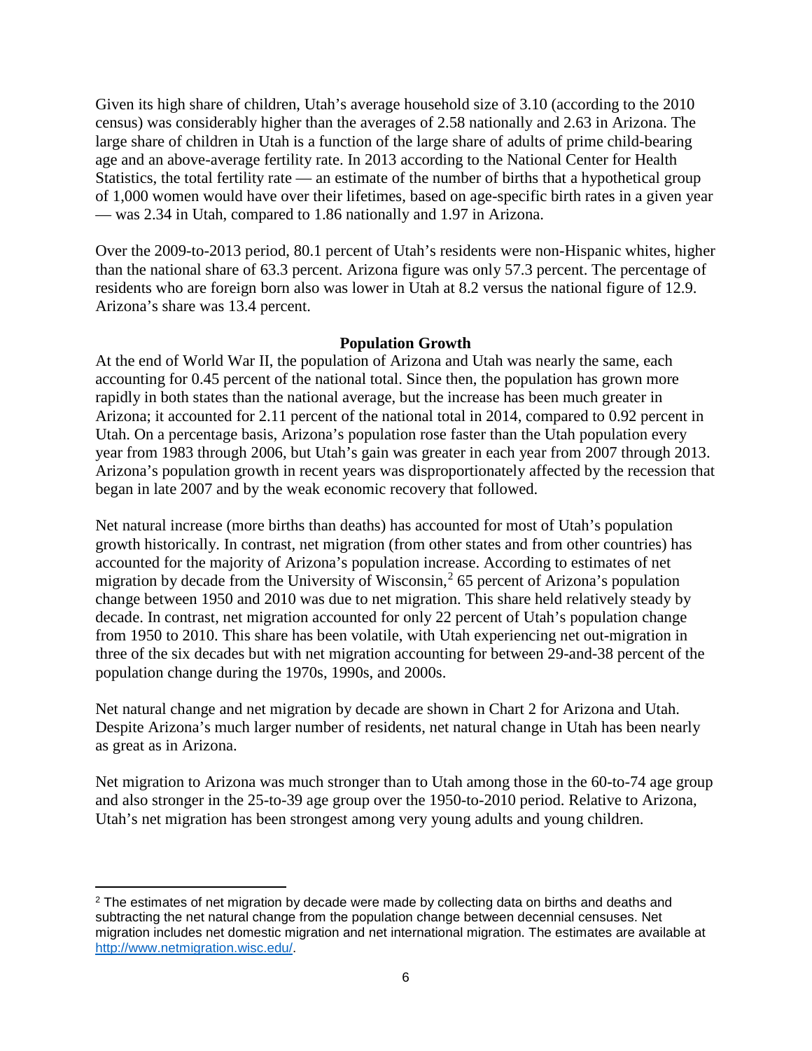Given its high share of children, Utah's average household size of 3.10 (according to the 2010 census) was considerably higher than the averages of 2.58 nationally and 2.63 in Arizona. The large share of children in Utah is a function of the large share of adults of prime child-bearing age and an above-average fertility rate. In 2013 according to the National Center for Health Statistics, the total fertility rate — an estimate of the number of births that a hypothetical group of 1,000 women would have over their lifetimes, based on age-specific birth rates in a given year — was 2.34 in Utah, compared to 1.86 nationally and 1.97 in Arizona.

Over the 2009-to-2013 period, 80.1 percent of Utah's residents were non-Hispanic whites, higher than the national share of 63.3 percent. Arizona figure was only 57.3 percent. The percentage of residents who are foreign born also was lower in Utah at 8.2 versus the national figure of 12.9. Arizona's share was 13.4 percent.

## Population Growth

At the end of World War II, the population of Arizona and Utah was nearly the same, each accounting for 0.45 percent of the national total. Since then, the population has grown more rapidly in both states than the national average, but the increase has been much greater in Arizona; it accounted for 2.11 percent of the national total in 2014, compared to 0.92 percent in Utah. On a percentage basis, Arizona's population rose faster than the Utah population every year from 1983 through 2006, but Utah's gain was greater in each year from 2007 through 2013. Arizona's population growth in recent years was disproportionately affected by the recession that began in late 2007 and by the weak economic recovery that followed.

Net natural increase (more births than deaths) has accounted for most of Utah's population growth historically. In contrast, net migration (from other states and from other countries) has accounted for the majority of Arizona's population increase. According to estimates of net migration by decade from the University of Wisconsin,[2] 65 percent of Arizona's population change between 1950 and 2010 was due to net migration. This share held relatively steady by decade. In contrast, net migration accounted for only 22 percent of Utah's population change from 1950 to 2010. This share has been volatile, with Utah experiencing net out-migration in three of the six decades but with net migration accounting for between 29-and-38 percent of the population change during the 1970s, 1990s, and 2000s.

Net natural change and net migration by decade are shown in Chart 2 for Arizona and Utah. Despite Arizona's much larger number of residents, net natural change in Utah has been nearly as great as in Arizona.

Net migration to Arizona was much stronger than to Utah among those in the 60-to-74 age group and also stronger in the 25-to-39 age group over the 1950-to-2010 period. Relative to Arizona, Utah's net migration has been strongest among very young adults and young children.

---

[2] The estimates of net migration by decade were made by collecting data on births and deaths and subtracting the net natural change from the population change between decennial censuses. Net migration includes net domestic migration and net international migration. The estimates are available at http://www.netmigration.wisc.edu/.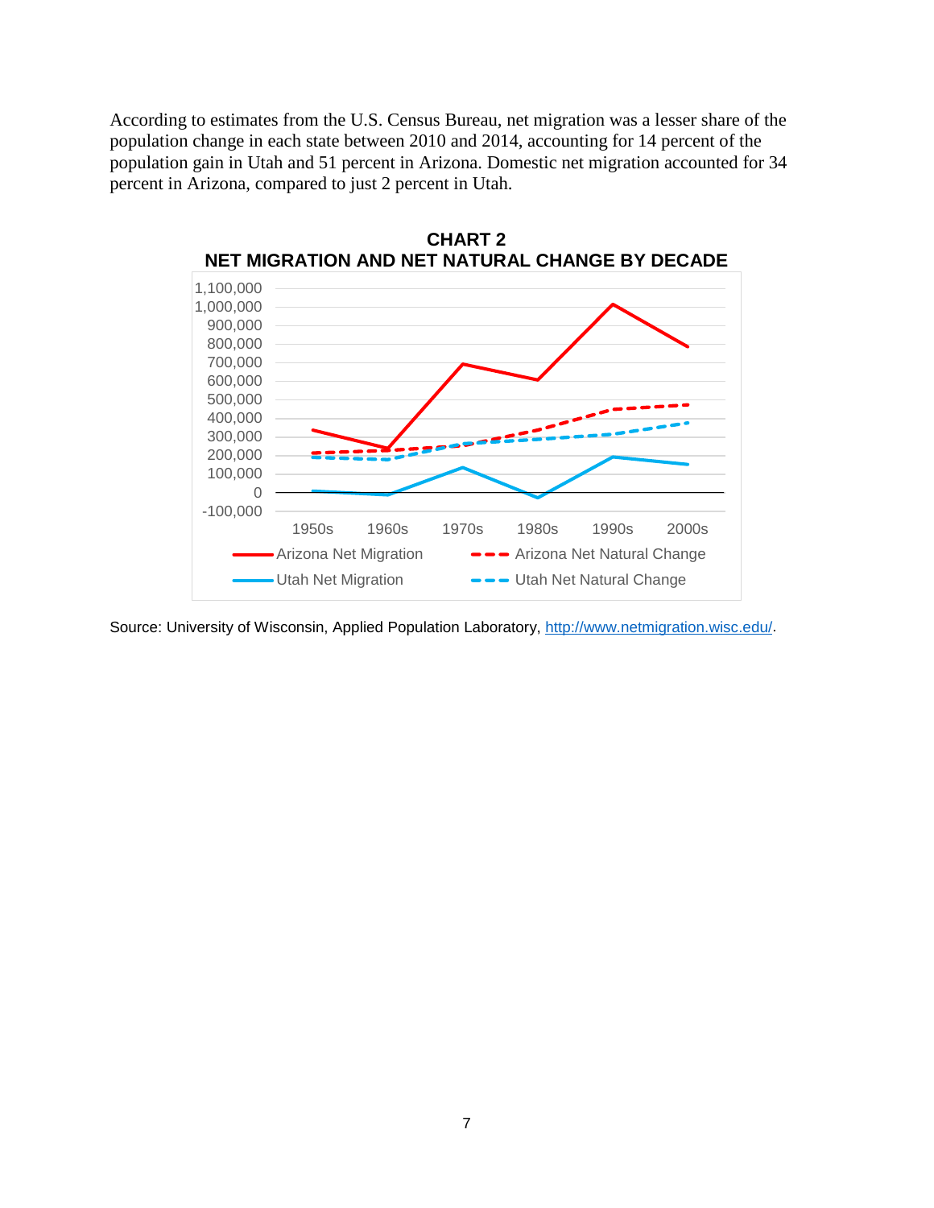According to estimates from the U.S. Census Bureau, net migration was a lesser share of the population change in each state between 2010 and 2014, accounting for 14 percent of the population gain in Utah and 51 percent in Arizona. Domestic net migration accounted for 34 percent in Arizona, compared to just 2 percent in Utah.

**CHART 2**
**NET MIGRATION AND NET NATURAL CHANGE BY DECADE**

Source: University of Wisconsin, Applied Population Laboratory, http://www.netmigration.wisc.edu/.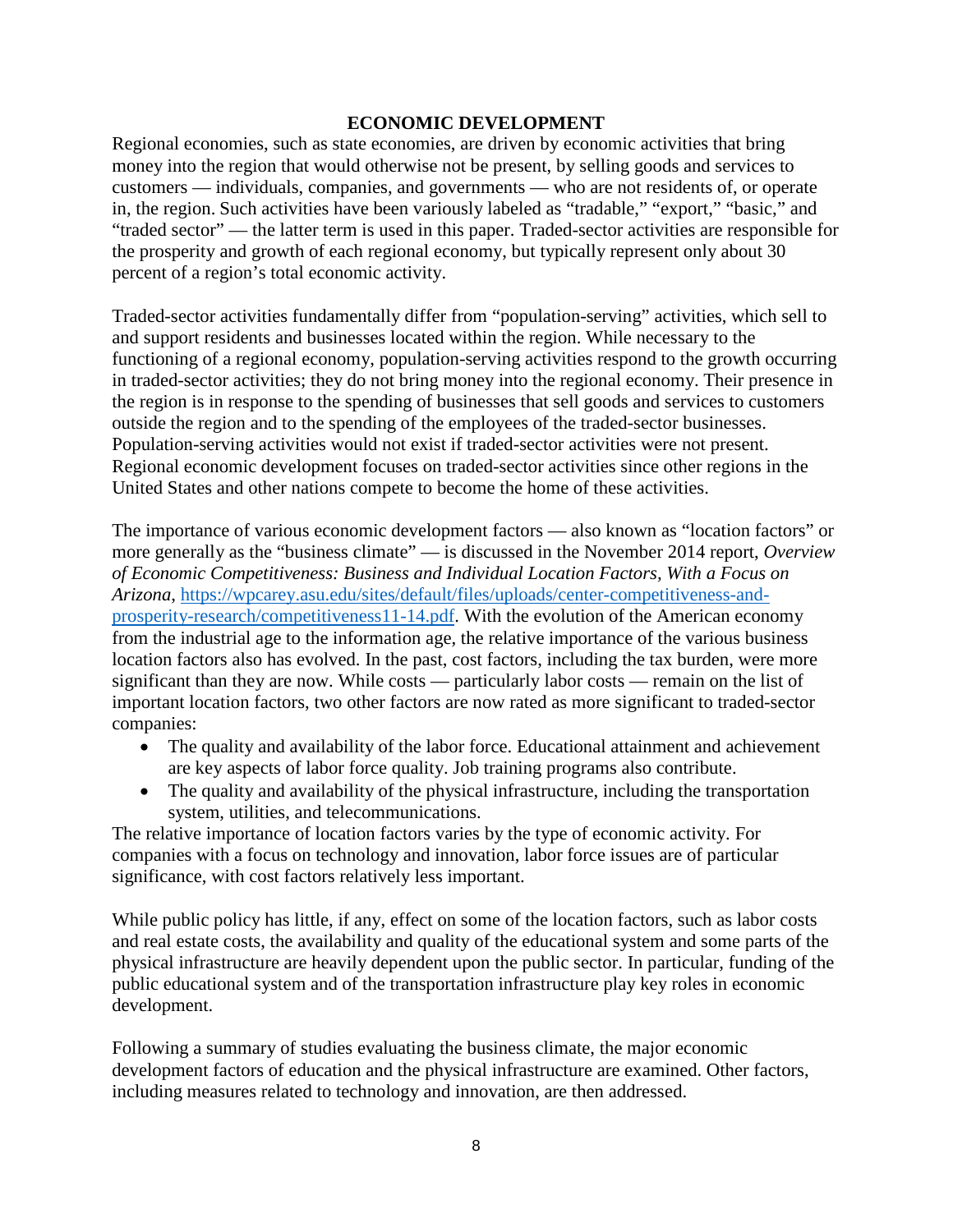## ECONOMIC DEVELOPMENT

Regional economies, such as state economies, are driven by economic activities that bring money into the region that would otherwise not be present, by selling goods and services to customers — individuals, companies, and governments — who are not residents of, or operate in, the region. Such activities have been variously labeled as "tradable," "export," "basic," and "traded sector" — the latter term is used in this paper. Traded-sector activities are responsible for the prosperity and growth of each regional economy, but typically represent only about 30 percent of a region's total economic activity.

Traded-sector activities fundamentally differ from "population-serving" activities, which sell to and support residents and businesses located within the region. While necessary to the functioning of a regional economy, population-serving activities respond to the growth occurring in traded-sector activities; they do not bring money into the regional economy. Their presence in the region is in response to the spending of businesses that sell goods and services to customers outside the region and to the spending of the employees of the traded-sector businesses. Population-serving activities would not exist if traded-sector activities were not present. Regional economic development focuses on traded-sector activities since other regions in the United States and other nations compete to become the home of these activities.

The importance of various economic development factors — also known as "location factors" or more generally as the "business climate" — is discussed in the November 2014 report, *Overview of Economic Competitiveness: Business and Individual Location Factors, With a Focus on Arizona*, https://wpcarey.asu.edu/sites/default/files/uploads/center-competitiveness-and-prosperity-research/competitiveness11-14.pdf. With the evolution of the American economy from the industrial age to the information age, the relative importance of the various business location factors also has evolved. In the past, cost factors, including the tax burden, were more significant than they are now. While costs — particularly labor costs — remain on the list of important location factors, two other factors are now rated as more significant to traded-sector companies:

- The quality and availability of the labor force. Educational attainment and achievement are key aspects of labor force quality. Job training programs also contribute.
- The quality and availability of the physical infrastructure, including the transportation system, utilities, and telecommunications.

The relative importance of location factors varies by the type of economic activity. For companies with a focus on technology and innovation, labor force issues are of particular significance, with cost factors relatively less important.

While public policy has little, if any, effect on some of the location factors, such as labor costs and real estate costs, the availability and quality of the educational system and some parts of the physical infrastructure are heavily dependent upon the public sector. In particular, funding of the public educational system and of the transportation infrastructure play key roles in economic development.

Following a summary of studies evaluating the business climate, the major economic development factors of education and the physical infrastructure are examined. Other factors, including measures related to technology and innovation, are then addressed.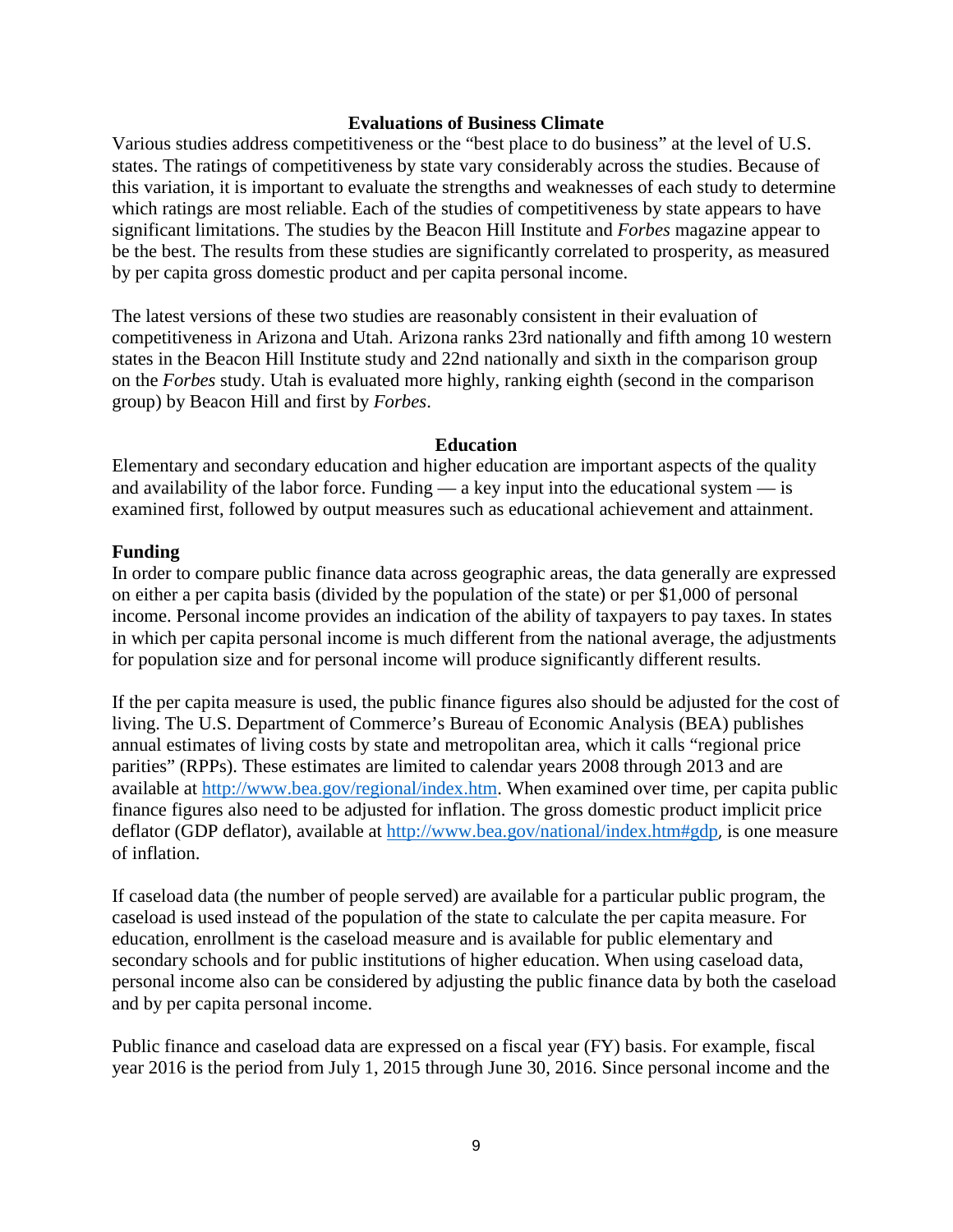## Evaluations of Business Climate

Various studies address competitiveness or the "best place to do business" at the level of U.S. states. The ratings of competitiveness by state vary considerably across the studies. Because of this variation, it is important to evaluate the strengths and weaknesses of each study to determine which ratings are most reliable. Each of the studies of competitiveness by state appears to have significant limitations. The studies by the Beacon Hill Institute and *Forbes* magazine appear to be the best. The results from these studies are significantly correlated to prosperity, as measured by per capita gross domestic product and per capita personal income.

The latest versions of these two studies are reasonably consistent in their evaluation of competitiveness in Arizona and Utah. Arizona ranks 23rd nationally and fifth among 10 western states in the Beacon Hill Institute study and 22nd nationally and sixth in the comparison group on the *Forbes* study. Utah is evaluated more highly, ranking eighth (second in the comparison group) by Beacon Hill and first by *Forbes*.

## Education

Elementary and secondary education and higher education are important aspects of the quality and availability of the labor force. Funding — a key input into the educational system — is examined first, followed by output measures such as educational achievement and attainment.

### Funding

In order to compare public finance data across geographic areas, the data generally are expressed on either a per capita basis (divided by the population of the state) or per $1,000 of personal income. Personal income provides an indication of the ability of taxpayers to pay taxes. In states in which per capita personal income is much different from the national average, the adjustments for population size and for personal income will produce significantly different results.

If the per capita measure is used, the public finance figures also should be adjusted for the cost of living. The U.S. Department of Commerce's Bureau of Economic Analysis (BEA) publishes annual estimates of living costs by state and metropolitan area, which it calls "regional price parities" (RPPs). These estimates are limited to calendar years 2008 through 2013 and are available at [http://www.bea.gov/regional/index.htm](http://www.bea.gov/regional/index.htm). When examined over time, per capita public finance figures also need to be adjusted for inflation. The gross domestic product implicit price deflator (GDP deflator), available at [http://www.bea.gov/national/index.htm#gdp](http://www.bea.gov/national/index.htm#gdp), is one measure of inflation.

If caseload data (the number of people served) are available for a particular public program, the caseload is used instead of the population of the state to calculate the per capita measure. For education, enrollment is the caseload measure and is available for public elementary and secondary schools and for public institutions of higher education. When using caseload data, personal income also can be considered by adjusting the public finance data by both the caseload and by per capita personal income.

Public finance and caseload data are expressed on a fiscal year (FY) basis. For example, fiscal year 2016 is the period from July 1, 2015 through June 30, 2016. Since personal income and the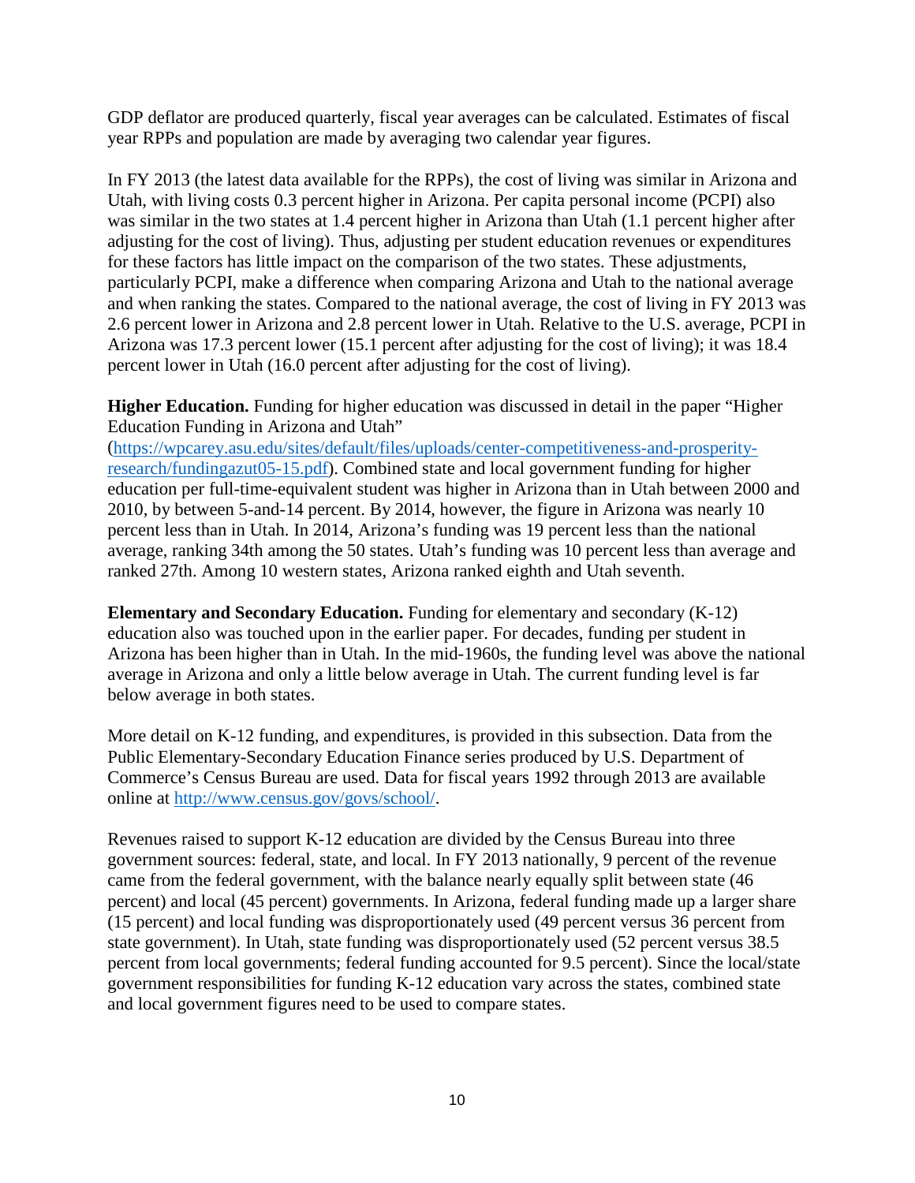GDP deflator are produced quarterly, fiscal year averages can be calculated. Estimates of fiscal year RPPs and population are made by averaging two calendar year figures.

In FY 2013 (the latest data available for the RPPs), the cost of living was similar in Arizona and Utah, with living costs 0.3 percent higher in Arizona. Per capita personal income (PCPI) also was similar in the two states at 1.4 percent higher in Arizona than Utah (1.1 percent higher after adjusting for the cost of living). Thus, adjusting per student education revenues or expenditures for these factors has little impact on the comparison of the two states. These adjustments, particularly PCPI, make a difference when comparing Arizona and Utah to the national average and when ranking the states. Compared to the national average, the cost of living in FY 2013 was 2.6 percent lower in Arizona and 2.8 percent lower in Utah. Relative to the U.S. average, PCPI in Arizona was 17.3 percent lower (15.1 percent after adjusting for the cost of living); it was 18.4 percent lower in Utah (16.0 percent after adjusting for the cost of living).

**Higher Education.** Funding for higher education was discussed in detail in the paper "Higher Education Funding in Arizona and Utah" (https://wpcarey.asu.edu/sites/default/files/uploads/center-competitiveness-and-prosperity-research/fundingazut05-15.pdf). Combined state and local government funding for higher education per full-time-equivalent student was higher in Arizona than in Utah between 2000 and 2010, by between 5-and-14 percent. By 2014, however, the figure in Arizona was nearly 10 percent less than in Utah. In 2014, Arizona's funding was 19 percent less than the national average, ranking 34th among the 50 states. Utah's funding was 10 percent less than average and ranked 27th. Among 10 western states, Arizona ranked eighth and Utah seventh.

**Elementary and Secondary Education.** Funding for elementary and secondary (K-12) education also was touched upon in the earlier paper. For decades, funding per student in Arizona has been higher than in Utah. In the mid-1960s, the funding level was above the national average in Arizona and only a little below average in Utah. The current funding level is far below average in both states.

More detail on K-12 funding, and expenditures, is provided in this subsection. Data from the Public Elementary-Secondary Education Finance series produced by U.S. Department of Commerce's Census Bureau are used. Data for fiscal years 1992 through 2013 are available online at http://www.census.gov/govs/school/.

Revenues raised to support K-12 education are divided by the Census Bureau into three government sources: federal, state, and local. In FY 2013 nationally, 9 percent of the revenue came from the federal government, with the balance nearly equally split between state (46 percent) and local (45 percent) governments. In Arizona, federal funding made up a larger share (15 percent) and local funding was disproportionately used (49 percent versus 36 percent from state government). In Utah, state funding was disproportionately used (52 percent versus 38.5 percent from local governments; federal funding accounted for 9.5 percent). Since the local/state government responsibilities for funding K-12 education vary across the states, combined state and local government figures need to be used to compare states.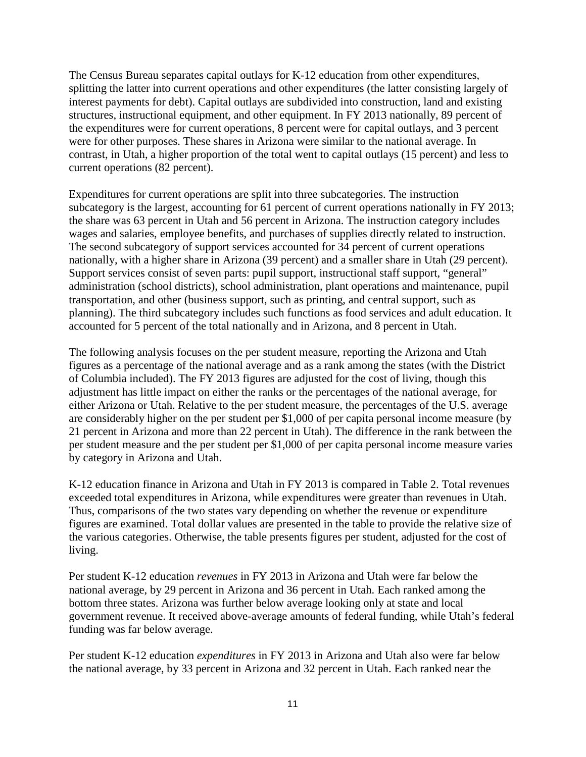The Census Bureau separates capital outlays for K-12 education from other expenditures, splitting the latter into current operations and other expenditures (the latter consisting largely of interest payments for debt). Capital outlays are subdivided into construction, land and existing structures, instructional equipment, and other equipment. In FY 2013 nationally, 89 percent of the expenditures were for current operations, 8 percent were for capital outlays, and 3 percent were for other purposes. These shares in Arizona were similar to the national average. In contrast, in Utah, a higher proportion of the total went to capital outlays (15 percent) and less to current operations (82 percent).

Expenditures for current operations are split into three subcategories. The instruction subcategory is the largest, accounting for 61 percent of current operations nationally in FY 2013; the share was 63 percent in Utah and 56 percent in Arizona. The instruction category includes wages and salaries, employee benefits, and purchases of supplies directly related to instruction. The second subcategory of support services accounted for 34 percent of current operations nationally, with a higher share in Arizona (39 percent) and a smaller share in Utah (29 percent). Support services consist of seven parts: pupil support, instructional staff support, "general" administration (school districts), school administration, plant operations and maintenance, pupil transportation, and other (business support, such as printing, and central support, such as planning). The third subcategory includes such functions as food services and adult education. It accounted for 5 percent of the total nationally and in Arizona, and 8 percent in Utah.

The following analysis focuses on the per student measure, reporting the Arizona and Utah figures as a percentage of the national average and as a rank among the states (with the District of Columbia included). The FY 2013 figures are adjusted for the cost of living, though this adjustment has little impact on either the ranks or the percentages of the national average, for either Arizona or Utah. Relative to the per student measure, the percentages of the U.S. average are considerably higher on the per student per $1,000 of per capita personal income measure (by 21 percent in Arizona and more than 22 percent in Utah). The difference in the rank between the per student measure and the per student per $1,000 of per capita personal income measure varies by category in Arizona and Utah.

K-12 education finance in Arizona and Utah in FY 2013 is compared in Table 2. Total revenues exceeded total expenditures in Arizona, while expenditures were greater than revenues in Utah. Thus, comparisons of the two states vary depending on whether the revenue or expenditure figures are examined. Total dollar values are presented in the table to provide the relative size of the various categories. Otherwise, the table presents figures per student, adjusted for the cost of living.

Per student K-12 education *revenues* in FY 2013 in Arizona and Utah were far below the national average, by 29 percent in Arizona and 36 percent in Utah. Each ranked among the bottom three states. Arizona was further below average looking only at state and local government revenue. It received above-average amounts of federal funding, while Utah's federal funding was far below average.

Per student K-12 education *expenditures* in FY 2013 in Arizona and Utah also were far below the national average, by 33 percent in Arizona and 32 percent in Utah. Each ranked near the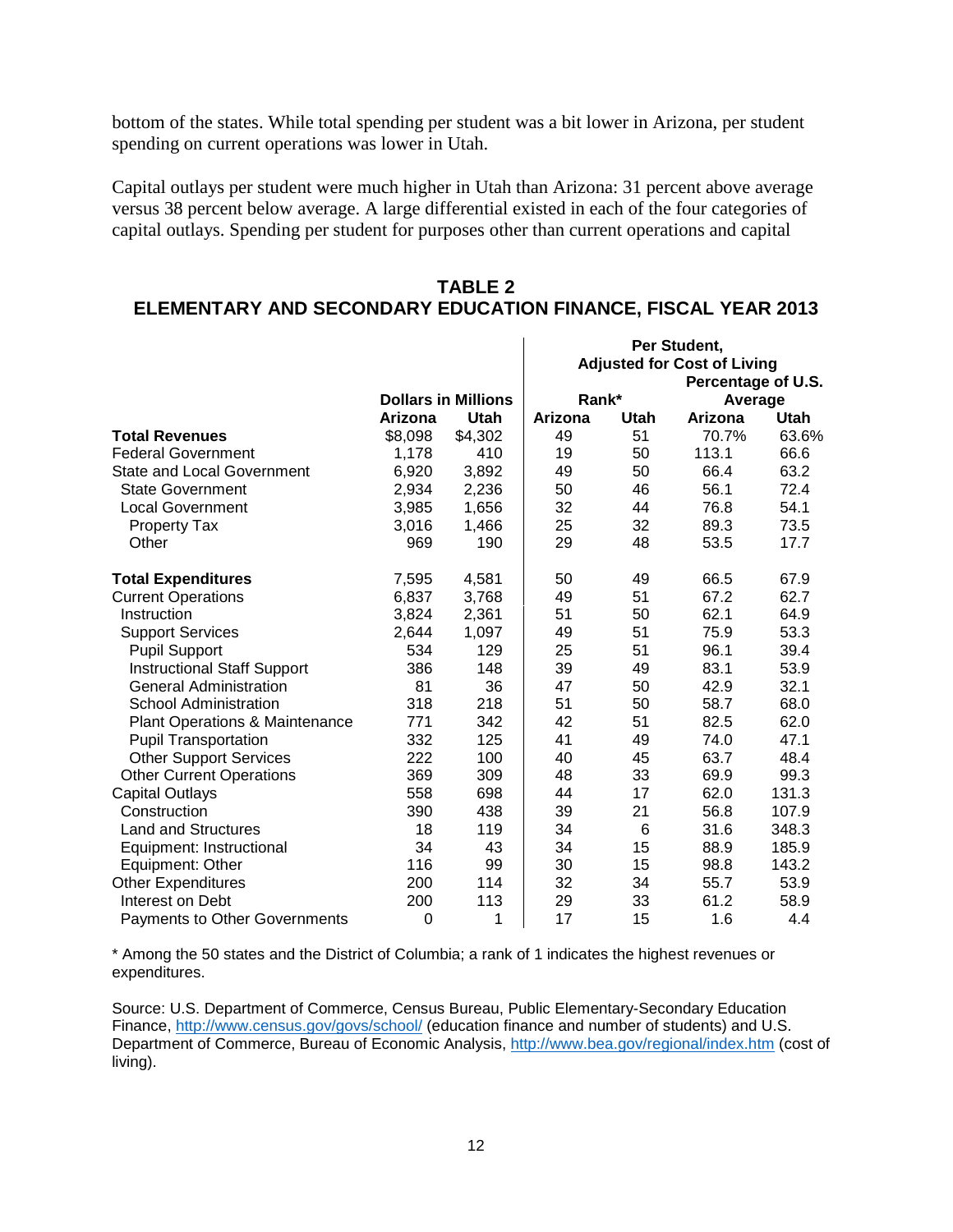bottom of the states. While total spending per student was a bit lower in Arizona, per student spending on current operations was lower in Utah.

Capital outlays per student were much higher in Utah than Arizona: 31 percent above average versus 38 percent below average. A large differential existed in each of the four categories of capital outlays. Spending per student for purposes other than current operations and capital

## TABLE 2
## ELEMENTARY AND SECONDARY EDUCATION FINANCE, FISCAL YEAR 2013

| | Dollars in Millions | | Per Student, Adjusted for Cost of Living: Rank* | | Per Student, Adjusted for Cost of Living: Percentage of U.S. Average | |
|---|---|---|---|---|---|---|
| | Arizona | Utah | Arizona | Utah | Arizona | Utah |
| **Total Revenues** | $8,098 | $4,302 | 49 | 51 | 70.7% | 63.6% |
| Federal Government | 1,178 | 410 | 19 | 50 | 113.1 | 66.6 |
| State and Local Government | 6,920 | 3,892 | 49 | 50 | 66.4 | 63.2 |
| State Government | 2,934 | 2,236 | 50 | 46 | 56.1 | 72.4 |
| Local Government | 3,985 | 1,656 | 32 | 44 | 76.8 | 54.1 |
| Property Tax | 3,016 | 1,466 | 25 | 32 | 89.3 | 73.5 |
| Other | 969 | 190 | 29 | 48 | 53.5 | 17.7 |
| **Total Expenditures** | 7,595 | 4,581 | 50 | 49 | 66.5 | 67.9 |
| Current Operations | 6,837 | 3,768 | 49 | 51 | 67.2 | 62.7 |
| Instruction | 3,824 | 2,361 | 51 | 50 | 62.1 | 64.9 |
| Support Services | 2,644 | 1,097 | 49 | 51 | 75.9 | 53.3 |
| Pupil Support | 534 | 129 | 25 | 51 | 96.1 | 39.4 |
| Instructional Staff Support | 386 | 148 | 39 | 49 | 83.1 | 53.9 |
| General Administration | 81 | 36 | 47 | 50 | 42.9 | 32.1 |
| School Administration | 318 | 218 | 51 | 50 | 58.7 | 68.0 |
| Plant Operations & Maintenance | 771 | 342 | 42 | 51 | 82.5 | 62.0 |
| Pupil Transportation | 332 | 125 | 41 | 49 | 74.0 | 47.1 |
| Other Support Services | 222 | 100 | 40 | 45 | 63.7 | 48.4 |
| Other Current Operations | 369 | 309 | 48 | 33 | 69.9 | 99.3 |
| Capital Outlays | 558 | 698 | 44 | 17 | 62.0 | 131.3 |
| Construction | 390 | 438 | 39 | 21 | 56.8 | 107.9 |
| Land and Structures | 18 | 119 | 34 | 6 | 31.6 | 348.3 |
| Equipment: Instructional | 34 | 43 | 34 | 15 | 88.9 | 185.9 |
| Equipment: Other | 116 | 99 | 30 | 15 | 98.8 | 143.2 |
| Other Expenditures | 200 | 114 | 32 | 34 | 55.7 | 53.9 |
| Interest on Debt | 200 | 113 | 29 | 33 | 61.2 | 58.9 |
| Payments to Other Governments | 0 | 1 | 17 | 15 | 1.6 | 4.4 |

* Among the 50 states and the District of Columbia; a rank of 1 indicates the highest revenues or expenditures.

Source: U.S. Department of Commerce, Census Bureau, Public Elementary-Secondary Education Finance, http://www.census.gov/govs/school/ (education finance and number of students) and U.S. Department of Commerce, Bureau of Economic Analysis, http://www.bea.gov/regional/index.htm (cost of living).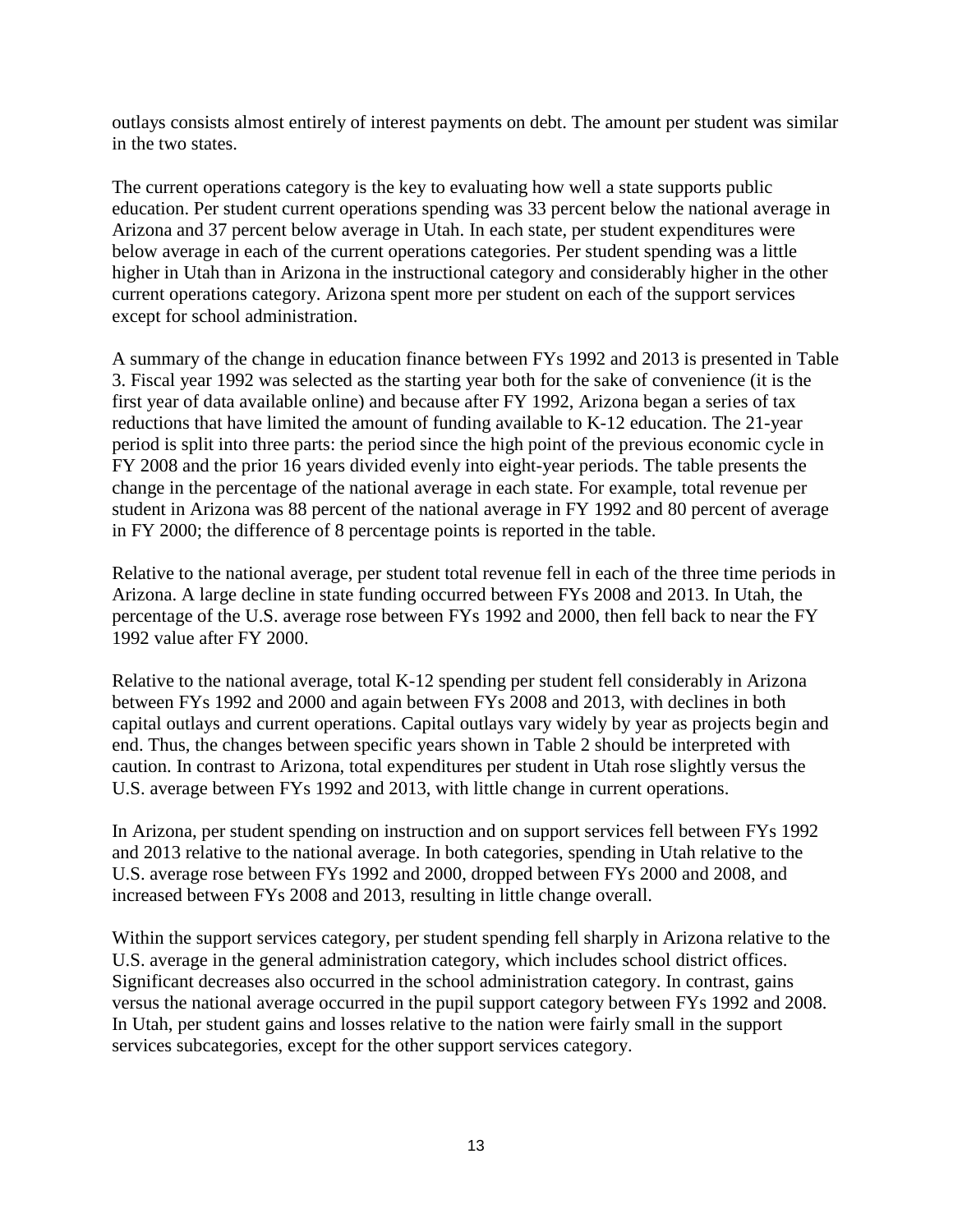outlays consists almost entirely of interest payments on debt. The amount per student was similar in the two states.

The current operations category is the key to evaluating how well a state supports public education. Per student current operations spending was 33 percent below the national average in Arizona and 37 percent below average in Utah. In each state, per student expenditures were below average in each of the current operations categories. Per student spending was a little higher in Utah than in Arizona in the instructional category and considerably higher in the other current operations category. Arizona spent more per student on each of the support services except for school administration.

A summary of the change in education finance between FYs 1992 and 2013 is presented in Table 3. Fiscal year 1992 was selected as the starting year both for the sake of convenience (it is the first year of data available online) and because after FY 1992, Arizona began a series of tax reductions that have limited the amount of funding available to K-12 education. The 21-year period is split into three parts: the period since the high point of the previous economic cycle in FY 2008 and the prior 16 years divided evenly into eight-year periods. The table presents the change in the percentage of the national average in each state. For example, total revenue per student in Arizona was 88 percent of the national average in FY 1992 and 80 percent of average in FY 2000; the difference of 8 percentage points is reported in the table.

Relative to the national average, per student total revenue fell in each of the three time periods in Arizona. A large decline in state funding occurred between FYs 2008 and 2013. In Utah, the percentage of the U.S. average rose between FYs 1992 and 2000, then fell back to near the FY 1992 value after FY 2000.

Relative to the national average, total K-12 spending per student fell considerably in Arizona between FYs 1992 and 2000 and again between FYs 2008 and 2013, with declines in both capital outlays and current operations. Capital outlays vary widely by year as projects begin and end. Thus, the changes between specific years shown in Table 2 should be interpreted with caution. In contrast to Arizona, total expenditures per student in Utah rose slightly versus the U.S. average between FYs 1992 and 2013, with little change in current operations.

In Arizona, per student spending on instruction and on support services fell between FYs 1992 and 2013 relative to the national average. In both categories, spending in Utah relative to the U.S. average rose between FYs 1992 and 2000, dropped between FYs 2000 and 2008, and increased between FYs 2008 and 2013, resulting in little change overall.

Within the support services category, per student spending fell sharply in Arizona relative to the U.S. average in the general administration category, which includes school district offices. Significant decreases also occurred in the school administration category. In contrast, gains versus the national average occurred in the pupil support category between FYs 1992 and 2008. In Utah, per student gains and losses relative to the nation were fairly small in the support services subcategories, except for the other support services category.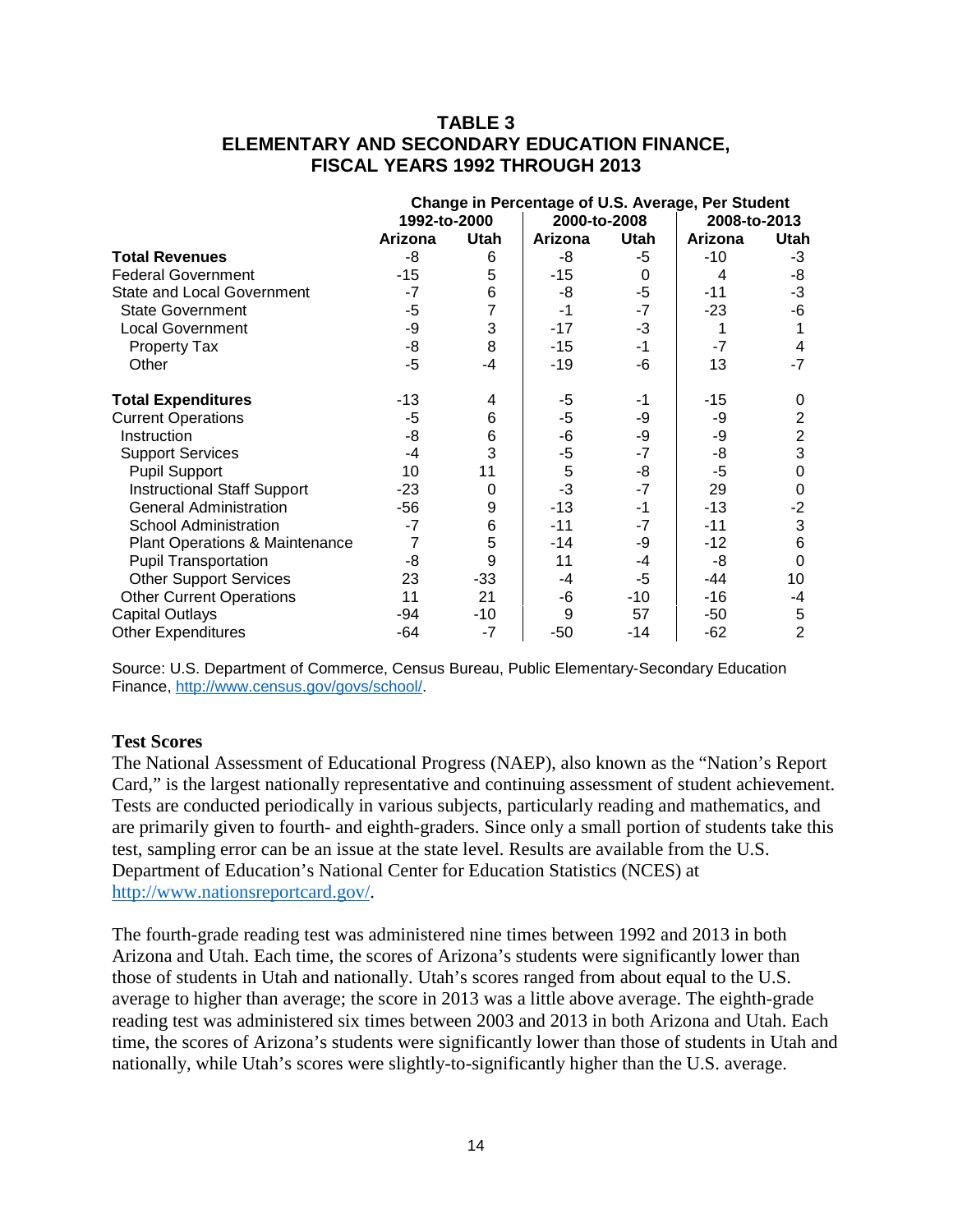**TABLE 3**
**ELEMENTARY AND SECONDARY EDUCATION FINANCE,**
**FISCAL YEARS 1992 THROUGH 2013**

| | Change in Percentage of U.S. Average, Per Student | | | | | |
|---|---|---|---|---|---|---|
| | 1992-to-2000 | | 2000-to-2008 | | 2008-to-2013 | |
| | Arizona | Utah | Arizona | Utah | Arizona | Utah |
| **Total Revenues** | -8 | 6 | -8 | -5 | -10 | -3 |
| Federal Government | -15 | 5 | -15 | 0 | 4 | -8 |
| State and Local Government | -7 | 6 | -8 | -5 | -11 | -3 |
| State Government | -5 | 7 | -1 | -7 | -23 | -6 |
| Local Government | -9 | 3 | -17 | -3 | 1 | 1 |
| Property Tax | -8 | 8 | -15 | -1 | -7 | 4 |
| Other | -5 | -4 | -19 | -6 | 13 | -7 |
| **Total Expenditures** | -13 | 4 | -5 | -1 | -15 | 0 |
| Current Operations | -5 | 6 | -5 | -9 | -9 | 2 |
| Instruction | -8 | 6 | -6 | -9 | -9 | 2 |
| Support Services | -4 | 3 | -5 | -7 | -8 | 3 |
| Pupil Support | 10 | 11 | 5 | -8 | -5 | 0 |
| Instructional Staff Support | -23 | 0 | -3 | -7 | 29 | 0 |
| General Administration | -56 | 9 | -13 | -1 | -13 | -2 |
| School Administration | -7 | 6 | -11 | -7 | -11 | 3 |
| Plant Operations & Maintenance | 7 | 5 | -14 | -9 | -12 | 6 |
| Pupil Transportation | -8 | 9 | 11 | -4 | -8 | 0 |
| Other Support Services | 23 | -33 | -4 | -5 | -44 | 10 |
| Other Current Operations | 11 | 21 | -6 | -10 | -16 | -4 |
| Capital Outlays | -94 | -10 | 9 | 57 | -50 | 5 |
| Other Expenditures | -64 | -7 | -50 | -14 | -62 | 2 |

Source: U.S. Department of Commerce, Census Bureau, Public Elementary-Secondary Education Finance, http://www.census.gov/govs/school/.

### Test Scores

The National Assessment of Educational Progress (NAEP), also known as the "Nation's Report Card," is the largest nationally representative and continuing assessment of student achievement. Tests are conducted periodically in various subjects, particularly reading and mathematics, and are primarily given to fourth- and eighth-graders. Since only a small portion of students take this test, sampling error can be an issue at the state level. Results are available from the U.S. Department of Education's National Center for Education Statistics (NCES) at http://www.nationsreportcard.gov/.

The fourth-grade reading test was administered nine times between 1992 and 2013 in both Arizona and Utah. Each time, the scores of Arizona's students were significantly lower than those of students in Utah and nationally. Utah's scores ranged from about equal to the U.S. average to higher than average; the score in 2013 was a little above average. The eighth-grade reading test was administered six times between 2003 and 2013 in both Arizona and Utah. Each time, the scores of Arizona's students were significantly lower than those of students in Utah and nationally, while Utah's scores were slightly-to-significantly higher than the U.S. average.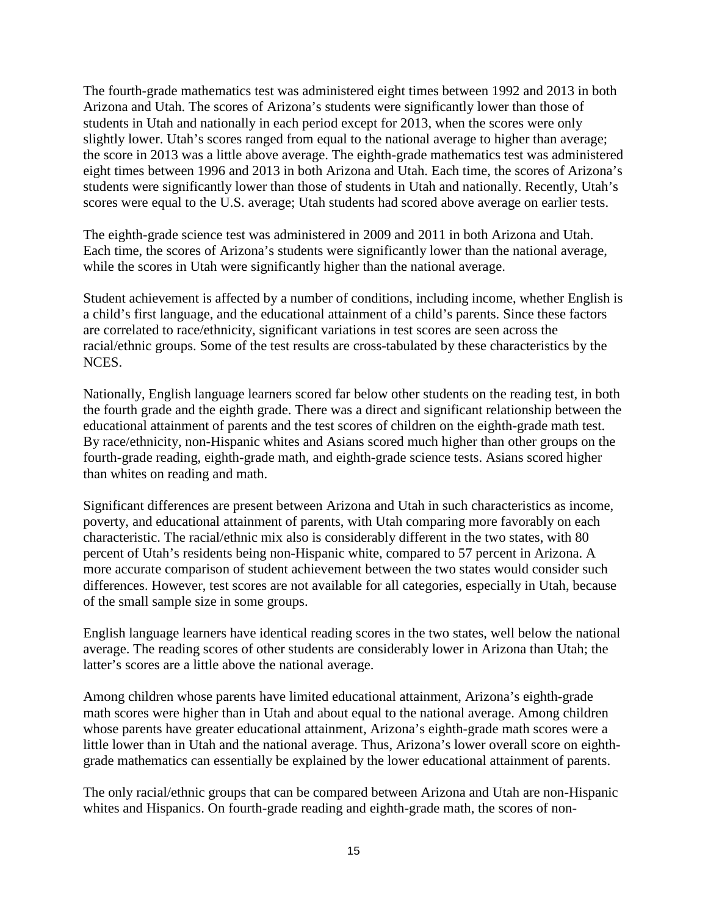The fourth-grade mathematics test was administered eight times between 1992 and 2013 in both Arizona and Utah. The scores of Arizona's students were significantly lower than those of students in Utah and nationally in each period except for 2013, when the scores were only slightly lower. Utah's scores ranged from equal to the national average to higher than average; the score in 2013 was a little above average. The eighth-grade mathematics test was administered eight times between 1996 and 2013 in both Arizona and Utah. Each time, the scores of Arizona's students were significantly lower than those of students in Utah and nationally. Recently, Utah's scores were equal to the U.S. average; Utah students had scored above average on earlier tests.

The eighth-grade science test was administered in 2009 and 2011 in both Arizona and Utah. Each time, the scores of Arizona's students were significantly lower than the national average, while the scores in Utah were significantly higher than the national average.

Student achievement is affected by a number of conditions, including income, whether English is a child's first language, and the educational attainment of a child's parents. Since these factors are correlated to race/ethnicity, significant variations in test scores are seen across the racial/ethnic groups. Some of the test results are cross-tabulated by these characteristics by the NCES.

Nationally, English language learners scored far below other students on the reading test, in both the fourth grade and the eighth grade. There was a direct and significant relationship between the educational attainment of parents and the test scores of children on the eighth-grade math test. By race/ethnicity, non-Hispanic whites and Asians scored much higher than other groups on the fourth-grade reading, eighth-grade math, and eighth-grade science tests. Asians scored higher than whites on reading and math.

Significant differences are present between Arizona and Utah in such characteristics as income, poverty, and educational attainment of parents, with Utah comparing more favorably on each characteristic. The racial/ethnic mix also is considerably different in the two states, with 80 percent of Utah's residents being non-Hispanic white, compared to 57 percent in Arizona. A more accurate comparison of student achievement between the two states would consider such differences. However, test scores are not available for all categories, especially in Utah, because of the small sample size in some groups.

English language learners have identical reading scores in the two states, well below the national average. The reading scores of other students are considerably lower in Arizona than Utah; the latter's scores are a little above the national average.

Among children whose parents have limited educational attainment, Arizona's eighth-grade math scores were higher than in Utah and about equal to the national average. Among children whose parents have greater educational attainment, Arizona's eighth-grade math scores were a little lower than in Utah and the national average. Thus, Arizona's lower overall score on eighth-grade mathematics can essentially be explained by the lower educational attainment of parents.

The only racial/ethnic groups that can be compared between Arizona and Utah are non-Hispanic whites and Hispanics. On fourth-grade reading and eighth-grade math, the scores of non-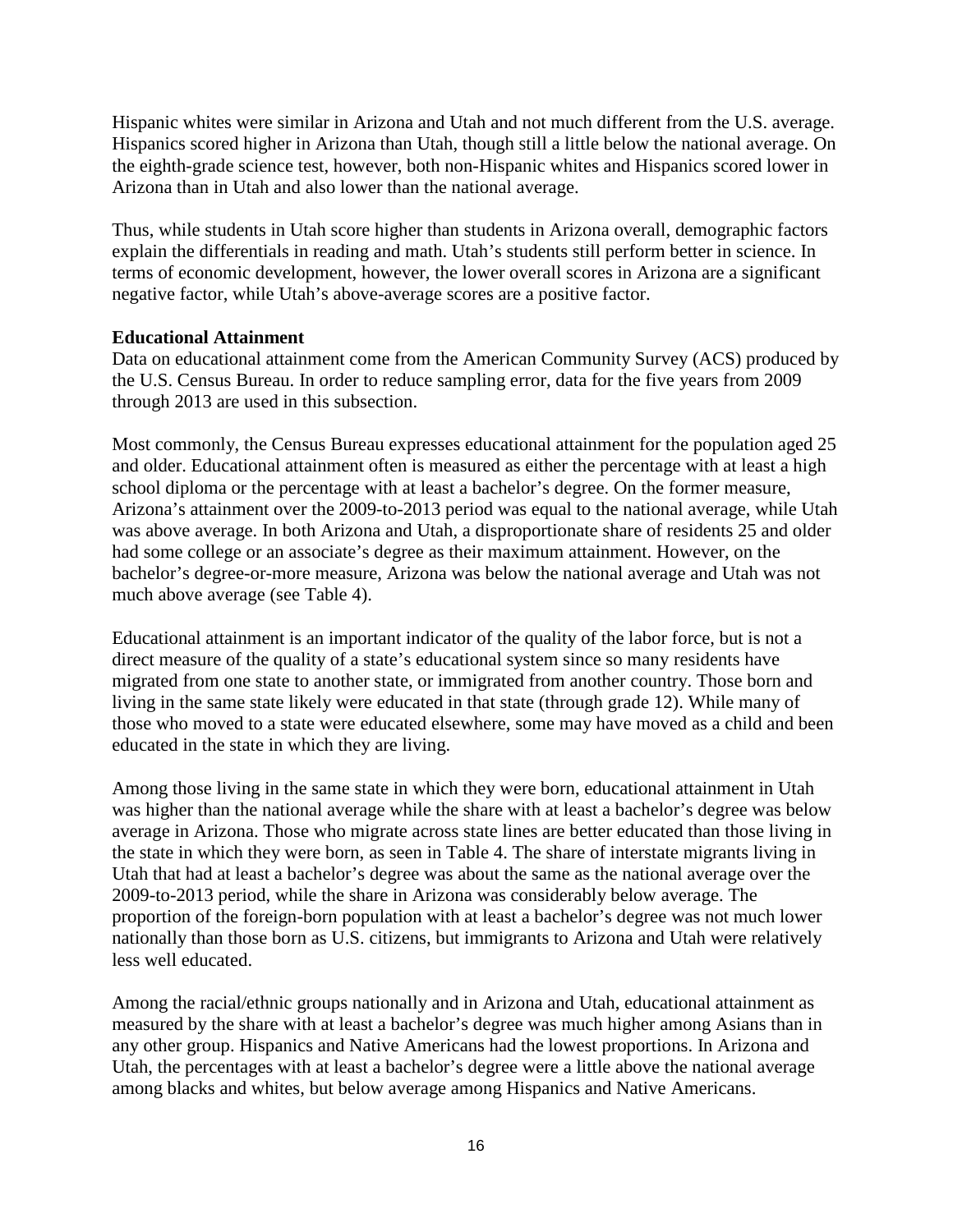Hispanic whites were similar in Arizona and Utah and not much different from the U.S. average. Hispanics scored higher in Arizona than Utah, though still a little below the national average. On the eighth-grade science test, however, both non-Hispanic whites and Hispanics scored lower in Arizona than in Utah and also lower than the national average.

Thus, while students in Utah score higher than students in Arizona overall, demographic factors explain the differentials in reading and math. Utah's students still perform better in science. In terms of economic development, however, the lower overall scores in Arizona are a significant negative factor, while Utah's above-average scores are a positive factor.

**Educational Attainment**

Data on educational attainment come from the American Community Survey (ACS) produced by the U.S. Census Bureau. In order to reduce sampling error, data for the five years from 2009 through 2013 are used in this subsection.

Most commonly, the Census Bureau expresses educational attainment for the population aged 25 and older. Educational attainment often is measured as either the percentage with at least a high school diploma or the percentage with at least a bachelor's degree. On the former measure, Arizona's attainment over the 2009-to-2013 period was equal to the national average, while Utah was above average. In both Arizona and Utah, a disproportionate share of residents 25 and older had some college or an associate's degree as their maximum attainment. However, on the bachelor's degree-or-more measure, Arizona was below the national average and Utah was not much above average (see Table 4).

Educational attainment is an important indicator of the quality of the labor force, but is not a direct measure of the quality of a state's educational system since so many residents have migrated from one state to another state, or immigrated from another country. Those born and living in the same state likely were educated in that state (through grade 12). While many of those who moved to a state were educated elsewhere, some may have moved as a child and been educated in the state in which they are living.

Among those living in the same state in which they were born, educational attainment in Utah was higher than the national average while the share with at least a bachelor's degree was below average in Arizona. Those who migrate across state lines are better educated than those living in the state in which they were born, as seen in Table 4. The share of interstate migrants living in Utah that had at least a bachelor's degree was about the same as the national average over the 2009-to-2013 period, while the share in Arizona was considerably below average. The proportion of the foreign-born population with at least a bachelor's degree was not much lower nationally than those born as U.S. citizens, but immigrants to Arizona and Utah were relatively less well educated.

Among the racial/ethnic groups nationally and in Arizona and Utah, educational attainment as measured by the share with at least a bachelor's degree was much higher among Asians than in any other group. Hispanics and Native Americans had the lowest proportions. In Arizona and Utah, the percentages with at least a bachelor's degree were a little above the national average among blacks and whites, but below average among Hispanics and Native Americans.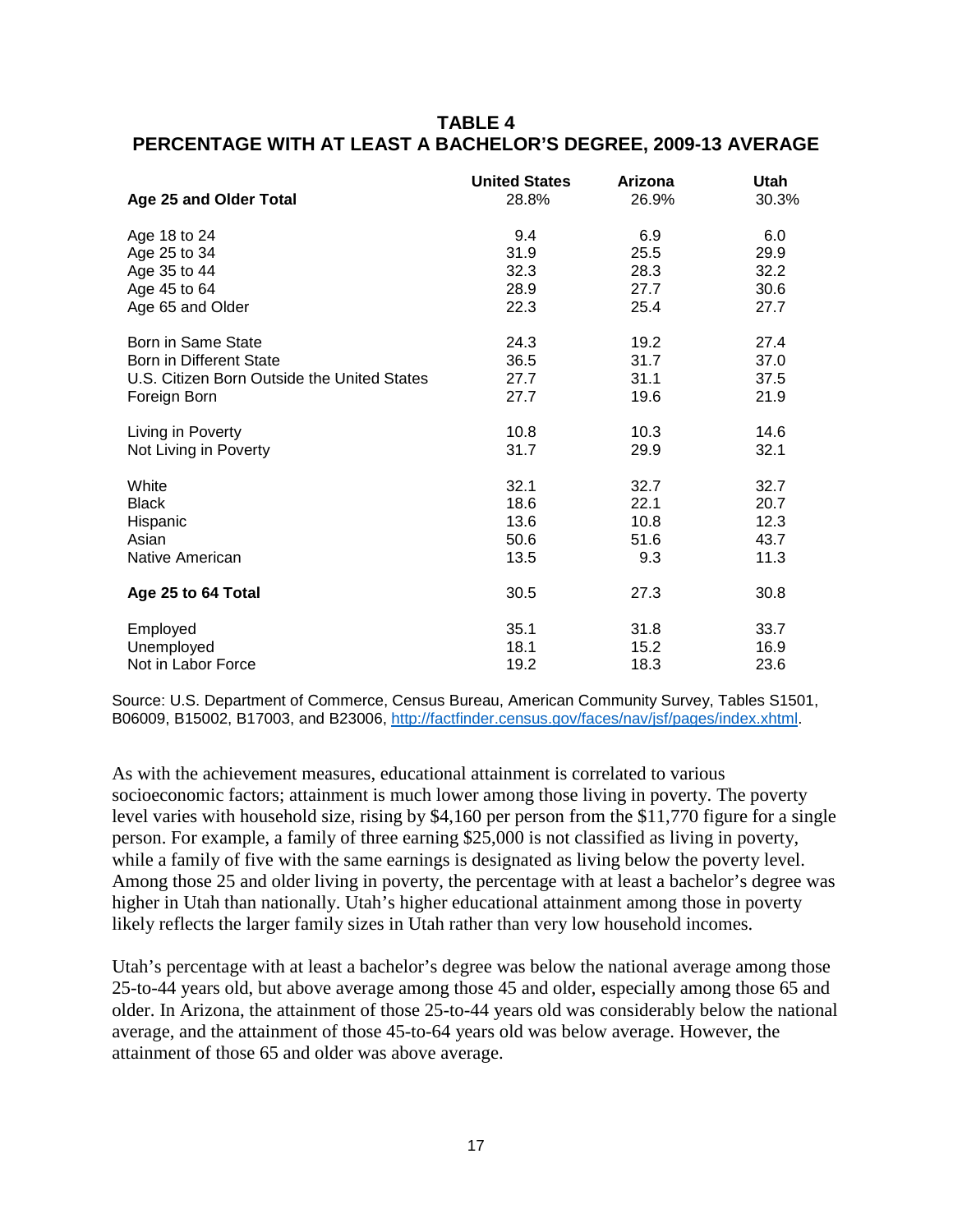## TABLE 4
## PERCENTAGE WITH AT LEAST A BACHELOR'S DEGREE, 2009-13 AVERAGE

| | United States | Arizona | Utah |
|---|---|---|---|
| **Age 25 and Older Total** | 28.8% | 26.9% | 30.3% |
| Age 18 to 24 | 9.4 | 6.9 | 6.0 |
| Age 25 to 34 | 31.9 | 25.5 | 29.9 |
| Age 35 to 44 | 32.3 | 28.3 | 32.2 |
| Age 45 to 64 | 28.9 | 27.7 | 30.6 |
| Age 65 and Older | 22.3 | 25.4 | 27.7 |
| Born in Same State | 24.3 | 19.2 | 27.4 |
| Born in Different State | 36.5 | 31.7 | 37.0 |
| U.S. Citizen Born Outside the United States | 27.7 | 31.1 | 37.5 |
| Foreign Born | 27.7 | 19.6 | 21.9 |
| Living in Poverty | 10.8 | 10.3 | 14.6 |
| Not Living in Poverty | 31.7 | 29.9 | 32.1 |
| White | 32.1 | 32.7 | 32.7 |
| Black | 18.6 | 22.1 | 20.7 |
| Hispanic | 13.6 | 10.8 | 12.3 |
| Asian | 50.6 | 51.6 | 43.7 |
| Native American | 13.5 | 9.3 | 11.3 |
| **Age 25 to 64 Total** | 30.5 | 27.3 | 30.8 |
| Employed | 35.1 | 31.8 | 33.7 |
| Unemployed | 18.1 | 15.2 | 16.9 |
| Not in Labor Force | 19.2 | 18.3 | 23.6 |

Source: U.S. Department of Commerce, Census Bureau, American Community Survey, Tables S1501, B06009, B15002, B17003, and B23006, http://factfinder.census.gov/faces/nav/jsf/pages/index.xhtml.

As with the achievement measures, educational attainment is correlated to various socioeconomic factors; attainment is much lower among those living in poverty. The poverty level varies with household size, rising by $4,160 per person from the $11,770 figure for a single person. For example, a family of three earning $25,000 is not classified as living in poverty, while a family of five with the same earnings is designated as living below the poverty level. Among those 25 and older living in poverty, the percentage with at least a bachelor's degree was higher in Utah than nationally. Utah's higher educational attainment among those in poverty likely reflects the larger family sizes in Utah rather than very low household incomes.

Utah's percentage with at least a bachelor's degree was below the national average among those 25-to-44 years old, but above average among those 45 and older, especially among those 65 and older. In Arizona, the attainment of those 25-to-44 years old was considerably below the national average, and the attainment of those 45-to-64 years old was below average. However, the attainment of those 65 and older was above average.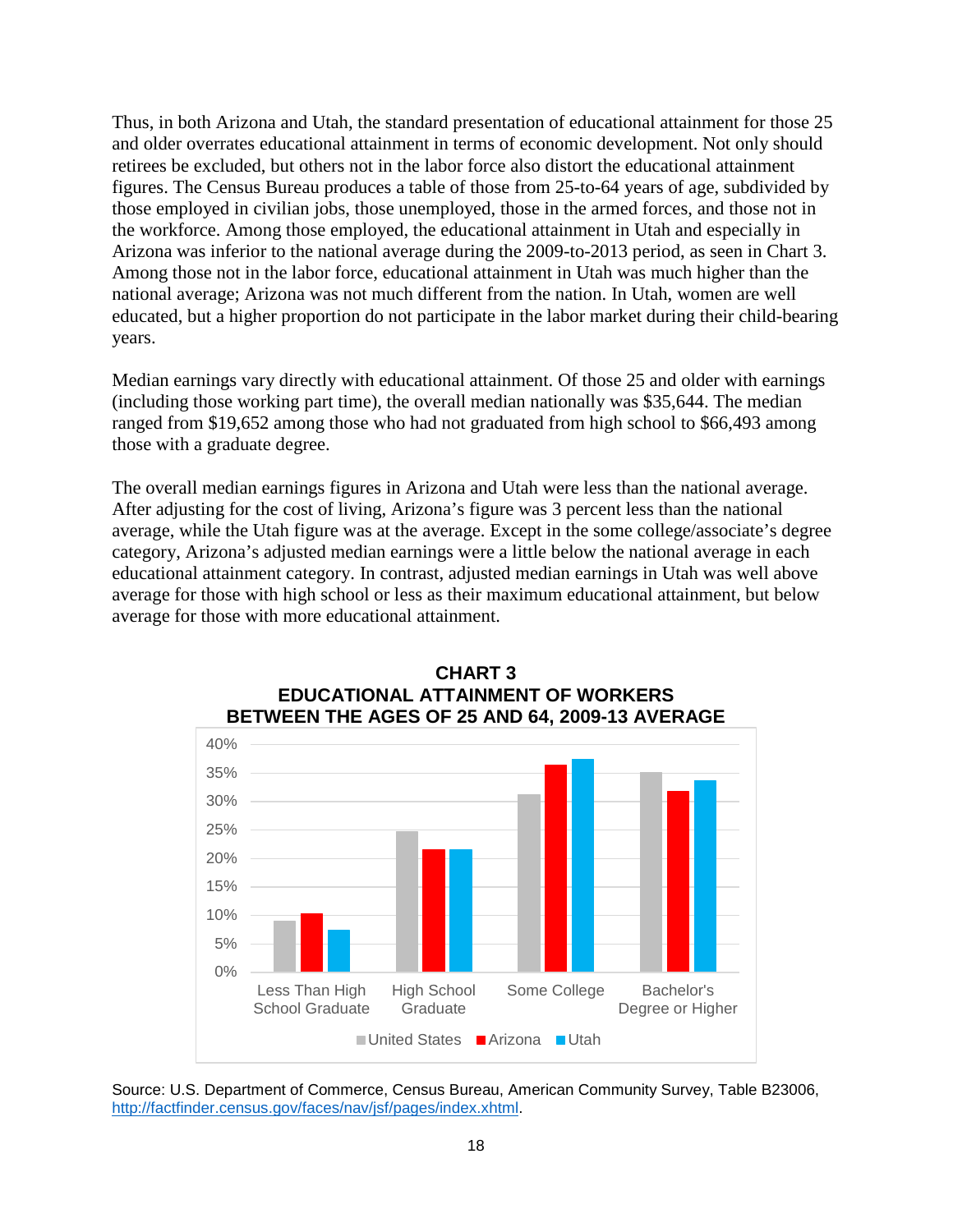Thus, in both Arizona and Utah, the standard presentation of educational attainment for those 25 and older overrates educational attainment in terms of economic development. Not only should retirees be excluded, but others not in the labor force also distort the educational attainment figures. The Census Bureau produces a table of those from 25-to-64 years of age, subdivided by those employed in civilian jobs, those unemployed, those in the armed forces, and those not in the workforce. Among those employed, the educational attainment in Utah and especially in Arizona was inferior to the national average during the 2009-to-2013 period, as seen in Chart 3. Among those not in the labor force, educational attainment in Utah was much higher than the national average; Arizona was not much different from the nation. In Utah, women are well educated, but a higher proportion do not participate in the labor market during their child-bearing years.

Median earnings vary directly with educational attainment. Of those 25 and older with earnings (including those working part time), the overall median nationally was $35,644. The median ranged from $19,652 among those who had not graduated from high school to $66,493 among those with a graduate degree.

The overall median earnings figures in Arizona and Utah were less than the national average. After adjusting for the cost of living, Arizona's figure was 3 percent less than the national average, while the Utah figure was at the average. Except in the some college/associate's degree category, Arizona's adjusted median earnings were a little below the national average in each educational attainment category. In contrast, adjusted median earnings in Utah was well above average for those with high school or less as their maximum educational attainment, but below average for those with more educational attainment.

**CHART 3**
**EDUCATIONAL ATTAINMENT OF WORKERS BETWEEN THE AGES OF 25 AND 64, 2009-13 AVERAGE**

Source: U.S. Department of Commerce, Census Bureau, American Community Survey, Table B23006, http://factfinder.census.gov/faces/nav/jsf/pages/index.xhtml.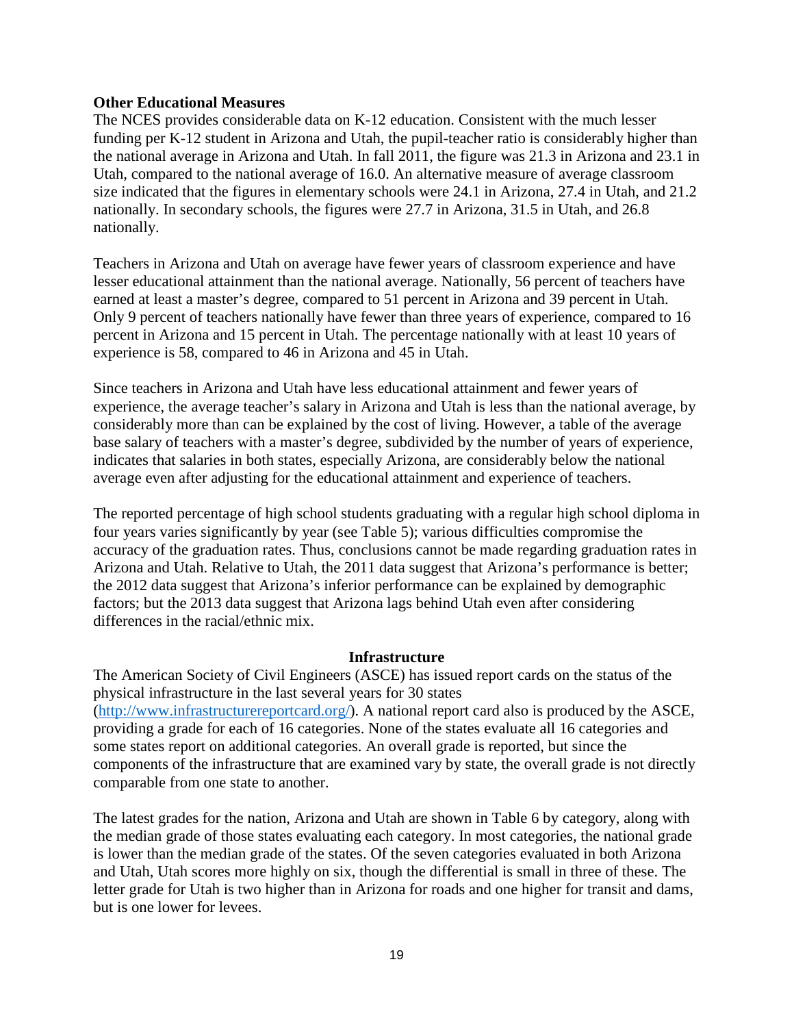**Other Educational Measures**

The NCES provides considerable data on K-12 education. Consistent with the much lesser funding per K-12 student in Arizona and Utah, the pupil-teacher ratio is considerably higher than the national average in Arizona and Utah. In fall 2011, the figure was 21.3 in Arizona and 23.1 in Utah, compared to the national average of 16.0. An alternative measure of average classroom size indicated that the figures in elementary schools were 24.1 in Arizona, 27.4 in Utah, and 21.2 nationally. In secondary schools, the figures were 27.7 in Arizona, 31.5 in Utah, and 26.8 nationally.

Teachers in Arizona and Utah on average have fewer years of classroom experience and have lesser educational attainment than the national average. Nationally, 56 percent of teachers have earned at least a master's degree, compared to 51 percent in Arizona and 39 percent in Utah. Only 9 percent of teachers nationally have fewer than three years of experience, compared to 16 percent in Arizona and 15 percent in Utah. The percentage nationally with at least 10 years of experience is 58, compared to 46 in Arizona and 45 in Utah.

Since teachers in Arizona and Utah have less educational attainment and fewer years of experience, the average teacher's salary in Arizona and Utah is less than the national average, by considerably more than can be explained by the cost of living. However, a table of the average base salary of teachers with a master's degree, subdivided by the number of years of experience, indicates that salaries in both states, especially Arizona, are considerably below the national average even after adjusting for the educational attainment and experience of teachers.

The reported percentage of high school students graduating with a regular high school diploma in four years varies significantly by year (see Table 5); various difficulties compromise the accuracy of the graduation rates. Thus, conclusions cannot be made regarding graduation rates in Arizona and Utah. Relative to Utah, the 2011 data suggest that Arizona's performance is better; the 2012 data suggest that Arizona's inferior performance can be explained by demographic factors; but the 2013 data suggest that Arizona lags behind Utah even after considering differences in the racial/ethnic mix.

## Infrastructure

The American Society of Civil Engineers (ASCE) has issued report cards on the status of the physical infrastructure in the last several years for 30 states (http://www.infrastructurereportcard.org/). A national report card also is produced by the ASCE, providing a grade for each of 16 categories. None of the states evaluate all 16 categories and some states report on additional categories. An overall grade is reported, but since the components of the infrastructure that are examined vary by state, the overall grade is not directly comparable from one state to another.

The latest grades for the nation, Arizona and Utah are shown in Table 6 by category, along with the median grade of those states evaluating each category. In most categories, the national grade is lower than the median grade of the states. Of the seven categories evaluated in both Arizona and Utah, Utah scores more highly on six, though the differential is small in three of these. The letter grade for Utah is two higher than in Arizona for roads and one higher for transit and dams, but is one lower for levees.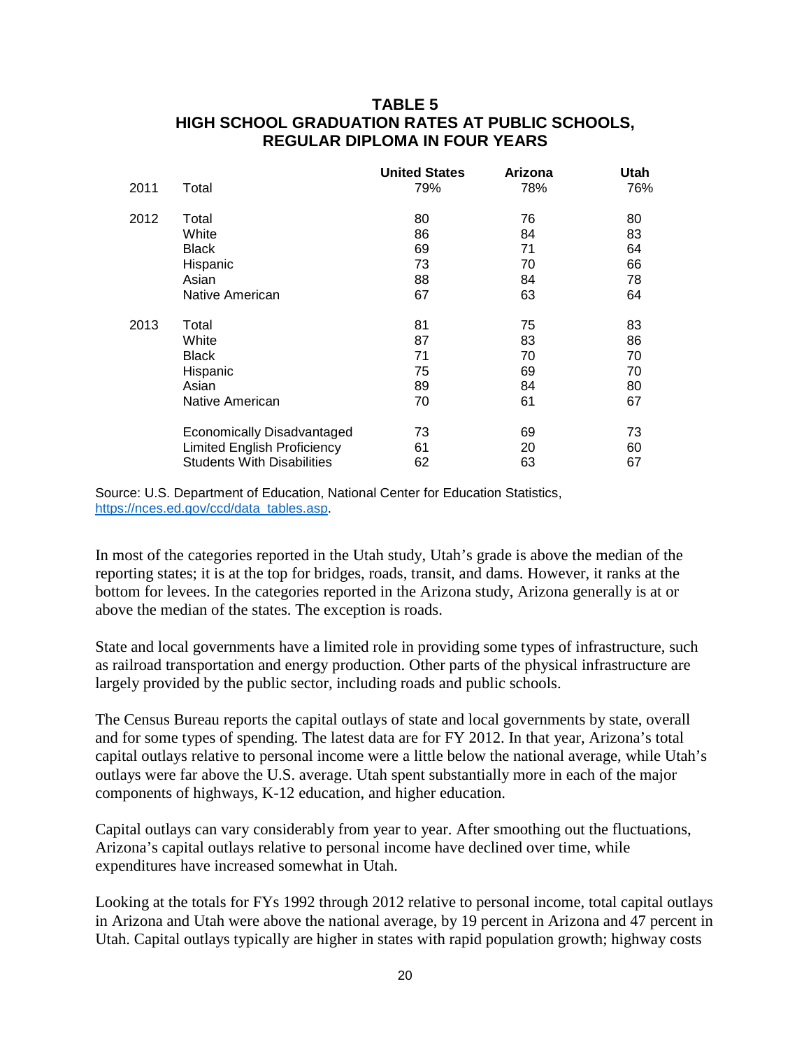## TABLE 5
## HIGH SCHOOL GRADUATION RATES AT PUBLIC SCHOOLS, REGULAR DIPLOMA IN FOUR YEARS

| | | United States | Arizona | Utah |
|---|---|---|---|---|
| 2011 | Total | 79% | 78% | 76% |
| 2012 | Total | 80 | 76 | 80 |
| | White | 86 | 84 | 83 |
| | Black | 69 | 71 | 64 |
| | Hispanic | 73 | 70 | 66 |
| | Asian | 88 | 84 | 78 |
| | Native American | 67 | 63 | 64 |
| 2013 | Total | 81 | 75 | 83 |
| | White | 87 | 83 | 86 |
| | Black | 71 | 70 | 70 |
| | Hispanic | 75 | 69 | 70 |
| | Asian | 89 | 84 | 80 |
| | Native American | 70 | 61 | 67 |
| | Economically Disadvantaged | 73 | 69 | 73 |
| | Limited English Proficiency | 61 | 20 | 60 |
| | Students With Disabilities | 62 | 63 | 67 |

Source: U.S. Department of Education, National Center for Education Statistics, https://nces.ed.gov/ccd/data_tables.asp.

In most of the categories reported in the Utah study, Utah's grade is above the median of the reporting states; it is at the top for bridges, roads, transit, and dams. However, it ranks at the bottom for levees. In the categories reported in the Arizona study, Arizona generally is at or above the median of the states. The exception is roads.

State and local governments have a limited role in providing some types of infrastructure, such as railroad transportation and energy production. Other parts of the physical infrastructure are largely provided by the public sector, including roads and public schools.

The Census Bureau reports the capital outlays of state and local governments by state, overall and for some types of spending. The latest data are for FY 2012. In that year, Arizona's total capital outlays relative to personal income were a little below the national average, while Utah's outlays were far above the U.S. average. Utah spent substantially more in each of the major components of highways, K-12 education, and higher education.

Capital outlays can vary considerably from year to year. After smoothing out the fluctuations, Arizona's capital outlays relative to personal income have declined over time, while expenditures have increased somewhat in Utah.

Looking at the totals for FYs 1992 through 2012 relative to personal income, total capital outlays in Arizona and Utah were above the national average, by 19 percent in Arizona and 47 percent in Utah. Capital outlays typically are higher in states with rapid population growth; highway costs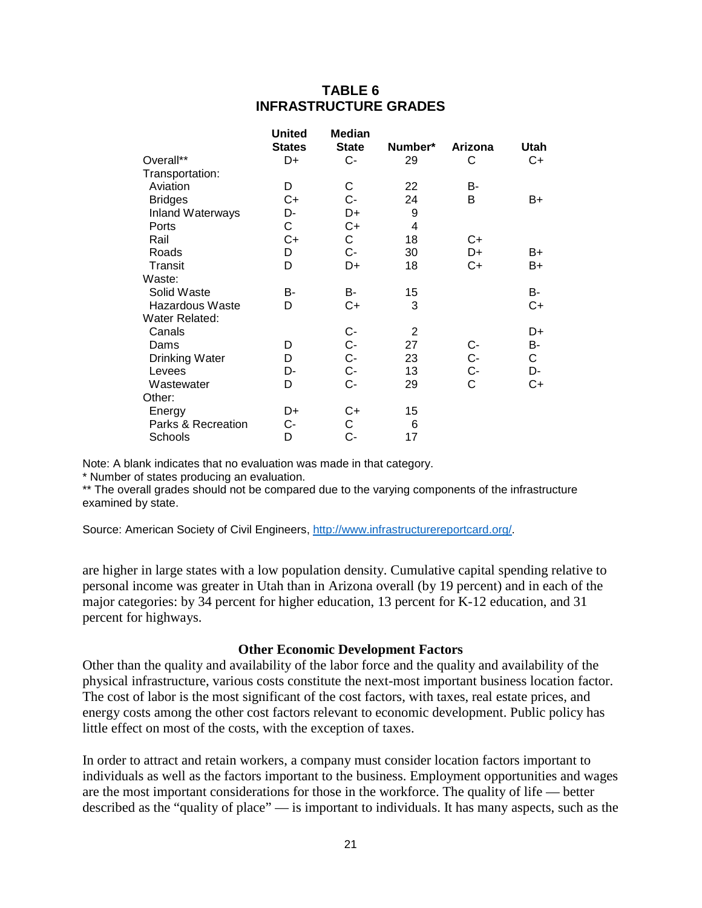**TABLE 6**
**INFRASTRUCTURE GRADES**

| | United States | Median State | Number* | Arizona | Utah |
|---|---|---|---|---|---|
| Overall** | D+ | C- | 29 | C | C+ |
| Transportation: | | | | | |
| Aviation | D | C | 22 | B- | |
| Bridges | C+ | C- | 24 | B | B+ |
| Inland Waterways | D- | D+ | 9 | | |
| Ports | C | C+ | 4 | | |
| Rail | C+ | C | 18 | C+ | |
| Roads | D | C- | 30 | D+ | B+ |
| Transit | D | D+ | 18 | C+ | B+ |
| Waste: | | | | | |
| Solid Waste | B- | B- | 15 | | B- |
| Hazardous Waste | D | C+ | 3 | | C+ |
| Water Related: | | | | | |
| Canals | | C- | 2 | | D+ |
| Dams | D | C- | 27 | C- | B- |
| Drinking Water | D | C- | 23 | C- | C |
| Levees | D- | C- | 13 | C- | D- |
| Wastewater | D | C- | 29 | C | C+ |
| Other: | | | | | |
| Energy | D+ | C+ | 15 | | |
| Parks & Recreation | C- | C | 6 | | |
| Schools | D | C- | 17 | | |

Note: A blank indicates that no evaluation was made in that category.

* Number of states producing an evaluation.

** The overall grades should not be compared due to the varying components of the infrastructure examined by state.

Source: American Society of Civil Engineers, http://www.infrastructurereportcard.org/.

are higher in large states with a low population density. Cumulative capital spending relative to personal income was greater in Utah than in Arizona overall (by 19 percent) and in each of the major categories: by 34 percent for higher education, 13 percent for K-12 education, and 31 percent for highways.

### Other Economic Development Factors

Other than the quality and availability of the labor force and the quality and availability of the physical infrastructure, various costs constitute the next-most important business location factor. The cost of labor is the most significant of the cost factors, with taxes, real estate prices, and energy costs among the other cost factors relevant to economic development. Public policy has little effect on most of the costs, with the exception of taxes.

In order to attract and retain workers, a company must consider location factors important to individuals as well as the factors important to the business. Employment opportunities and wages are the most important considerations for those in the workforce. The quality of life — better described as the "quality of place" — is important to individuals. It has many aspects, such as the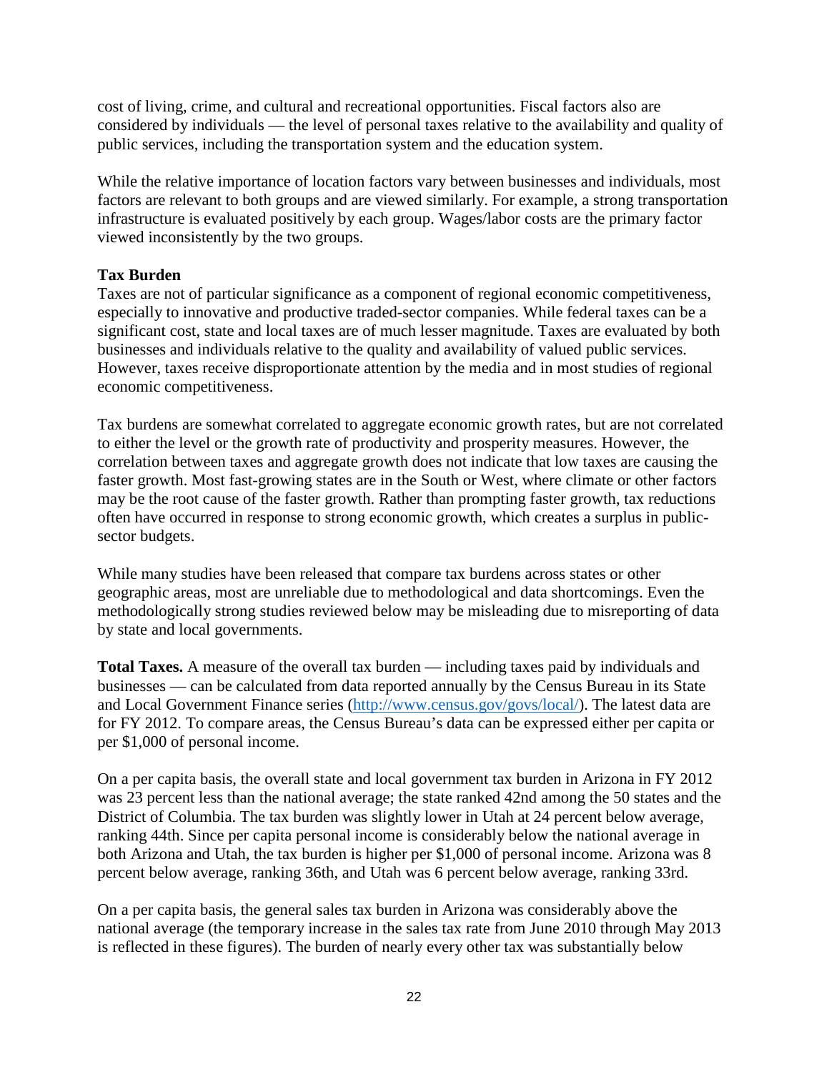cost of living, crime, and cultural and recreational opportunities. Fiscal factors also are considered by individuals — the level of personal taxes relative to the availability and quality of public services, including the transportation system and the education system.

While the relative importance of location factors vary between businesses and individuals, most factors are relevant to both groups and are viewed similarly. For example, a strong transportation infrastructure is evaluated positively by each group. Wages/labor costs are the primary factor viewed inconsistently by the two groups.

**Tax Burden**

Taxes are not of particular significance as a component of regional economic competitiveness, especially to innovative and productive traded-sector companies. While federal taxes can be a significant cost, state and local taxes are of much lesser magnitude. Taxes are evaluated by both businesses and individuals relative to the quality and availability of valued public services. However, taxes receive disproportionate attention by the media and in most studies of regional economic competitiveness.

Tax burdens are somewhat correlated to aggregate economic growth rates, but are not correlated to either the level or the growth rate of productivity and prosperity measures. However, the correlation between taxes and aggregate growth does not indicate that low taxes are causing the faster growth. Most fast-growing states are in the South or West, where climate or other factors may be the root cause of the faster growth. Rather than prompting faster growth, tax reductions often have occurred in response to strong economic growth, which creates a surplus in public-sector budgets.

While many studies have been released that compare tax burdens across states or other geographic areas, most are unreliable due to methodological and data shortcomings. Even the methodologically strong studies reviewed below may be misleading due to misreporting of data by state and local governments.

**Total Taxes.** A measure of the overall tax burden — including taxes paid by individuals and businesses — can be calculated from data reported annually by the Census Bureau in its State and Local Government Finance series (http://www.census.gov/govs/local/). The latest data are for FY 2012. To compare areas, the Census Bureau's data can be expressed either per capita or per $1,000 of personal income.

On a per capita basis, the overall state and local government tax burden in Arizona in FY 2012 was 23 percent less than the national average; the state ranked 42nd among the 50 states and the District of Columbia. The tax burden was slightly lower in Utah at 24 percent below average, ranking 44th. Since per capita personal income is considerably below the national average in both Arizona and Utah, the tax burden is higher per $1,000 of personal income. Arizona was 8 percent below average, ranking 36th, and Utah was 6 percent below average, ranking 33rd.

On a per capita basis, the general sales tax burden in Arizona was considerably above the national average (the temporary increase in the sales tax rate from June 2010 through May 2013 is reflected in these figures). The burden of nearly every other tax was substantially below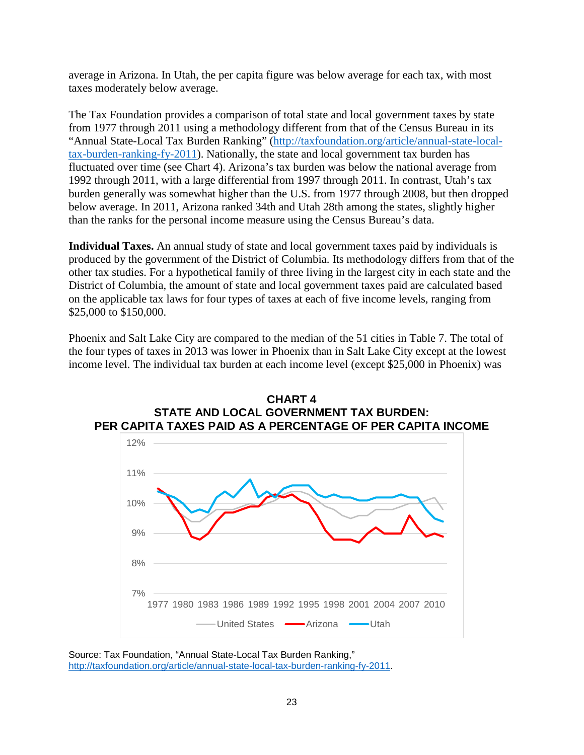average in Arizona. In Utah, the per capita figure was below average for each tax, with most taxes moderately below average.

The Tax Foundation provides a comparison of total state and local government taxes by state from 1977 through 2011 using a methodology different from that of the Census Bureau in its “Annual State-Local Tax Burden Ranking” (http://taxfoundation.org/article/annual-state-local-tax-burden-ranking-fy-2011). Nationally, the state and local government tax burden has fluctuated over time (see Chart 4). Arizona’s tax burden was below the national average from 1992 through 2011, with a large differential from 1997 through 2011. In contrast, Utah’s tax burden generally was somewhat higher than the U.S. from 1977 through 2008, but then dropped below average. In 2011, Arizona ranked 34th and Utah 28th among the states, slightly higher than the ranks for the personal income measure using the Census Bureau’s data.

**Individual Taxes.** An annual study of state and local government taxes paid by individuals is produced by the government of the District of Columbia. Its methodology differs from that of the other tax studies. For a hypothetical family of three living in the largest city in each state and the District of Columbia, the amount of state and local government taxes paid are calculated based on the applicable tax laws for four types of taxes at each of five income levels, ranging from $25,000 to $150,000.

Phoenix and Salt Lake City are compared to the median of the 51 cities in Table 7. The total of the four types of taxes in 2013 was lower in Phoenix than in Salt Lake City except at the lowest income level. The individual tax burden at each income level (except $25,000 in Phoenix) was

**CHART 4**
**STATE AND LOCAL GOVERNMENT TAX BURDEN:**
**PER CAPITA TAXES PAID AS A PERCENTAGE OF PER CAPITA INCOME**

Source: Tax Foundation, “Annual State-Local Tax Burden Ranking,” http://taxfoundation.org/article/annual-state-local-tax-burden-ranking-fy-2011.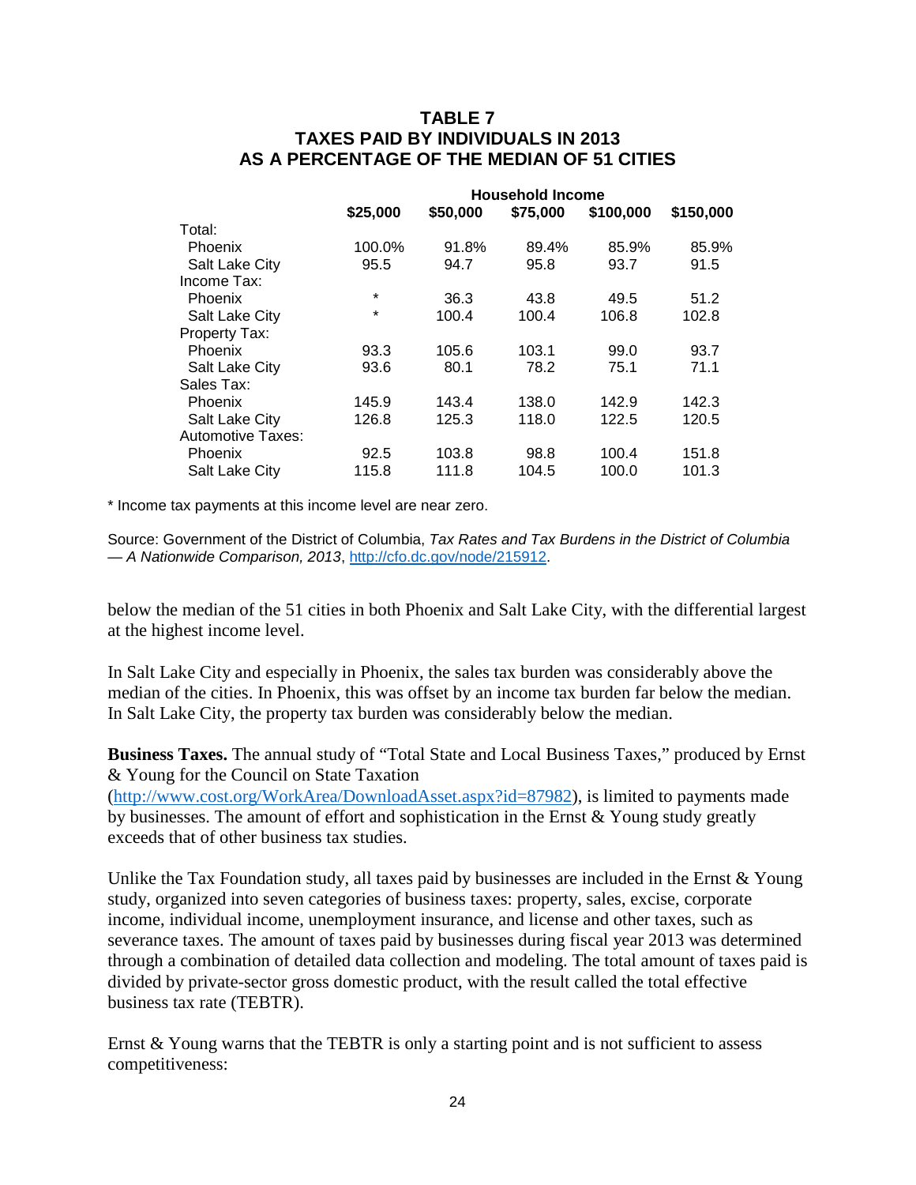**TABLE 7**
**TAXES PAID BY INDIVIDUALS IN 2013**
**AS A PERCENTAGE OF THE MEDIAN OF 51 CITIES**

| | Household Income | | | | |
|---|---|---|---|---|---|
| | **$25,000** | **$50,000** | **$75,000** | **$100,000** | **$150,000** |
| Total: | | | | | |
| Phoenix | 100.0% | 91.8% | 89.4% | 85.9% | 85.9% |
| Salt Lake City | 95.5 | 94.7 | 95.8 | 93.7 | 91.5 |
| Income Tax: | | | | | |
| Phoenix | * | 36.3 | 43.8 | 49.5 | 51.2 |
| Salt Lake City | * | 100.4 | 100.4 | 106.8 | 102.8 |
| Property Tax: | | | | | |
| Phoenix | 93.3 | 105.6 | 103.1 | 99.0 | 93.7 |
| Salt Lake City | 93.6 | 80.1 | 78.2 | 75.1 | 71.1 |
| Sales Tax: | | | | | |
| Phoenix | 145.9 | 143.4 | 138.0 | 142.9 | 142.3 |
| Salt Lake City | 126.8 | 125.3 | 118.0 | 122.5 | 120.5 |
| Automotive Taxes: | | | | | |
| Phoenix | 92.5 | 103.8 | 98.8 | 100.4 | 151.8 |
| Salt Lake City | 115.8 | 111.8 | 104.5 | 100.0 | 101.3 |

* Income tax payments at this income level are near zero.

Source: Government of the District of Columbia, *Tax Rates and Tax Burdens in the District of Columbia — A Nationwide Comparison, 2013*, http://cfo.dc.gov/node/215912.

below the median of the 51 cities in both Phoenix and Salt Lake City, with the differential largest at the highest income level.

In Salt Lake City and especially in Phoenix, the sales tax burden was considerably above the median of the cities. In Phoenix, this was offset by an income tax burden far below the median. In Salt Lake City, the property tax burden was considerably below the median.

**Business Taxes.** The annual study of "Total State and Local Business Taxes," produced by Ernst & Young for the Council on State Taxation (http://www.cost.org/WorkArea/DownloadAsset.aspx?id=87982), is limited to payments made by businesses. The amount of effort and sophistication in the Ernst & Young study greatly exceeds that of other business tax studies.

Unlike the Tax Foundation study, all taxes paid by businesses are included in the Ernst & Young study, organized into seven categories of business taxes: property, sales, excise, corporate income, individual income, unemployment insurance, and license and other taxes, such as severance taxes. The amount of taxes paid by businesses during fiscal year 2013 was determined through a combination of detailed data collection and modeling. The total amount of taxes paid is divided by private-sector gross domestic product, with the result called the total effective business tax rate (TEBTR).

Ernst & Young warns that the TEBTR is only a starting point and is not sufficient to assess competitiveness: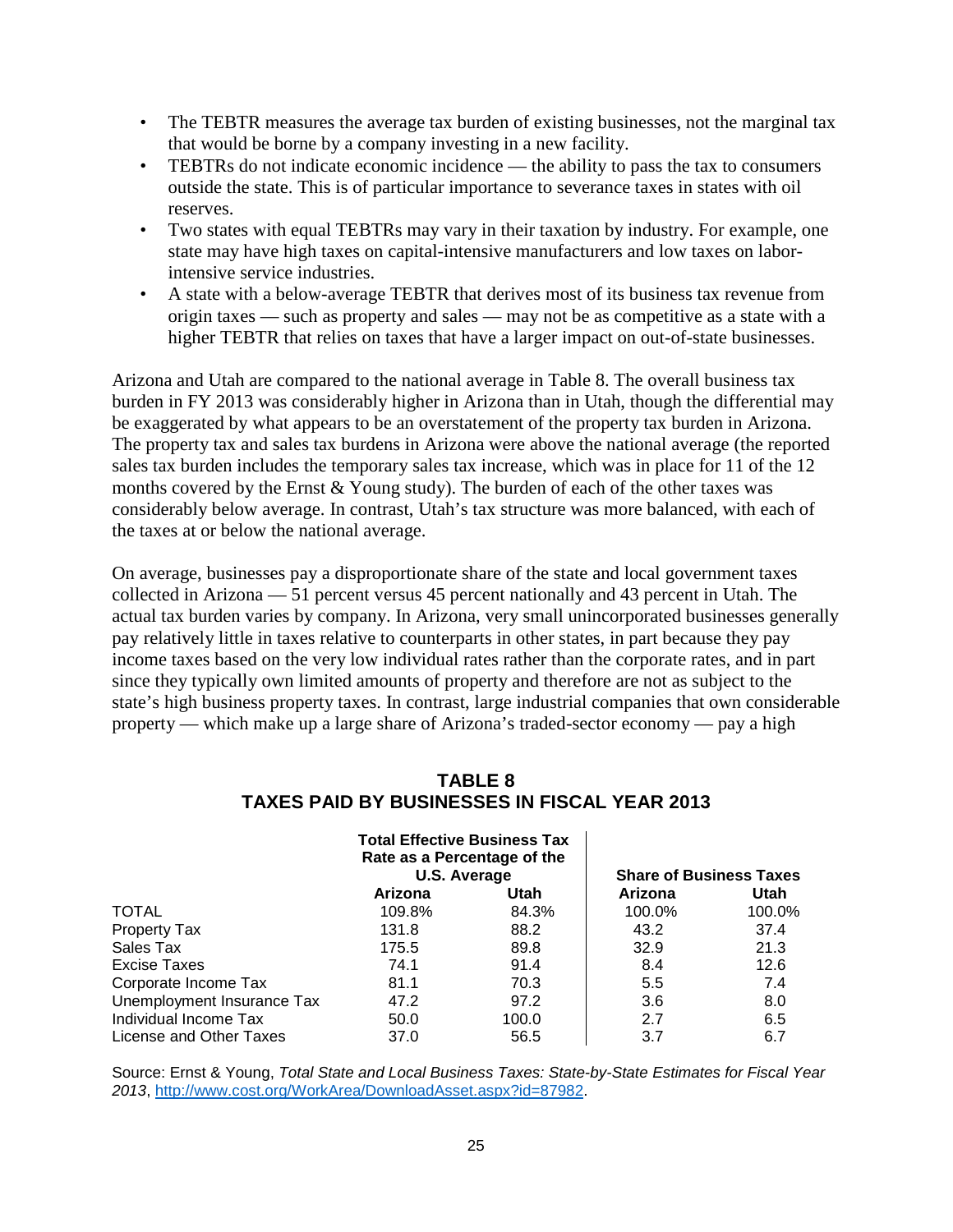- The TEBTR measures the average tax burden of existing businesses, not the marginal tax that would be borne by a company investing in a new facility.
- TEBTRs do not indicate economic incidence — the ability to pass the tax to consumers outside the state. This is of particular importance to severance taxes in states with oil reserves.
- Two states with equal TEBTRs may vary in their taxation by industry. For example, one state may have high taxes on capital-intensive manufacturers and low taxes on labor-intensive service industries.
- A state with a below-average TEBTR that derives most of its business tax revenue from origin taxes — such as property and sales — may not be as competitive as a state with a higher TEBTR that relies on taxes that have a larger impact on out-of-state businesses.

Arizona and Utah are compared to the national average in Table 8. The overall business tax burden in FY 2013 was considerably higher in Arizona than in Utah, though the differential may be exaggerated by what appears to be an overstatement of the property tax burden in Arizona. The property tax and sales tax burdens in Arizona were above the national average (the reported sales tax burden includes the temporary sales tax increase, which was in place for 11 of the 12 months covered by the Ernst & Young study). The burden of each of the other taxes was considerably below average. In contrast, Utah's tax structure was more balanced, with each of the taxes at or below the national average.

On average, businesses pay a disproportionate share of the state and local government taxes collected in Arizona — 51 percent versus 45 percent nationally and 43 percent in Utah. The actual tax burden varies by company. In Arizona, very small unincorporated businesses generally pay relatively little in taxes relative to counterparts in other states, in part because they pay income taxes based on the very low individual rates rather than the corporate rates, and in part since they typically own limited amounts of property and therefore are not as subject to the state's high business property taxes. In contrast, large industrial companies that own considerable property — which make up a large share of Arizona's traded-sector economy — pay a high

**TABLE 8**
**TAXES PAID BY BUSINESSES IN FISCAL YEAR 2013**

| | Total Effective Business Tax Rate as a Percentage of the U.S. Average | | Share of Business Taxes | |
|---|---|---|---|---|
| | Arizona | Utah | Arizona | Utah |
| TOTAL | 109.8% | 84.3% | 100.0% | 100.0% |
| Property Tax | 131.8 | 88.2 | 43.2 | 37.4 |
| Sales Tax | 175.5 | 89.8 | 32.9 | 21.3 |
| Excise Taxes | 74.1 | 91.4 | 8.4 | 12.6 |
| Corporate Income Tax | 81.1 | 70.3 | 5.5 | 7.4 |
| Unemployment Insurance Tax | 47.2 | 97.2 | 3.6 | 8.0 |
| Individual Income Tax | 50.0 | 100.0 | 2.7 | 6.5 |
| License and Other Taxes | 37.0 | 56.5 | 3.7 | 6.7 |

Source: Ernst & Young, *Total State and Local Business Taxes: State-by-State Estimates for Fiscal Year 2013*, http://www.cost.org/WorkArea/DownloadAsset.aspx?id=87982.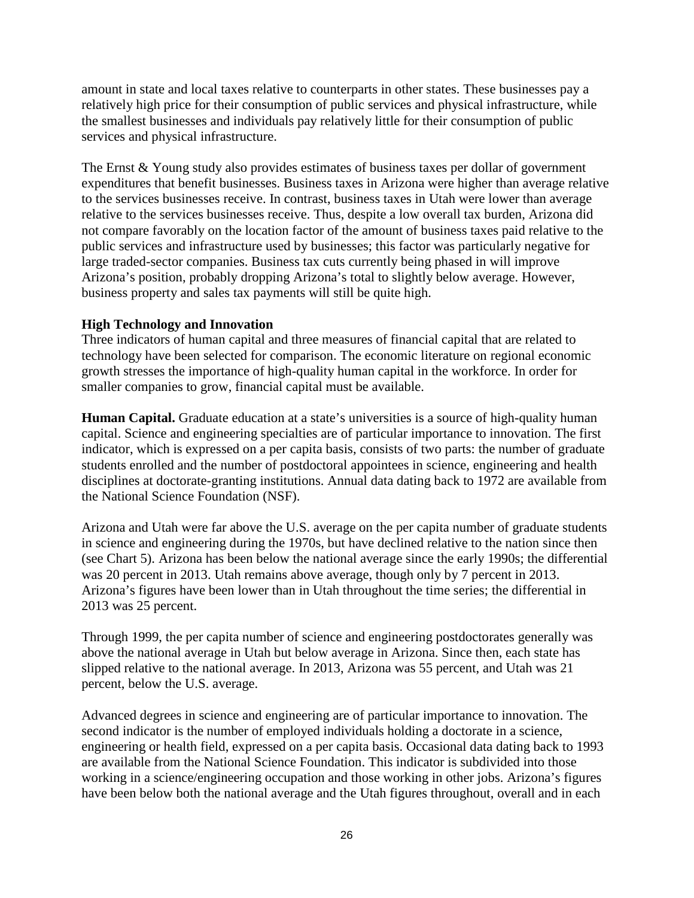amount in state and local taxes relative to counterparts in other states. These businesses pay a relatively high price for their consumption of public services and physical infrastructure, while the smallest businesses and individuals pay relatively little for their consumption of public services and physical infrastructure.

The Ernst & Young study also provides estimates of business taxes per dollar of government expenditures that benefit businesses. Business taxes in Arizona were higher than average relative to the services businesses receive. In contrast, business taxes in Utah were lower than average relative to the services businesses receive. Thus, despite a low overall tax burden, Arizona did not compare favorably on the location factor of the amount of business taxes paid relative to the public services and infrastructure used by businesses; this factor was particularly negative for large traded-sector companies. Business tax cuts currently being phased in will improve Arizona's position, probably dropping Arizona's total to slightly below average. However, business property and sales tax payments will still be quite high.

**High Technology and Innovation**

Three indicators of human capital and three measures of financial capital that are related to technology have been selected for comparison. The economic literature on regional economic growth stresses the importance of high-quality human capital in the workforce. In order for smaller companies to grow, financial capital must be available.

**Human Capital.** Graduate education at a state's universities is a source of high-quality human capital. Science and engineering specialties are of particular importance to innovation. The first indicator, which is expressed on a per capita basis, consists of two parts: the number of graduate students enrolled and the number of postdoctoral appointees in science, engineering and health disciplines at doctorate-granting institutions. Annual data dating back to 1972 are available from the National Science Foundation (NSF).

Arizona and Utah were far above the U.S. average on the per capita number of graduate students in science and engineering during the 1970s, but have declined relative to the nation since then (see Chart 5). Arizona has been below the national average since the early 1990s; the differential was 20 percent in 2013. Utah remains above average, though only by 7 percent in 2013. Arizona's figures have been lower than in Utah throughout the time series; the differential in 2013 was 25 percent.

Through 1999, the per capita number of science and engineering postdoctorates generally was above the national average in Utah but below average in Arizona. Since then, each state has slipped relative to the national average. In 2013, Arizona was 55 percent, and Utah was 21 percent, below the U.S. average.

Advanced degrees in science and engineering are of particular importance to innovation. The second indicator is the number of employed individuals holding a doctorate in a science, engineering or health field, expressed on a per capita basis. Occasional data dating back to 1993 are available from the National Science Foundation. This indicator is subdivided into those working in a science/engineering occupation and those working in other jobs. Arizona's figures have been below both the national average and the Utah figures throughout, overall and in each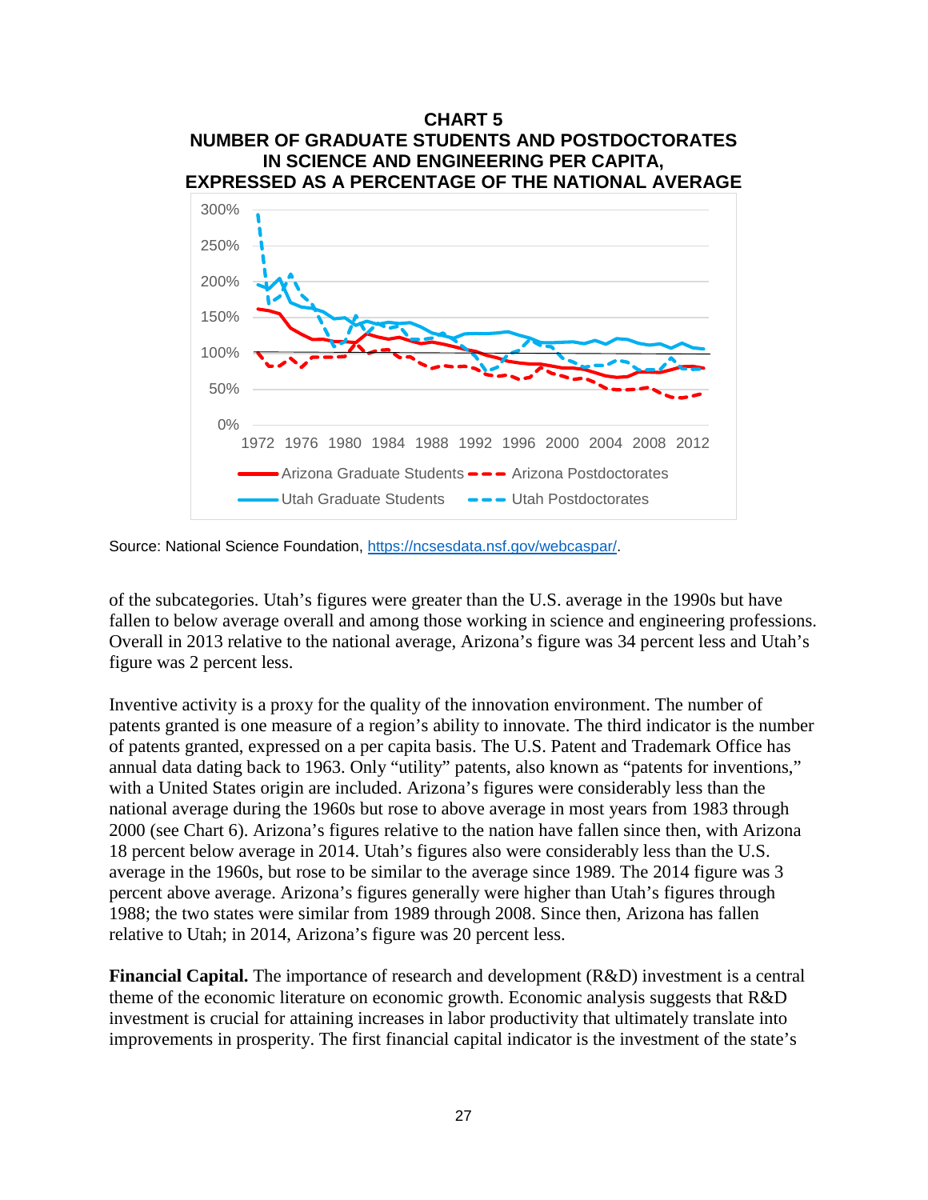**CHART 5**
**NUMBER OF GRADUATE STUDENTS AND POSTDOCTORATES IN SCIENCE AND ENGINEERING PER CAPITA, EXPRESSED AS A PERCENTAGE OF THE NATIONAL AVERAGE**

Source: National Science Foundation, https://ncsesdata.nsf.gov/webcaspar/.

of the subcategories. Utah's figures were greater than the U.S. average in the 1990s but have fallen to below average overall and among those working in science and engineering professions. Overall in 2013 relative to the national average, Arizona's figure was 34 percent less and Utah's figure was 2 percent less.

Inventive activity is a proxy for the quality of the innovation environment. The number of patents granted is one measure of a region's ability to innovate. The third indicator is the number of patents granted, expressed on a per capita basis. The U.S. Patent and Trademark Office has annual data dating back to 1963. Only "utility" patents, also known as "patents for inventions," with a United States origin are included. Arizona's figures were considerably less than the national average during the 1960s but rose to above average in most years from 1983 through 2000 (see Chart 6). Arizona's figures relative to the nation have fallen since then, with Arizona 18 percent below average in 2014. Utah's figures also were considerably less than the U.S. average in the 1960s, but rose to be similar to the average since 1989. The 2014 figure was 3 percent above average. Arizona's figures generally were higher than Utah's figures through 1988; the two states were similar from 1989 through 2008. Since then, Arizona has fallen relative to Utah; in 2014, Arizona's figure was 20 percent less.

**Financial Capital.** The importance of research and development (R&D) investment is a central theme of the economic literature on economic growth. Economic analysis suggests that R&D investment is crucial for attaining increases in labor productivity that ultimately translate into improvements in prosperity. The first financial capital indicator is the investment of the state's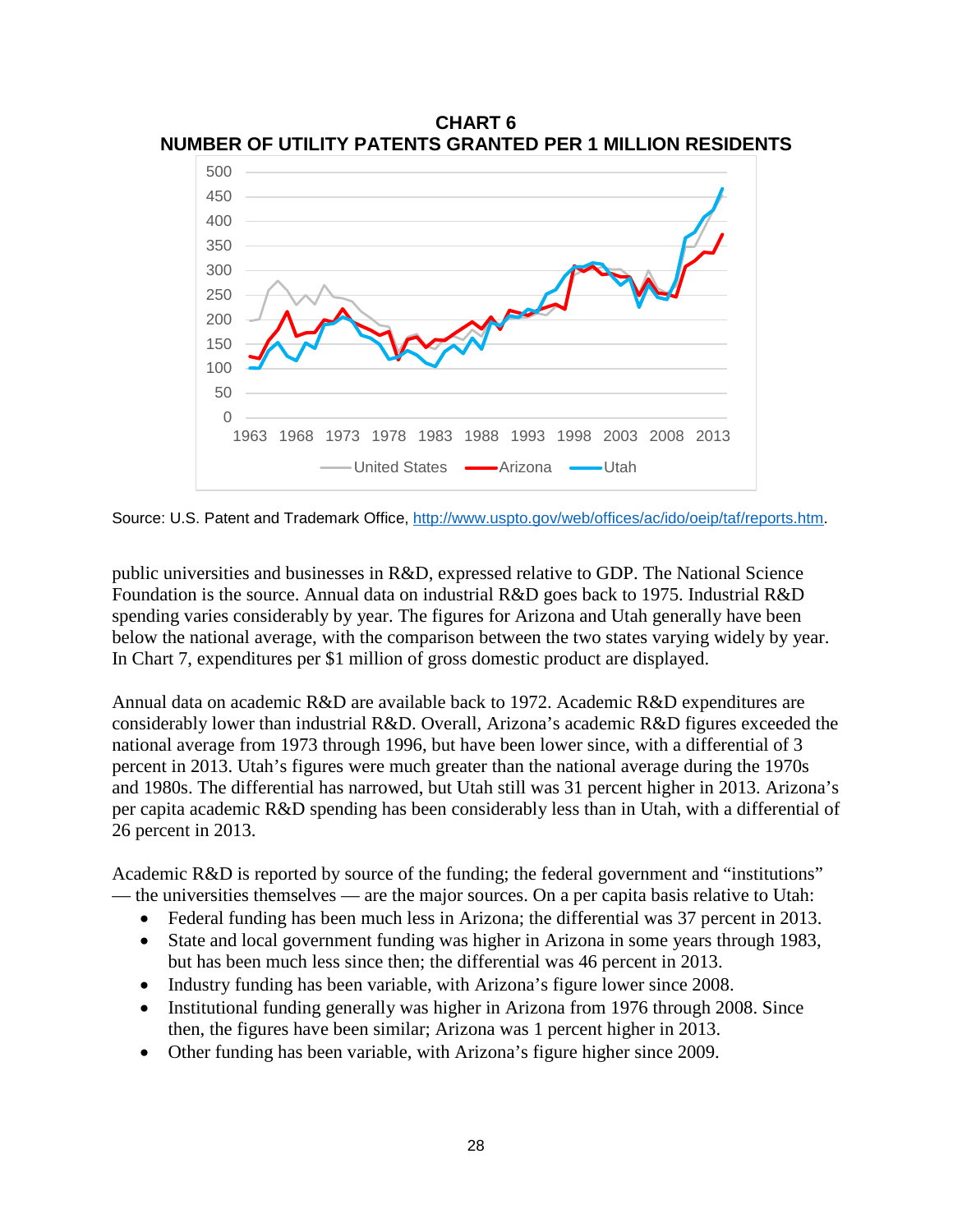**CHART 6**
**NUMBER OF UTILITY PATENTS GRANTED PER 1 MILLION RESIDENTS**

Source: U.S. Patent and Trademark Office, http://www.uspto.gov/web/offices/ac/ido/oeip/taf/reports.htm.

public universities and businesses in R&D, expressed relative to GDP. The National Science Foundation is the source. Annual data on industrial R&D goes back to 1975. Industrial R&D spending varies considerably by year. The figures for Arizona and Utah generally have been below the national average, with the comparison between the two states varying widely by year. In Chart 7, expenditures per $1 million of gross domestic product are displayed.

Annual data on academic R&D are available back to 1972. Academic R&D expenditures are considerably lower than industrial R&D. Overall, Arizona's academic R&D figures exceeded the national average from 1973 through 1996, but have been lower since, with a differential of 3 percent in 2013. Utah's figures were much greater than the national average during the 1970s and 1980s. The differential has narrowed, but Utah still was 31 percent higher in 2013. Arizona's per capita academic R&D spending has been considerably less than in Utah, with a differential of 26 percent in 2013.

Academic R&D is reported by source of the funding; the federal government and "institutions" — the universities themselves — are the major sources. On a per capita basis relative to Utah:

- Federal funding has been much less in Arizona; the differential was 37 percent in 2013.
- State and local government funding was higher in Arizona in some years through 1983, but has been much less since then; the differential was 46 percent in 2013.
- Industry funding has been variable, with Arizona's figure lower since 2008.
- Institutional funding generally was higher in Arizona from 1976 through 2008. Since then, the figures have been similar; Arizona was 1 percent higher in 2013.
- Other funding has been variable, with Arizona's figure higher since 2009.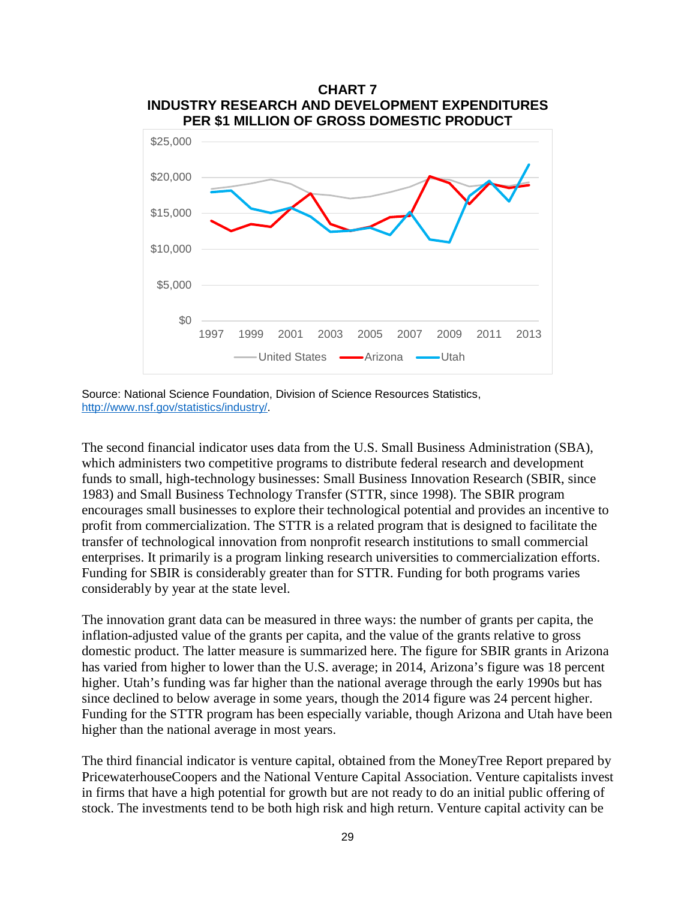**CHART 7**
**INDUSTRY RESEARCH AND DEVELOPMENT EXPENDITURES PER $1 MILLION OF GROSS DOMESTIC PRODUCT**

Source: National Science Foundation, Division of Science Resources Statistics, http://www.nsf.gov/statistics/industry/.

The second financial indicator uses data from the U.S. Small Business Administration (SBA), which administers two competitive programs to distribute federal research and development funds to small, high-technology businesses: Small Business Innovation Research (SBIR, since 1983) and Small Business Technology Transfer (STTR, since 1998). The SBIR program encourages small businesses to explore their technological potential and provides an incentive to profit from commercialization. The STTR is a related program that is designed to facilitate the transfer of technological innovation from nonprofit research institutions to small commercial enterprises. It primarily is a program linking research universities to commercialization efforts. Funding for SBIR is considerably greater than for STTR. Funding for both programs varies considerably by year at the state level.

The innovation grant data can be measured in three ways: the number of grants per capita, the inflation-adjusted value of the grants per capita, and the value of the grants relative to gross domestic product. The latter measure is summarized here. The figure for SBIR grants in Arizona has varied from higher to lower than the U.S. average; in 2014, Arizona's figure was 18 percent higher. Utah's funding was far higher than the national average through the early 1990s but has since declined to below average in some years, though the 2014 figure was 24 percent higher. Funding for the STTR program has been especially variable, though Arizona and Utah have been higher than the national average in most years.

The third financial indicator is venture capital, obtained from the MoneyTree Report prepared by PricewaterhouseCoopers and the National Venture Capital Association. Venture capitalists invest in firms that have a high potential for growth but are not ready to do an initial public offering of stock. The investments tend to be both high risk and high return. Venture capital activity can be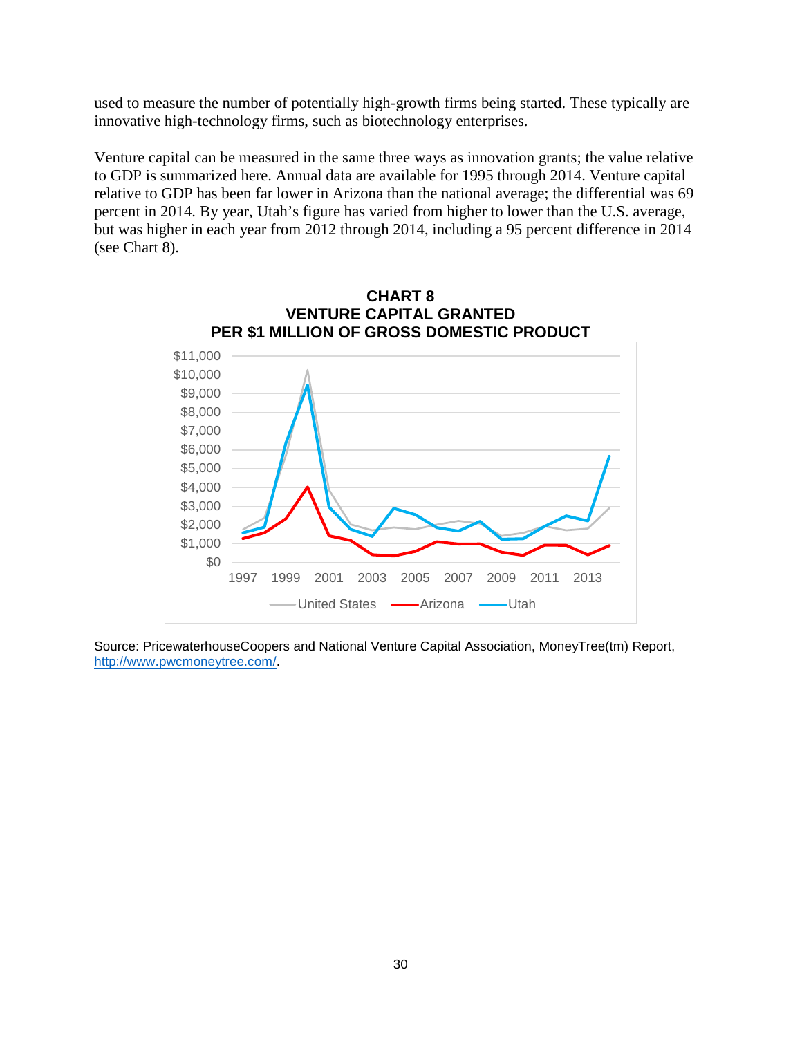used to measure the number of potentially high-growth firms being started. These typically are innovative high-technology firms, such as biotechnology enterprises.

Venture capital can be measured in the same three ways as innovation grants; the value relative to GDP is summarized here. Annual data are available for 1995 through 2014. Venture capital relative to GDP has been far lower in Arizona than the national average; the differential was 69 percent in 2014. By year, Utah's figure has varied from higher to lower than the U.S. average, but was higher in each year from 2012 through 2014, including a 95 percent difference in 2014 (see Chart 8).

**CHART 8**
**VENTURE CAPITAL GRANTED**
**PER $1 MILLION OF GROSS DOMESTIC PRODUCT**

Source: PricewaterhouseCoopers and National Venture Capital Association, MoneyTree(tm) Report, http://www.pwcmoneytree.com/.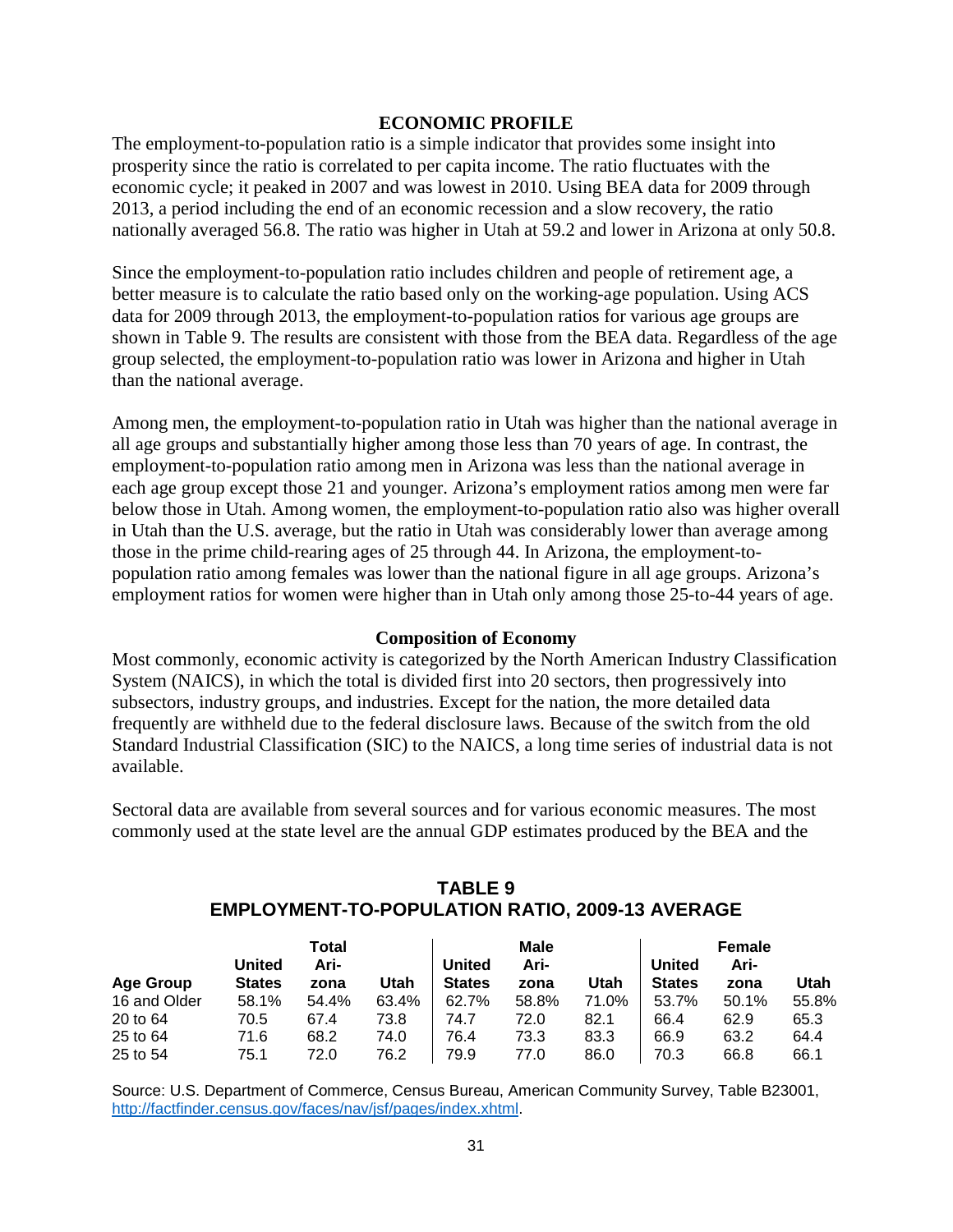## ECONOMIC PROFILE

The employment-to-population ratio is a simple indicator that provides some insight into prosperity since the ratio is correlated to per capita income. The ratio fluctuates with the economic cycle; it peaked in 2007 and was lowest in 2010. Using BEA data for 2009 through 2013, a period including the end of an economic recession and a slow recovery, the ratio nationally averaged 56.8. The ratio was higher in Utah at 59.2 and lower in Arizona at only 50.8.

Since the employment-to-population ratio includes children and people of retirement age, a better measure is to calculate the ratio based only on the working-age population. Using ACS data for 2009 through 2013, the employment-to-population ratios for various age groups are shown in Table 9. The results are consistent with those from the BEA data. Regardless of the age group selected, the employment-to-population ratio was lower in Arizona and higher in Utah than the national average.

Among men, the employment-to-population ratio in Utah was higher than the national average in all age groups and substantially higher among those less than 70 years of age. In contrast, the employment-to-population ratio among men in Arizona was less than the national average in each age group except those 21 and younger. Arizona's employment ratios among men were far below those in Utah. Among women, the employment-to-population ratio also was higher overall in Utah than the U.S. average, but the ratio in Utah was considerably lower than average among those in the prime child-rearing ages of 25 through 44. In Arizona, the employment-to-population ratio among females was lower than the national figure in all age groups. Arizona's employment ratios for women were higher than in Utah only among those 25-to-44 years of age.

### Composition of Economy

Most commonly, economic activity is categorized by the North American Industry Classification System (NAICS), in which the total is divided first into 20 sectors, then progressively into subsectors, industry groups, and industries. Except for the nation, the more detailed data frequently are withheld due to the federal disclosure laws. Because of the switch from the old Standard Industrial Classification (SIC) to the NAICS, a long time series of industrial data is not available.

Sectoral data are available from several sources and for various economic measures. The most commonly used at the state level are the annual GDP estimates produced by the BEA and the

**TABLE 9**
**EMPLOYMENT-TO-POPULATION RATIO, 2009-13 AVERAGE**

| | Total | | | Male | | | Female | | |
|---|---|---|---|---|---|---|---|---|---|
| Age Group | United States | Arizona | Utah | United States | Arizona | Utah | United States | Arizona | Utah |
| 16 and Older | 58.1% | 54.4% | 63.4% | 62.7% | 58.8% | 71.0% | 53.7% | 50.1% | 55.8% |
| 20 to 64 | 70.5 | 67.4 | 73.8 | 74.7 | 72.0 | 82.1 | 66.4 | 62.9 | 65.3 |
| 25 to 64 | 71.6 | 68.2 | 74.0 | 76.4 | 73.3 | 83.3 | 66.9 | 63.2 | 64.4 |
| 25 to 54 | 75.1 | 72.0 | 76.2 | 79.9 | 77.0 | 86.0 | 70.3 | 66.8 | 66.1 |

Source: U.S. Department of Commerce, Census Bureau, American Community Survey, Table B23001, http://factfinder.census.gov/faces/nav/jsf/pages/index.xhtml.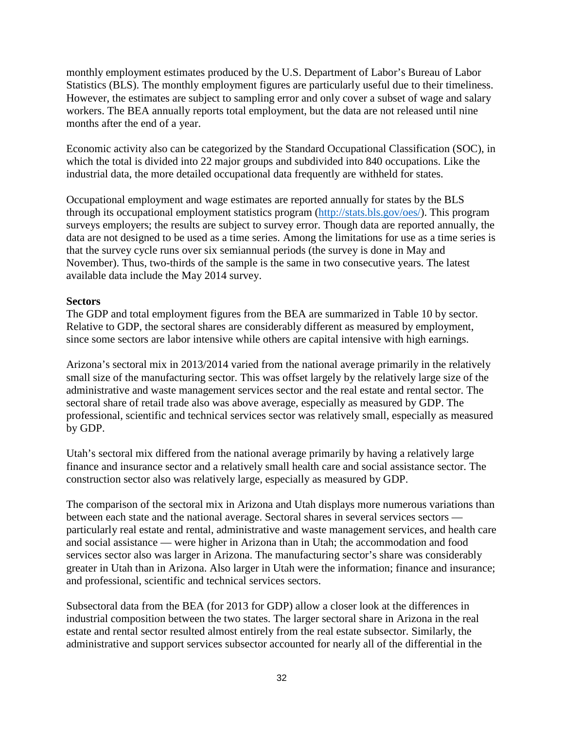monthly employment estimates produced by the U.S. Department of Labor's Bureau of Labor Statistics (BLS). The monthly employment figures are particularly useful due to their timeliness. However, the estimates are subject to sampling error and only cover a subset of wage and salary workers. The BEA annually reports total employment, but the data are not released until nine months after the end of a year.

Economic activity also can be categorized by the Standard Occupational Classification (SOC), in which the total is divided into 22 major groups and subdivided into 840 occupations. Like the industrial data, the more detailed occupational data frequently are withheld for states.

Occupational employment and wage estimates are reported annually for states by the BLS through its occupational employment statistics program (http://stats.bls.gov/oes/). This program surveys employers; the results are subject to survey error. Though data are reported annually, the data are not designed to be used as a time series. Among the limitations for use as a time series is that the survey cycle runs over six semiannual periods (the survey is done in May and November). Thus, two-thirds of the sample is the same in two consecutive years. The latest available data include the May 2014 survey.

**Sectors**

The GDP and total employment figures from the BEA are summarized in Table 10 by sector. Relative to GDP, the sectoral shares are considerably different as measured by employment, since some sectors are labor intensive while others are capital intensive with high earnings.

Arizona's sectoral mix in 2013/2014 varied from the national average primarily in the relatively small size of the manufacturing sector. This was offset largely by the relatively large size of the administrative and waste management services sector and the real estate and rental sector. The sectoral share of retail trade also was above average, especially as measured by GDP. The professional, scientific and technical services sector was relatively small, especially as measured by GDP.

Utah's sectoral mix differed from the national average primarily by having a relatively large finance and insurance sector and a relatively small health care and social assistance sector. The construction sector also was relatively large, especially as measured by GDP.

The comparison of the sectoral mix in Arizona and Utah displays more numerous variations than between each state and the national average. Sectoral shares in several services sectors — particularly real estate and rental, administrative and waste management services, and health care and social assistance — were higher in Arizona than in Utah; the accommodation and food services sector also was larger in Arizona. The manufacturing sector's share was considerably greater in Utah than in Arizona. Also larger in Utah were the information; finance and insurance; and professional, scientific and technical services sectors.

Subsectoral data from the BEA (for 2013 for GDP) allow a closer look at the differences in industrial composition between the two states. The larger sectoral share in Arizona in the real estate and rental sector resulted almost entirely from the real estate subsector. Similarly, the administrative and support services subsector accounted for nearly all of the differential in the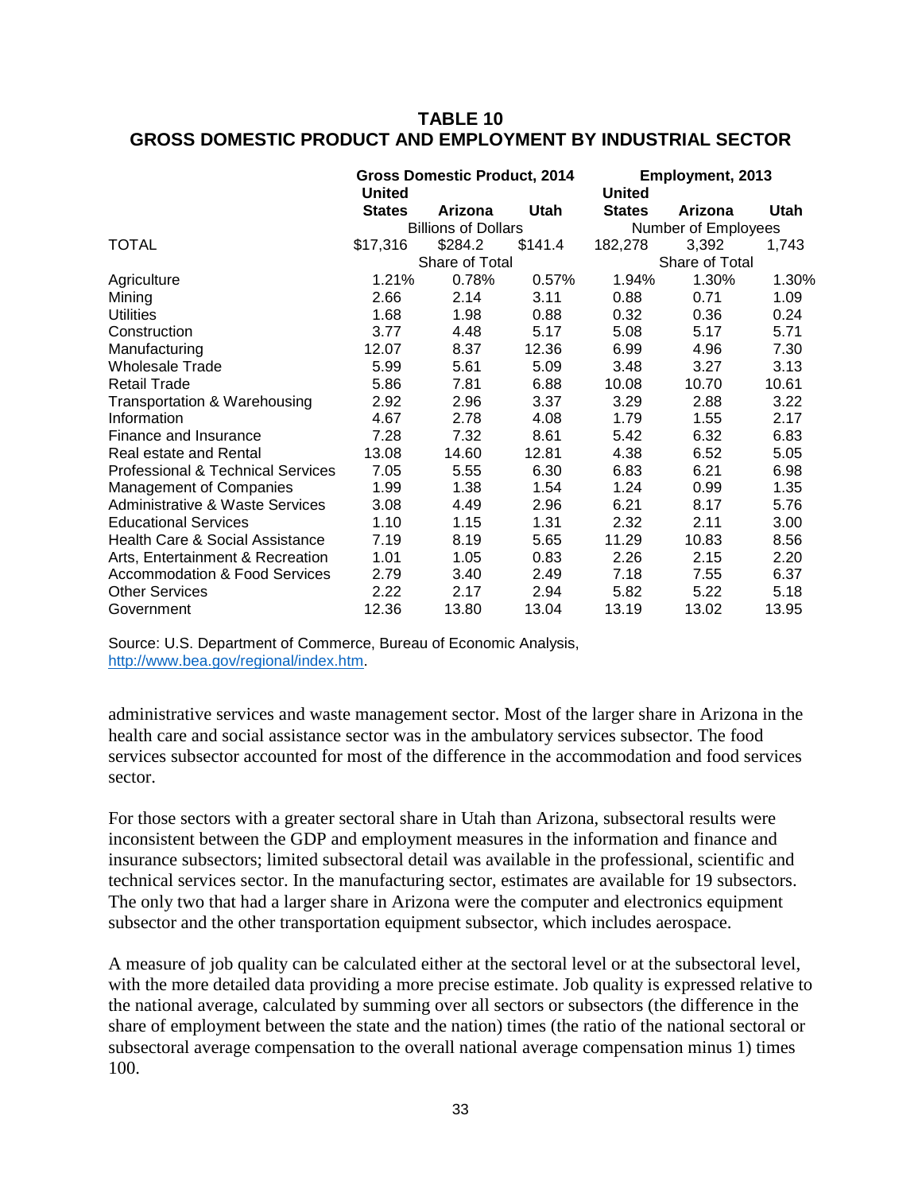## TABLE 10
## GROSS DOMESTIC PRODUCT AND EMPLOYMENT BY INDUSTRIAL SECTOR

| | Gross Domestic Product, 2014 | | | Employment, 2013 | | |
|---|---|---|---|---|---|---|
| | United States | Arizona | Utah | United States | Arizona | Utah |
| | Billions of Dollars | | | Number of Employees | | |
| TOTAL | $17,316 | $284.2 | $141.4 | 182,278 | 3,392 | 1,743 |
| | Share of Total | | | Share of Total | | |
| Agriculture | 1.21% | 0.78% | 0.57% | 1.94% | 1.30% | 1.30% |
| Mining | 2.66 | 2.14 | 3.11 | 0.88 | 0.71 | 1.09 |
| Utilities | 1.68 | 1.98 | 0.88 | 0.32 | 0.36 | 0.24 |
| Construction | 3.77 | 4.48 | 5.17 | 5.08 | 5.17 | 5.71 |
| Manufacturing | 12.07 | 8.37 | 12.36 | 6.99 | 4.96 | 7.30 |
| Wholesale Trade | 5.99 | 5.61 | 5.09 | 3.48 | 3.27 | 3.13 |
| Retail Trade | 5.86 | 7.81 | 6.88 | 10.08 | 10.70 | 10.61 |
| Transportation & Warehousing | 2.92 | 2.96 | 3.37 | 3.29 | 2.88 | 3.22 |
| Information | 4.67 | 2.78 | 4.08 | 1.79 | 1.55 | 2.17 |
| Finance and Insurance | 7.28 | 7.32 | 8.61 | 5.42 | 6.32 | 6.83 |
| Real estate and Rental | 13.08 | 14.60 | 12.81 | 4.38 | 6.52 | 5.05 |
| Professional & Technical Services | 7.05 | 5.55 | 6.30 | 6.83 | 6.21 | 6.98 |
| Management of Companies | 1.99 | 1.38 | 1.54 | 1.24 | 0.99 | 1.35 |
| Administrative & Waste Services | 3.08 | 4.49 | 2.96 | 6.21 | 8.17 | 5.76 |
| Educational Services | 1.10 | 1.15 | 1.31 | 2.32 | 2.11 | 3.00 |
| Health Care & Social Assistance | 7.19 | 8.19 | 5.65 | 11.29 | 10.83 | 8.56 |
| Arts, Entertainment & Recreation | 1.01 | 1.05 | 0.83 | 2.26 | 2.15 | 2.20 |
| Accommodation & Food Services | 2.79 | 3.40 | 2.49 | 7.18 | 7.55 | 6.37 |
| Other Services | 2.22 | 2.17 | 2.94 | 5.82 | 5.22 | 5.18 |
| Government | 12.36 | 13.80 | 13.04 | 13.19 | 13.02 | 13.95 |

Source: U.S. Department of Commerce, Bureau of Economic Analysis, http://www.bea.gov/regional/index.htm.

administrative services and waste management sector. Most of the larger share in Arizona in the health care and social assistance sector was in the ambulatory services subsector. The food services subsector accounted for most of the difference in the accommodation and food services sector.

For those sectors with a greater sectoral share in Utah than Arizona, subsectoral results were inconsistent between the GDP and employment measures in the information and finance and insurance subsectors; limited subsectoral detail was available in the professional, scientific and technical services sector. In the manufacturing sector, estimates are available for 19 subsectors. The only two that had a larger share in Arizona were the computer and electronics equipment subsector and the other transportation equipment subsector, which includes aerospace.

A measure of job quality can be calculated either at the sectoral level or at the subsectoral level, with the more detailed data providing a more precise estimate. Job quality is expressed relative to the national average, calculated by summing over all sectors or subsectors (the difference in the share of employment between the state and the nation) times (the ratio of the national sectoral or subsectoral average compensation to the overall national average compensation minus 1) times 100.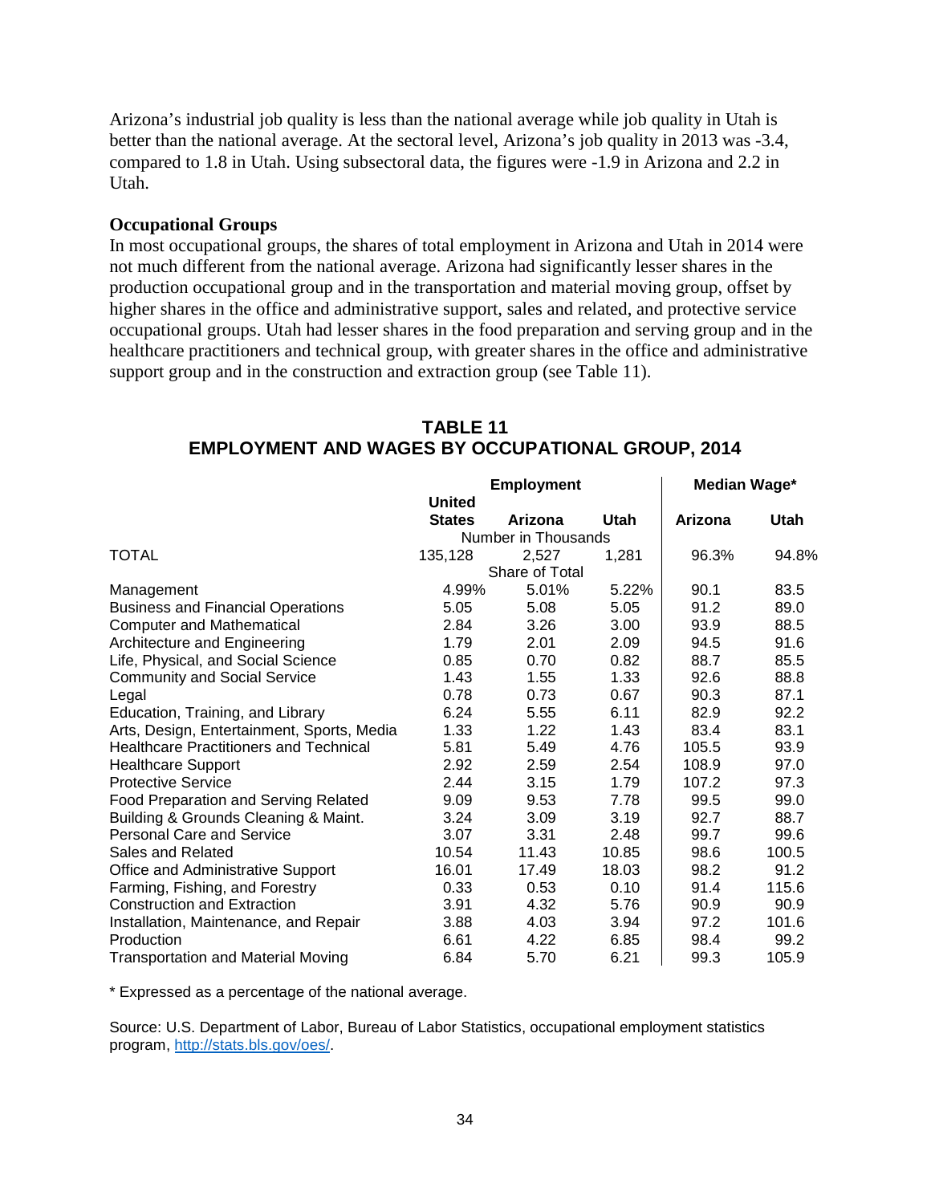Arizona's industrial job quality is less than the national average while job quality in Utah is better than the national average. At the sectoral level, Arizona's job quality in 2013 was -3.4, compared to 1.8 in Utah. Using subsectoral data, the figures were -1.9 in Arizona and 2.2 in Utah.

### Occupational Groups

In most occupational groups, the shares of total employment in Arizona and Utah in 2014 were not much different from the national average. Arizona had significantly lesser shares in the production occupational group and in the transportation and material moving group, offset by higher shares in the office and administrative support, sales and related, and protective service occupational groups. Utah had lesser shares in the food preparation and serving group and in the healthcare practitioners and technical group, with greater shares in the office and administrative support group and in the construction and extraction group (see Table 11).

## TABLE 11
## EMPLOYMENT AND WAGES BY OCCUPATIONAL GROUP, 2014

| | Employment | | | Median Wage* | |
|---|---|---|---|---|---|
| | United States | Arizona | Utah | Arizona | Utah |
| | Number in Thousands | | | | |
| TOTAL | 135,128 | 2,527 | 1,281 | 96.3% | 94.8% |
| | Share of Total | | | | |
| Management | 4.99% | 5.01% | 5.22% | 90.1 | 83.5 |
| Business and Financial Operations | 5.05 | 5.08 | 5.05 | 91.2 | 89.0 |
| Computer and Mathematical | 2.84 | 3.26 | 3.00 | 93.9 | 88.5 |
| Architecture and Engineering | 1.79 | 2.01 | 2.09 | 94.5 | 91.6 |
| Life, Physical, and Social Science | 0.85 | 0.70 | 0.82 | 88.7 | 85.5 |
| Community and Social Service | 1.43 | 1.55 | 1.33 | 92.6 | 88.8 |
| Legal | 0.78 | 0.73 | 0.67 | 90.3 | 87.1 |
| Education, Training, and Library | 6.24 | 5.55 | 6.11 | 82.9 | 92.2 |
| Arts, Design, Entertainment, Sports, Media | 1.33 | 1.22 | 1.43 | 83.4 | 83.1 |
| Healthcare Practitioners and Technical | 5.81 | 5.49 | 4.76 | 105.5 | 93.9 |
| Healthcare Support | 2.92 | 2.59 | 2.54 | 108.9 | 97.0 |
| Protective Service | 2.44 | 3.15 | 1.79 | 107.2 | 97.3 |
| Food Preparation and Serving Related | 9.09 | 9.53 | 7.78 | 99.5 | 99.0 |
| Building & Grounds Cleaning & Maint. | 3.24 | 3.09 | 3.19 | 92.7 | 88.7 |
| Personal Care and Service | 3.07 | 3.31 | 2.48 | 99.7 | 99.6 |
| Sales and Related | 10.54 | 11.43 | 10.85 | 98.6 | 100.5 |
| Office and Administrative Support | 16.01 | 17.49 | 18.03 | 98.2 | 91.2 |
| Farming, Fishing, and Forestry | 0.33 | 0.53 | 0.10 | 91.4 | 115.6 |
| Construction and Extraction | 3.91 | 4.32 | 5.76 | 90.9 | 90.9 |
| Installation, Maintenance, and Repair | 3.88 | 4.03 | 3.94 | 97.2 | 101.6 |
| Production | 6.61 | 4.22 | 6.85 | 98.4 | 99.2 |
| Transportation and Material Moving | 6.84 | 5.70 | 6.21 | 99.3 | 105.9 |

* Expressed as a percentage of the national average.

Source: U.S. Department of Labor, Bureau of Labor Statistics, occupational employment statistics program, http://stats.bls.gov/oes/.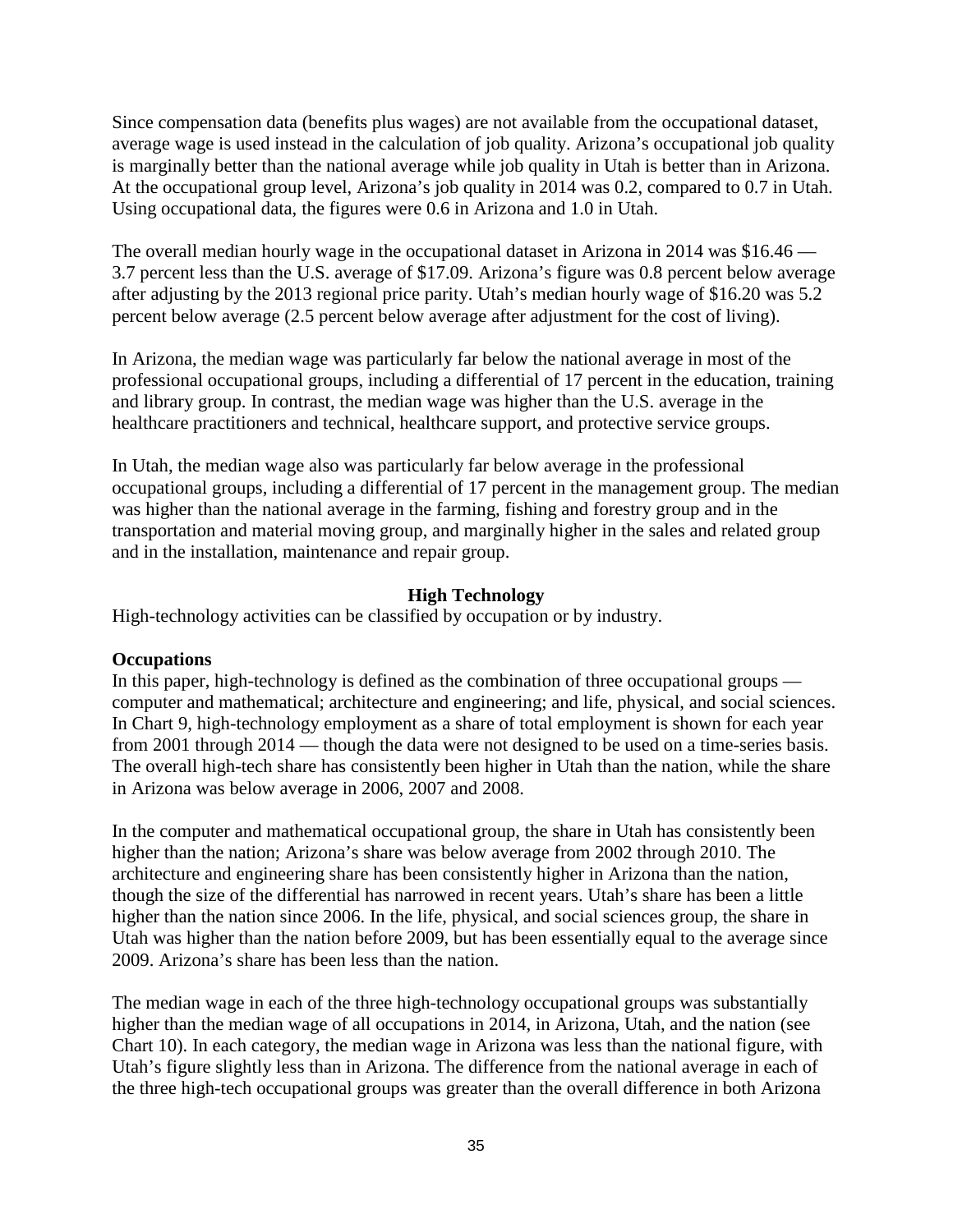Since compensation data (benefits plus wages) are not available from the occupational dataset, average wage is used instead in the calculation of job quality. Arizona's occupational job quality is marginally better than the national average while job quality in Utah is better than in Arizona. At the occupational group level, Arizona's job quality in 2014 was 0.2, compared to 0.7 in Utah. Using occupational data, the figures were 0.6 in Arizona and 1.0 in Utah.

The overall median hourly wage in the occupational dataset in Arizona in 2014 was $16.46 — 3.7 percent less than the U.S. average of $17.09. Arizona's figure was 0.8 percent below average after adjusting by the 2013 regional price parity. Utah's median hourly wage of $16.20 was 5.2 percent below average (2.5 percent below average after adjustment for the cost of living).

In Arizona, the median wage was particularly far below the national average in most of the professional occupational groups, including a differential of 17 percent in the education, training and library group. In contrast, the median wage was higher than the U.S. average in the healthcare practitioners and technical, healthcare support, and protective service groups.

In Utah, the median wage also was particularly far below average in the professional occupational groups, including a differential of 17 percent in the management group. The median was higher than the national average in the farming, fishing and forestry group and in the transportation and material moving group, and marginally higher in the sales and related group and in the installation, maintenance and repair group.

## High Technology

High-technology activities can be classified by occupation or by industry.

### Occupations

In this paper, high-technology is defined as the combination of three occupational groups — computer and mathematical; architecture and engineering; and life, physical, and social sciences. In Chart 9, high-technology employment as a share of total employment is shown for each year from 2001 through 2014 — though the data were not designed to be used on a time-series basis. The overall high-tech share has consistently been higher in Utah than the nation, while the share in Arizona was below average in 2006, 2007 and 2008.

In the computer and mathematical occupational group, the share in Utah has consistently been higher than the nation; Arizona's share was below average from 2002 through 2010. The architecture and engineering share has been consistently higher in Arizona than the nation, though the size of the differential has narrowed in recent years. Utah's share has been a little higher than the nation since 2006. In the life, physical, and social sciences group, the share in Utah was higher than the nation before 2009, but has been essentially equal to the average since 2009. Arizona's share has been less than the nation.

The median wage in each of the three high-technology occupational groups was substantially higher than the median wage of all occupations in 2014, in Arizona, Utah, and the nation (see Chart 10). In each category, the median wage in Arizona was less than the national figure, with Utah's figure slightly less than in Arizona. The difference from the national average in each of the three high-tech occupational groups was greater than the overall difference in both Arizona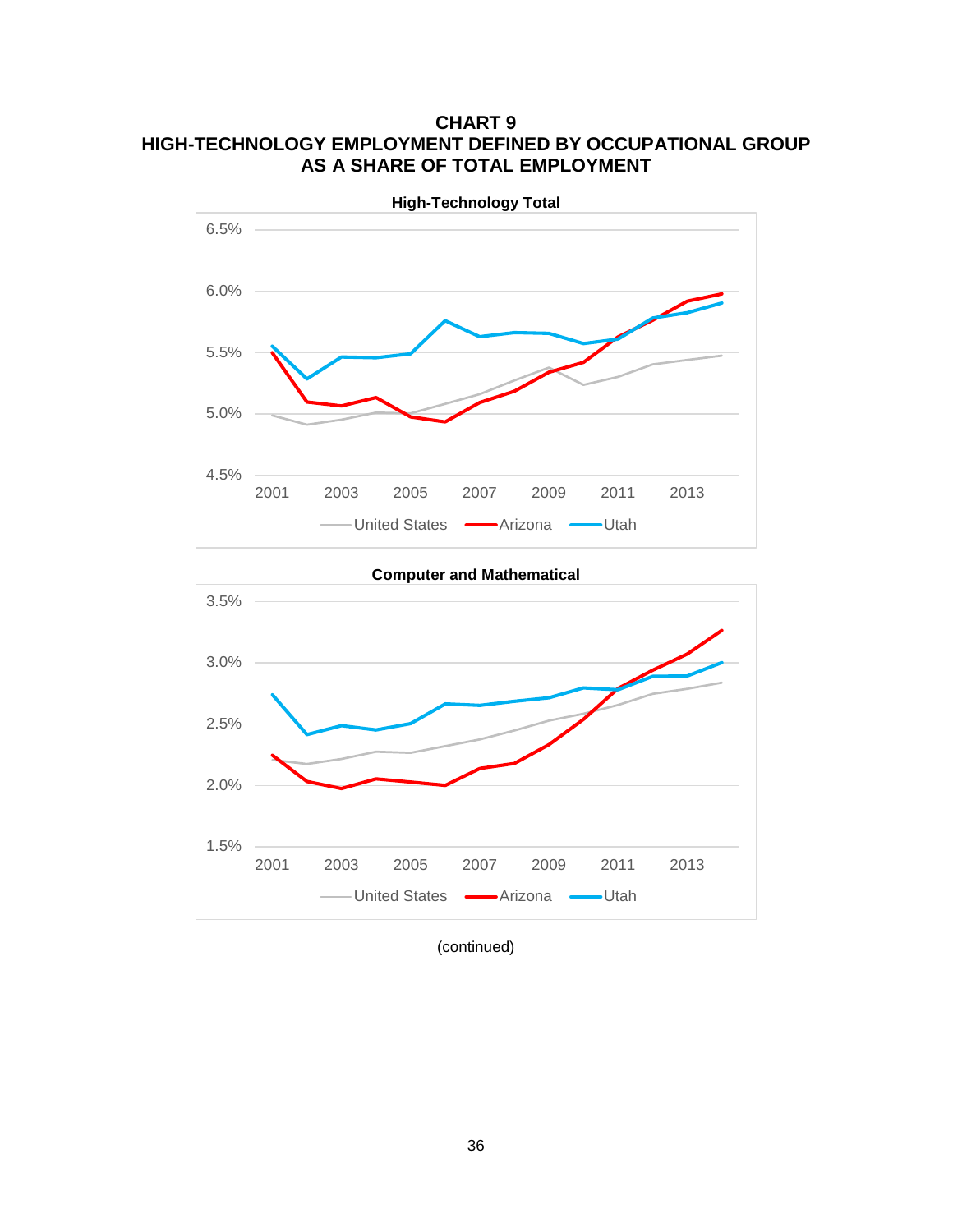# CHART 9
## HIGH-TECHNOLOGY EMPLOYMENT DEFINED BY OCCUPATIONAL GROUP AS A SHARE OF TOTAL EMPLOYMENT

**High-Technology Total**

**Computer and Mathematical**

(continued)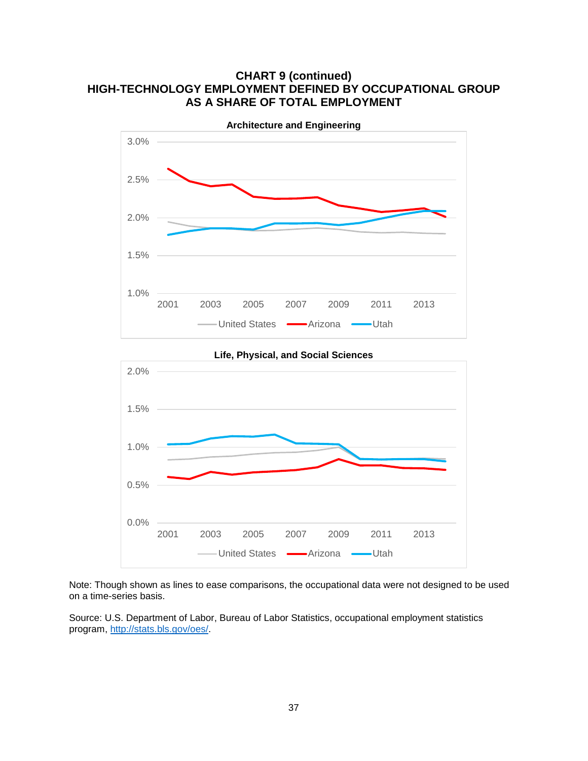# CHART 9 (continued)
# HIGH-TECHNOLOGY EMPLOYMENT DEFINED BY OCCUPATIONAL GROUP AS A SHARE OF TOTAL EMPLOYMENT

**Architecture and Engineering**

**Life, Physical, and Social Sciences**

Note: Though shown as lines to ease comparisons, the occupational data were not designed to be used on a time-series basis.

Source: U.S. Department of Labor, Bureau of Labor Statistics, occupational employment statistics program, http://stats.bls.gov/oes/.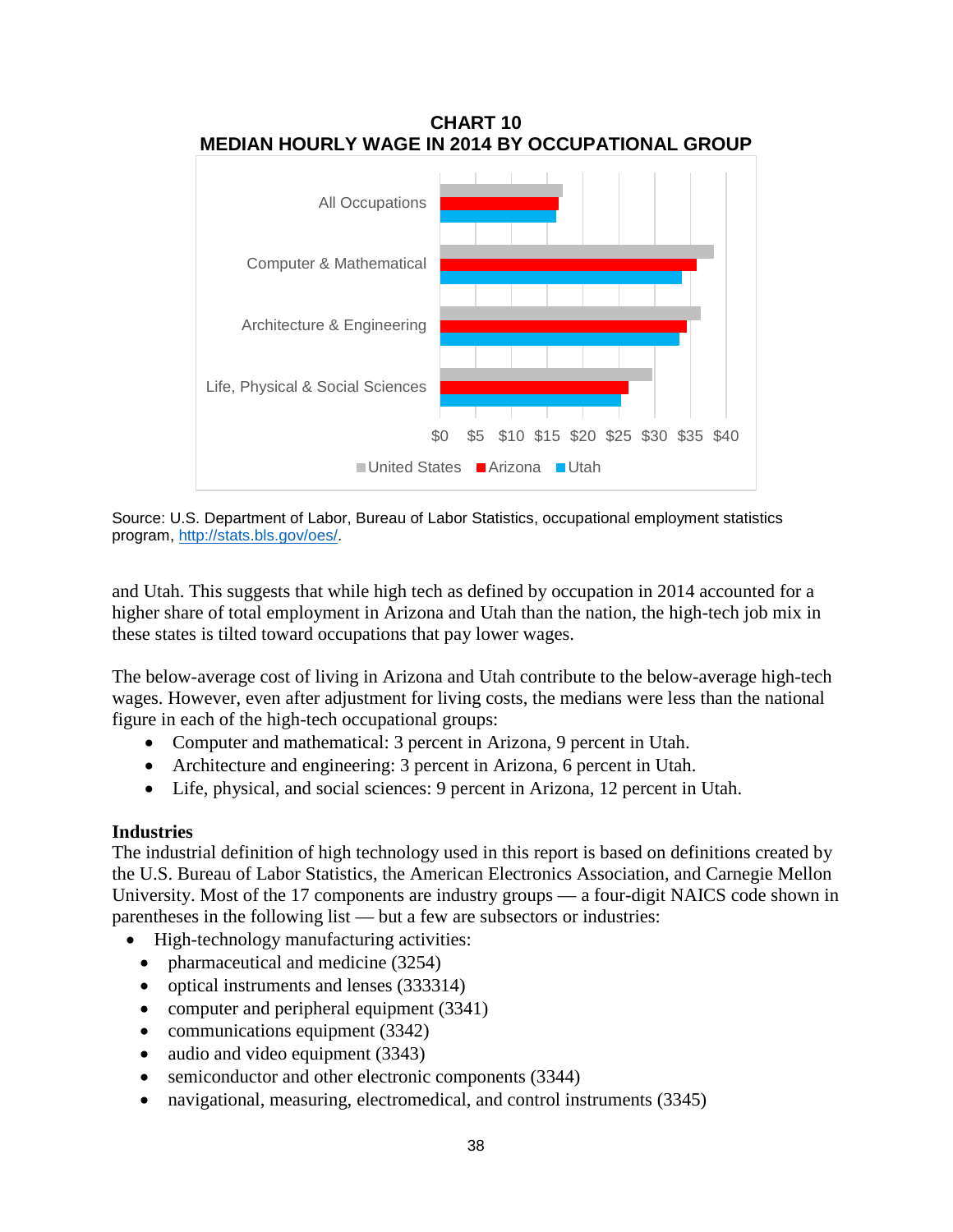**CHART 10**
**MEDIAN HOURLY WAGE IN 2014 BY OCCUPATIONAL GROUP**

Source: U.S. Department of Labor, Bureau of Labor Statistics, occupational employment statistics program, http://stats.bls.gov/oes/.

and Utah. This suggests that while high tech as defined by occupation in 2014 accounted for a higher share of total employment in Arizona and Utah than the nation, the high-tech job mix in these states is tilted toward occupations that pay lower wages.

The below-average cost of living in Arizona and Utah contribute to the below-average high-tech wages. However, even after adjustment for living costs, the medians were less than the national figure in each of the high-tech occupational groups:

- Computer and mathematical: 3 percent in Arizona, 9 percent in Utah.
- Architecture and engineering: 3 percent in Arizona, 6 percent in Utah.
- Life, physical, and social sciences: 9 percent in Arizona, 12 percent in Utah.

**Industries**

The industrial definition of high technology used in this report is based on definitions created by the U.S. Bureau of Labor Statistics, the American Electronics Association, and Carnegie Mellon University. Most of the 17 components are industry groups — a four-digit NAICS code shown in parentheses in the following list — but a few are subsectors or industries:

- High-technology manufacturing activities:
  - pharmaceutical and medicine (3254)
  - optical instruments and lenses (333314)
  - computer and peripheral equipment (3341)
  - communications equipment (3342)
  - audio and video equipment (3343)
  - semiconductor and other electronic components (3344)
  - navigational, measuring, electromedical, and control instruments (3345)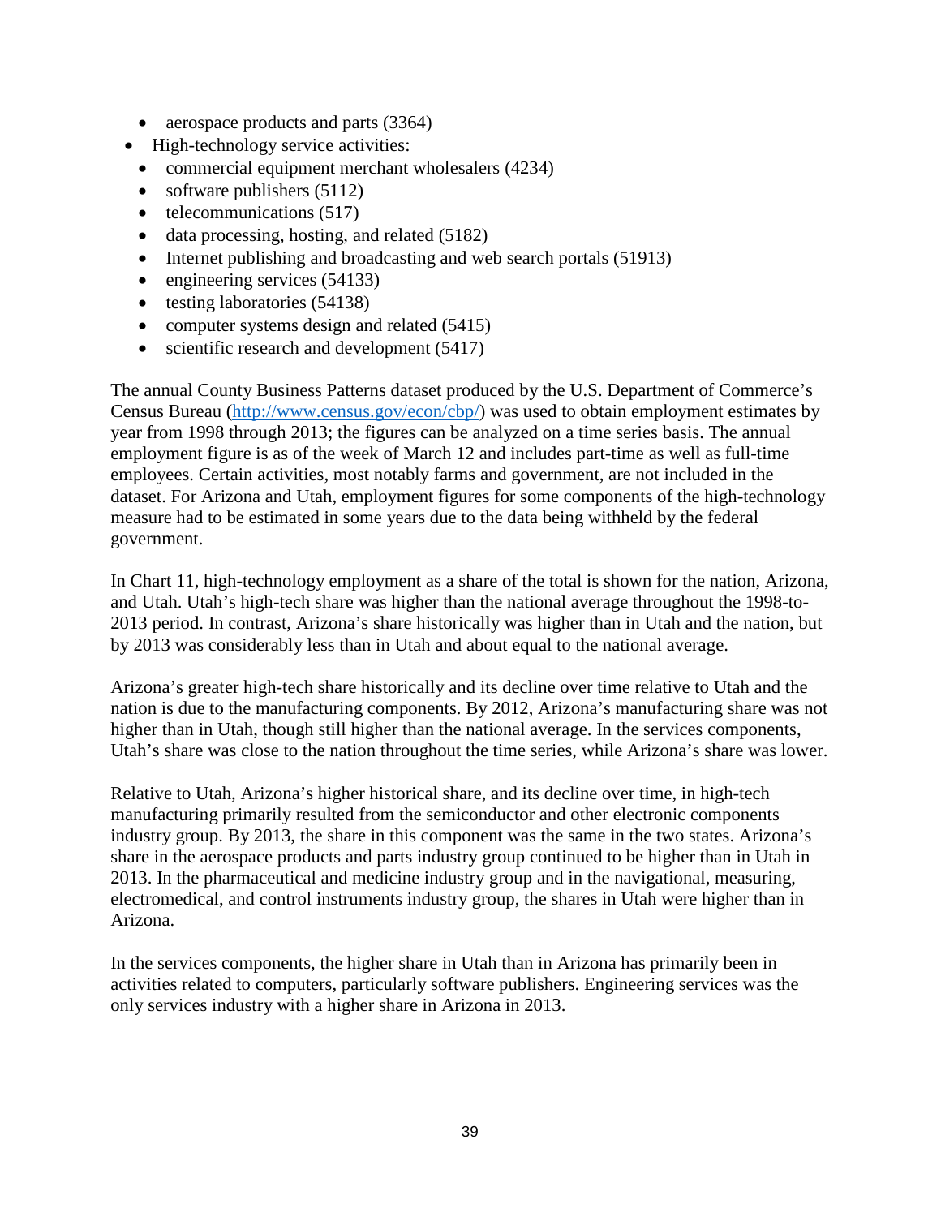- aerospace products and parts (3364)
- High-technology service activities:
  - commercial equipment merchant wholesalers (4234)
  - software publishers (5112)
  - telecommunications (517)
  - data processing, hosting, and related (5182)
  - Internet publishing and broadcasting and web search portals (51913)
  - engineering services (54133)
  - testing laboratories (54138)
  - computer systems design and related (5415)
  - scientific research and development (5417)

The annual County Business Patterns dataset produced by the U.S. Department of Commerce's Census Bureau (http://www.census.gov/econ/cbp/) was used to obtain employment estimates by year from 1998 through 2013; the figures can be analyzed on a time series basis. The annual employment figure is as of the week of March 12 and includes part-time as well as full-time employees. Certain activities, most notably farms and government, are not included in the dataset. For Arizona and Utah, employment figures for some components of the high-technology measure had to be estimated in some years due to the data being withheld by the federal government.

In Chart 11, high-technology employment as a share of the total is shown for the nation, Arizona, and Utah. Utah's high-tech share was higher than the national average throughout the 1998-to-2013 period. In contrast, Arizona's share historically was higher than in Utah and the nation, but by 2013 was considerably less than in Utah and about equal to the national average.

Arizona's greater high-tech share historically and its decline over time relative to Utah and the nation is due to the manufacturing components. By 2012, Arizona's manufacturing share was not higher than in Utah, though still higher than the national average. In the services components, Utah's share was close to the nation throughout the time series, while Arizona's share was lower.

Relative to Utah, Arizona's higher historical share, and its decline over time, in high-tech manufacturing primarily resulted from the semiconductor and other electronic components industry group. By 2013, the share in this component was the same in the two states. Arizona's share in the aerospace products and parts industry group continued to be higher than in Utah in 2013. In the pharmaceutical and medicine industry group and in the navigational, measuring, electromedical, and control instruments industry group, the shares in Utah were higher than in Arizona.

In the services components, the higher share in Utah than in Arizona has primarily been in activities related to computers, particularly software publishers. Engineering services was the only services industry with a higher share in Arizona in 2013.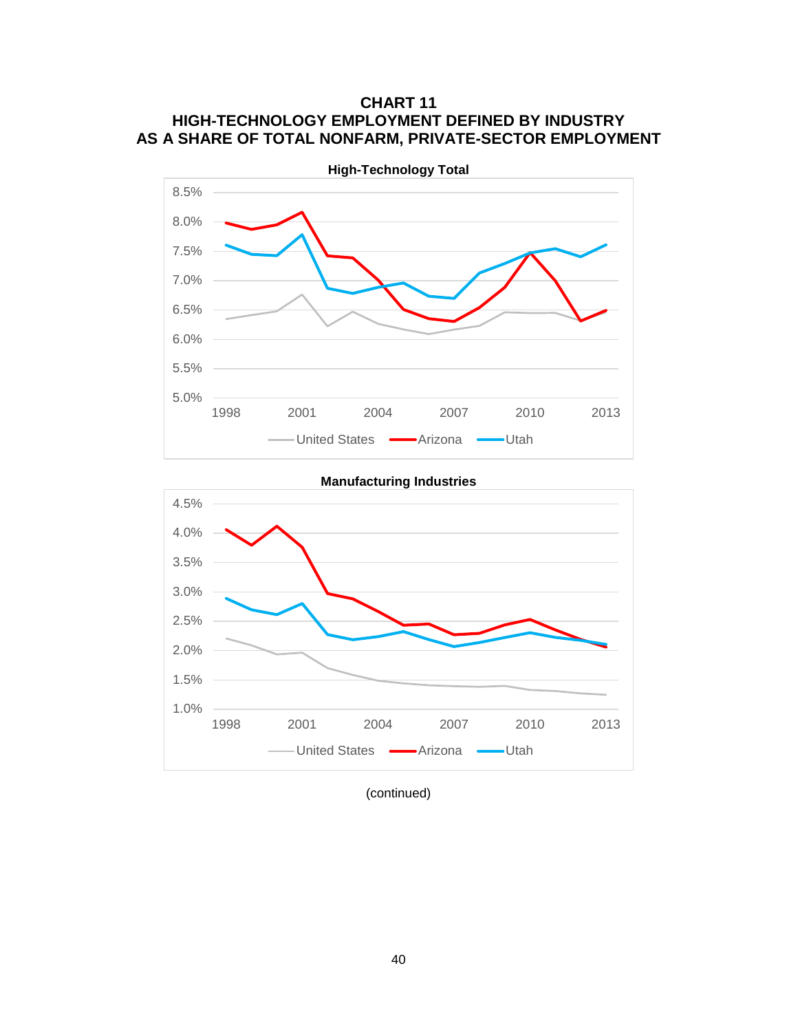# CHART 11
# HIGH-TECHNOLOGY EMPLOYMENT DEFINED BY INDUSTRY AS A SHARE OF TOTAL NONFARM, PRIVATE-SECTOR EMPLOYMENT

**High-Technology Total**

**Manufacturing Industries**

(continued)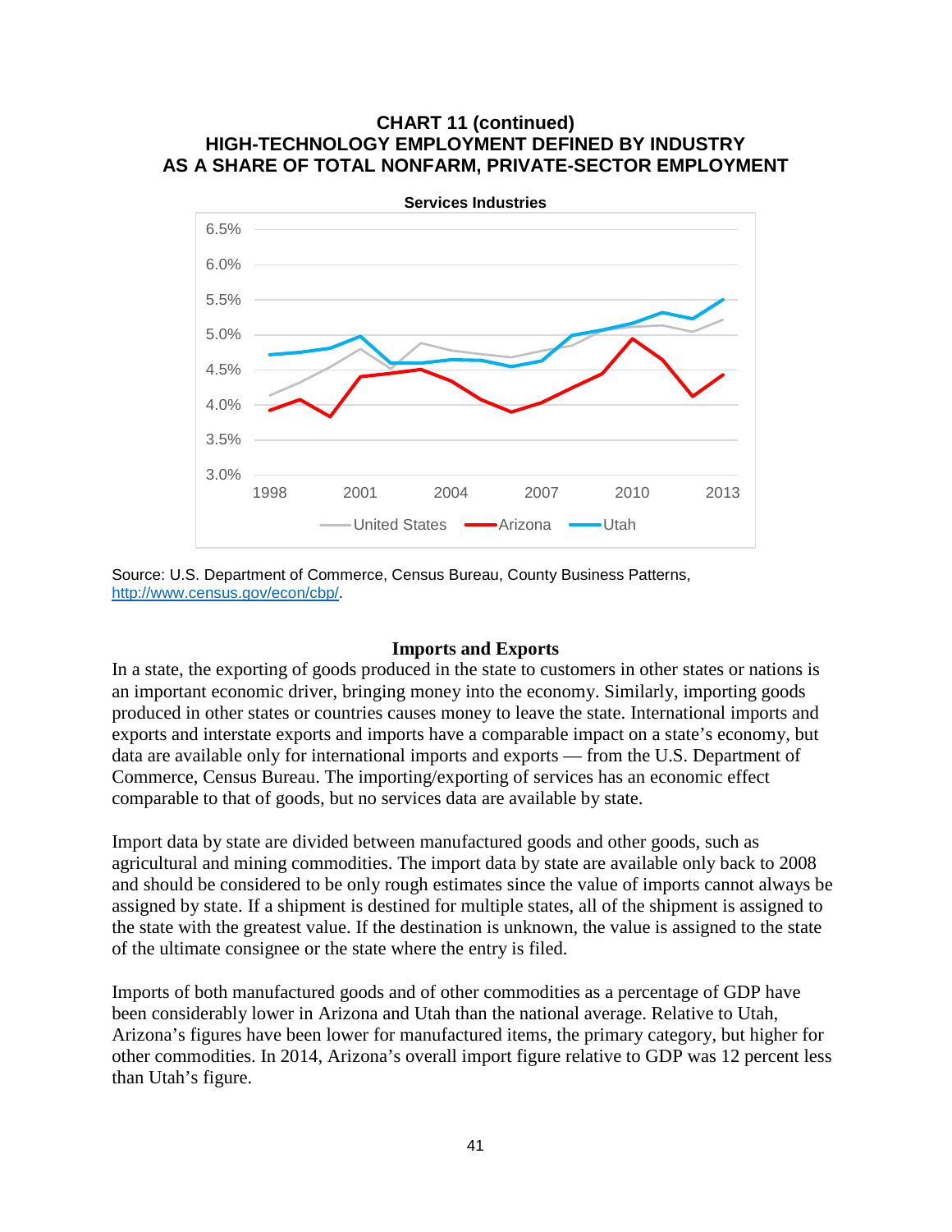**CHART 11 (continued)**
**HIGH-TECHNOLOGY EMPLOYMENT DEFINED BY INDUSTRY AS A SHARE OF TOTAL NONFARM, PRIVATE-SECTOR EMPLOYMENT**

**Services Industries**

Source: U.S. Department of Commerce, Census Bureau, County Business Patterns, http://www.census.gov/econ/cbp/.

## Imports and Exports

In a state, the exporting of goods produced in the state to customers in other states or nations is an important economic driver, bringing money into the economy. Similarly, importing goods produced in other states or countries causes money to leave the state. International imports and exports and interstate exports and imports have a comparable impact on a state's economy, but data are available only for international imports and exports — from the U.S. Department of Commerce, Census Bureau. The importing/exporting of services has an economic effect comparable to that of goods, but no services data are available by state.

Import data by state are divided between manufactured goods and other goods, such as agricultural and mining commodities. The import data by state are available only back to 2008 and should be considered to be only rough estimates since the value of imports cannot always be assigned by state. If a shipment is destined for multiple states, all of the shipment is assigned to the state with the greatest value. If the destination is unknown, the value is assigned to the state of the ultimate consignee or the state where the entry is filed.

Imports of both manufactured goods and of other commodities as a percentage of GDP have been considerably lower in Arizona and Utah than the national average. Relative to Utah, Arizona's figures have been lower for manufactured items, the primary category, but higher for other commodities. In 2014, Arizona's overall import figure relative to GDP was 12 percent less than Utah's figure.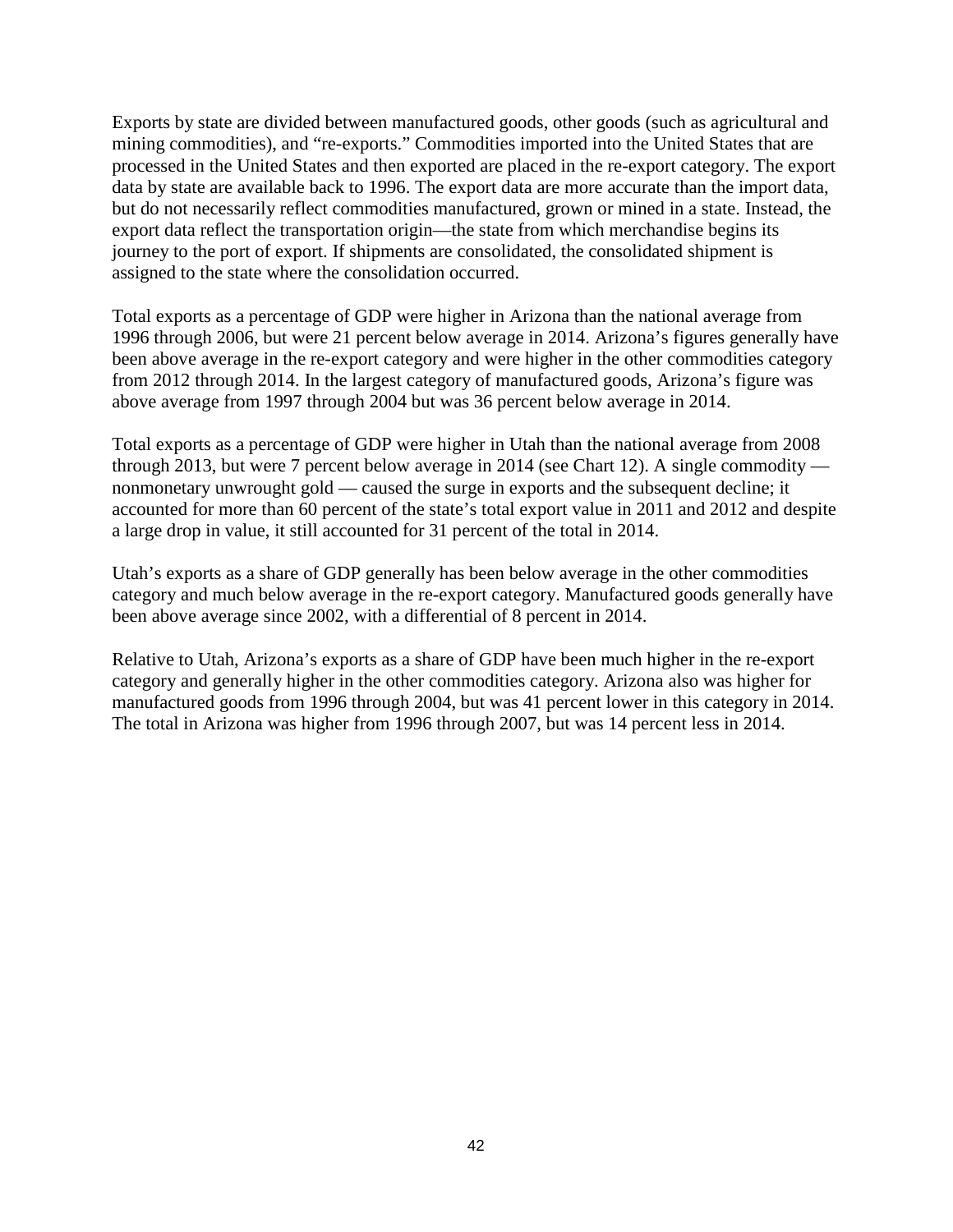Exports by state are divided between manufactured goods, other goods (such as agricultural and mining commodities), and "re-exports." Commodities imported into the United States that are processed in the United States and then exported are placed in the re-export category. The export data by state are available back to 1996. The export data are more accurate than the import data, but do not necessarily reflect commodities manufactured, grown or mined in a state. Instead, the export data reflect the transportation origin—the state from which merchandise begins its journey to the port of export. If shipments are consolidated, the consolidated shipment is assigned to the state where the consolidation occurred.

Total exports as a percentage of GDP were higher in Arizona than the national average from 1996 through 2006, but were 21 percent below average in 2014. Arizona's figures generally have been above average in the re-export category and were higher in the other commodities category from 2012 through 2014. In the largest category of manufactured goods, Arizona's figure was above average from 1997 through 2004 but was 36 percent below average in 2014.

Total exports as a percentage of GDP were higher in Utah than the national average from 2008 through 2013, but were 7 percent below average in 2014 (see Chart 12). A single commodity — nonmonetary unwrought gold — caused the surge in exports and the subsequent decline; it accounted for more than 60 percent of the state's total export value in 2011 and 2012 and despite a large drop in value, it still accounted for 31 percent of the total in 2014.

Utah's exports as a share of GDP generally has been below average in the other commodities category and much below average in the re-export category. Manufactured goods generally have been above average since 2002, with a differential of 8 percent in 2014.

Relative to Utah, Arizona's exports as a share of GDP have been much higher in the re-export category and generally higher in the other commodities category. Arizona also was higher for manufactured goods from 1996 through 2004, but was 41 percent lower in this category in 2014. The total in Arizona was higher from 1996 through 2007, but was 14 percent less in 2014.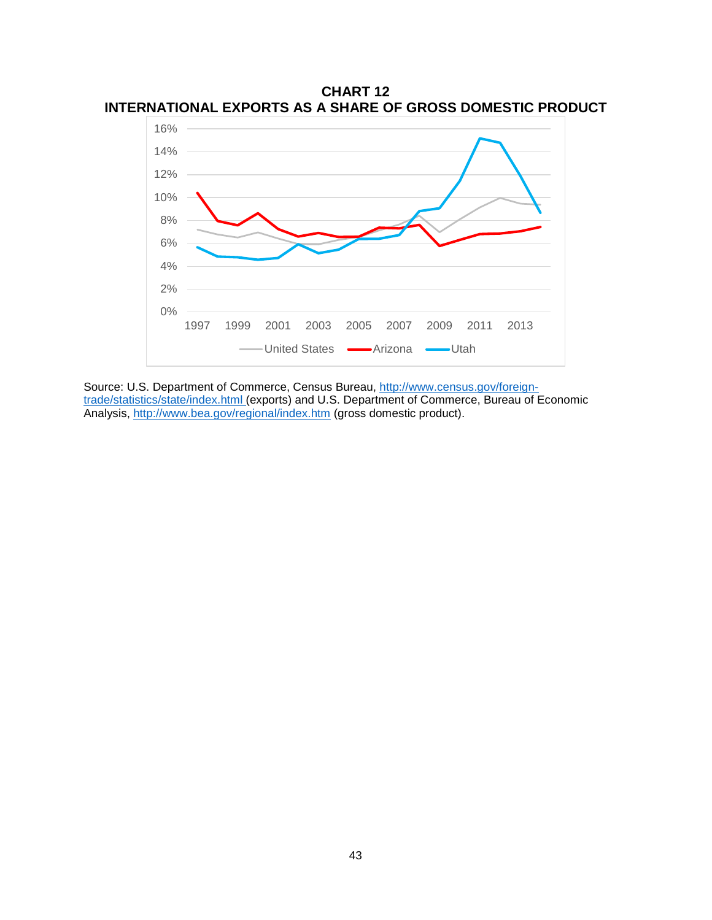**CHART 12**
**INTERNATIONAL EXPORTS AS A SHARE OF GROSS DOMESTIC PRODUCT**

Source: U.S. Department of Commerce, Census Bureau, http://www.census.gov/foreign-trade/statistics/state/index.html (exports) and U.S. Department of Commerce, Bureau of Economic Analysis, http://www.bea.gov/regional/index.htm (gross domestic product).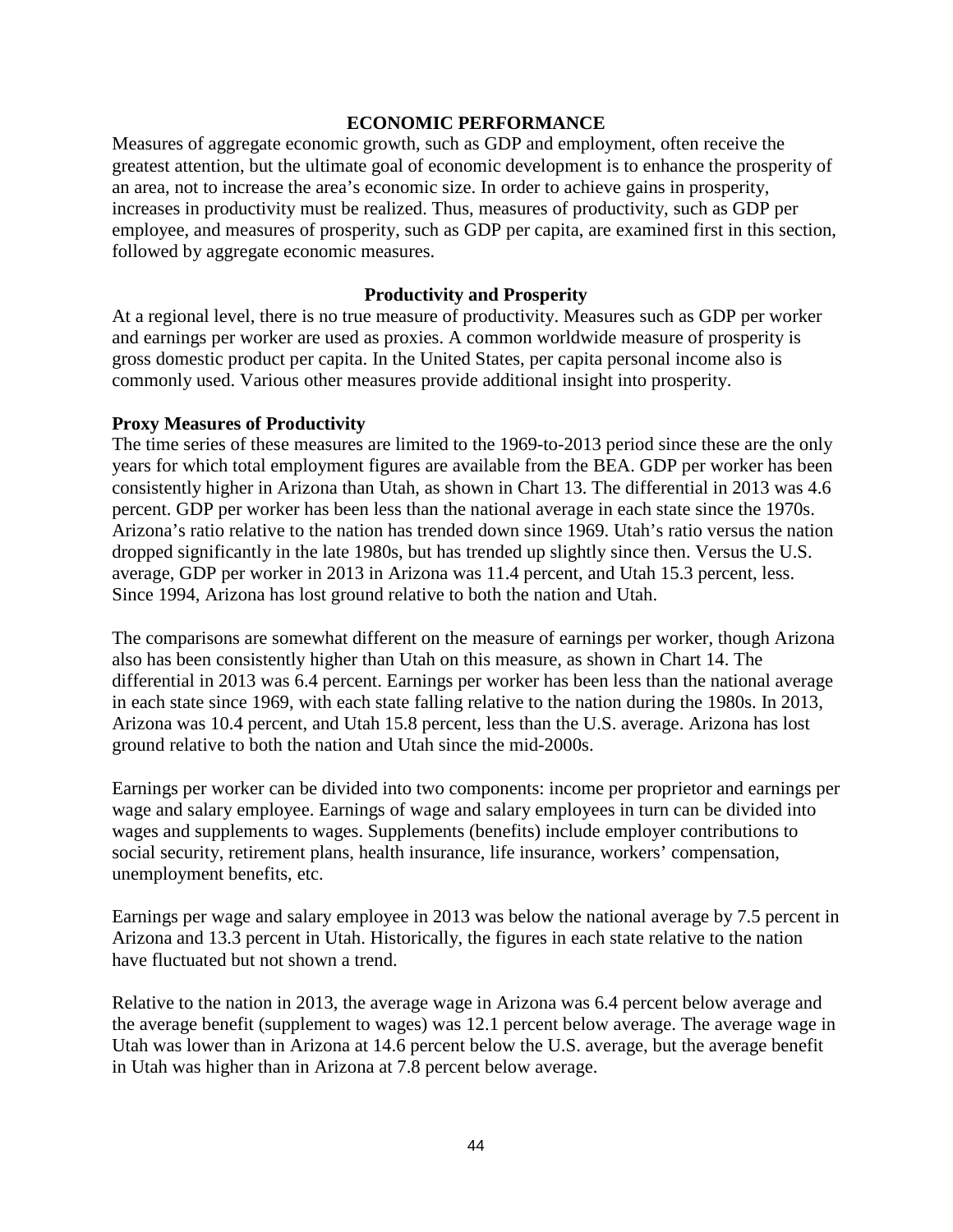## ECONOMIC PERFORMANCE

Measures of aggregate economic growth, such as GDP and employment, often receive the greatest attention, but the ultimate goal of economic development is to enhance the prosperity of an area, not to increase the area's economic size. In order to achieve gains in prosperity, increases in productivity must be realized. Thus, measures of productivity, such as GDP per employee, and measures of prosperity, such as GDP per capita, are examined first in this section, followed by aggregate economic measures.

### Productivity and Prosperity

At a regional level, there is no true measure of productivity. Measures such as GDP per worker and earnings per worker are used as proxies. A common worldwide measure of prosperity is gross domestic product per capita. In the United States, per capita personal income also is commonly used. Various other measures provide additional insight into prosperity.

#### Proxy Measures of Productivity

The time series of these measures are limited to the 1969-to-2013 period since these are the only years for which total employment figures are available from the BEA. GDP per worker has been consistently higher in Arizona than Utah, as shown in Chart 13. The differential in 2013 was 4.6 percent. GDP per worker has been less than the national average in each state since the 1970s. Arizona's ratio relative to the nation has trended down since 1969. Utah's ratio versus the nation dropped significantly in the late 1980s, but has trended up slightly since then. Versus the U.S. average, GDP per worker in 2013 in Arizona was 11.4 percent, and Utah 15.3 percent, less. Since 1994, Arizona has lost ground relative to both the nation and Utah.

The comparisons are somewhat different on the measure of earnings per worker, though Arizona also has been consistently higher than Utah on this measure, as shown in Chart 14. The differential in 2013 was 6.4 percent. Earnings per worker has been less than the national average in each state since 1969, with each state falling relative to the nation during the 1980s. In 2013, Arizona was 10.4 percent, and Utah 15.8 percent, less than the U.S. average. Arizona has lost ground relative to both the nation and Utah since the mid-2000s.

Earnings per worker can be divided into two components: income per proprietor and earnings per wage and salary employee. Earnings of wage and salary employees in turn can be divided into wages and supplements to wages. Supplements (benefits) include employer contributions to social security, retirement plans, health insurance, life insurance, workers' compensation, unemployment benefits, etc.

Earnings per wage and salary employee in 2013 was below the national average by 7.5 percent in Arizona and 13.3 percent in Utah. Historically, the figures in each state relative to the nation have fluctuated but not shown a trend.

Relative to the nation in 2013, the average wage in Arizona was 6.4 percent below average and the average benefit (supplement to wages) was 12.1 percent below average. The average wage in Utah was lower than in Arizona at 14.6 percent below the U.S. average, but the average benefit in Utah was higher than in Arizona at 7.8 percent below average.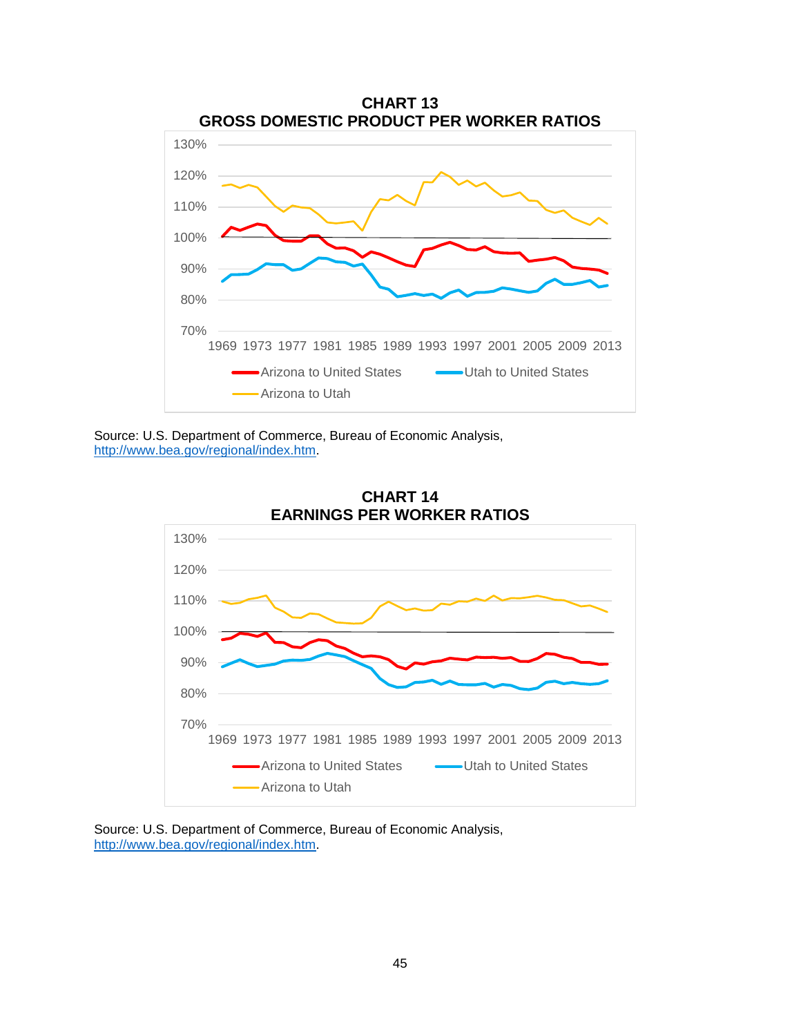**CHART 13**
**GROSS DOMESTIC PRODUCT PER WORKER RATIOS**

Source: U.S. Department of Commerce, Bureau of Economic Analysis, http://www.bea.gov/regional/index.htm.

**CHART 14**
**EARNINGS PER WORKER RATIOS**

Source: U.S. Department of Commerce, Bureau of Economic Analysis, http://www.bea.gov/regional/index.htm.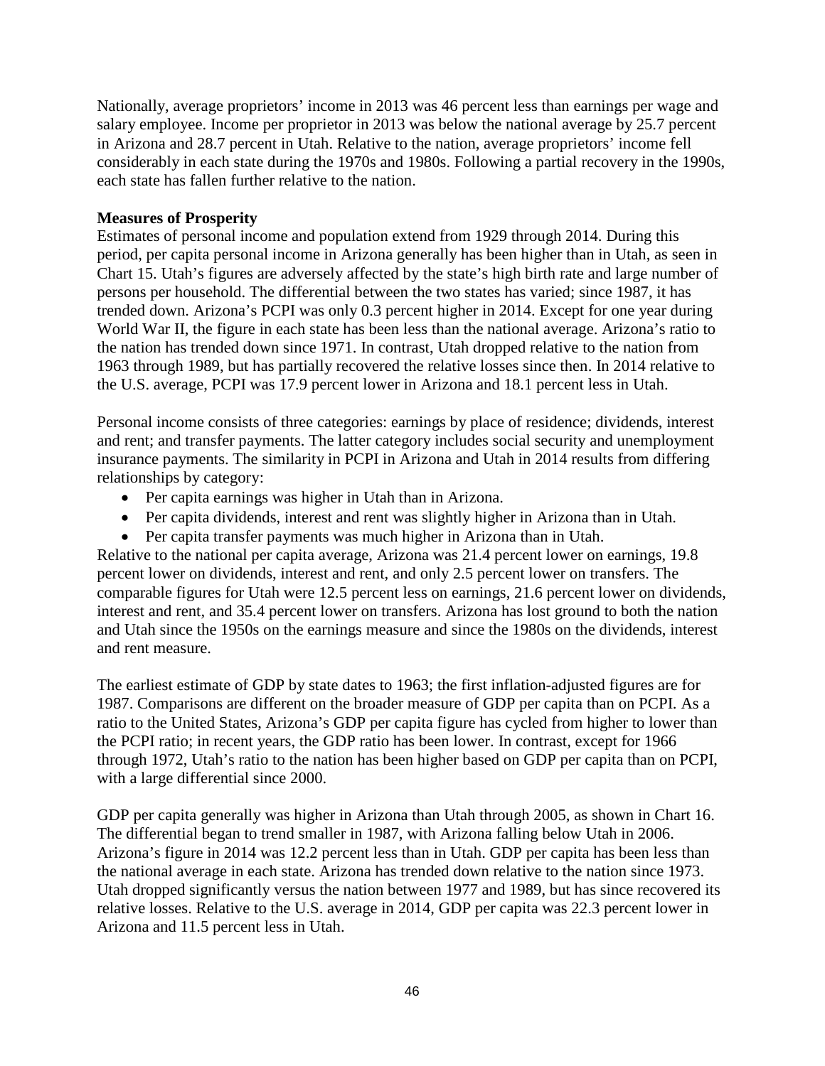Nationally, average proprietors' income in 2013 was 46 percent less than earnings per wage and salary employee. Income per proprietor in 2013 was below the national average by 25.7 percent in Arizona and 28.7 percent in Utah. Relative to the nation, average proprietors' income fell considerably in each state during the 1970s and 1980s. Following a partial recovery in the 1990s, each state has fallen further relative to the nation.

**Measures of Prosperity**

Estimates of personal income and population extend from 1929 through 2014. During this period, per capita personal income in Arizona generally has been higher than in Utah, as seen in Chart 15. Utah's figures are adversely affected by the state's high birth rate and large number of persons per household. The differential between the two states has varied; since 1987, it has trended down. Arizona's PCPI was only 0.3 percent higher in 2014. Except for one year during World War II, the figure in each state has been less than the national average. Arizona's ratio to the nation has trended down since 1971. In contrast, Utah dropped relative to the nation from 1963 through 1989, but has partially recovered the relative losses since then. In 2014 relative to the U.S. average, PCPI was 17.9 percent lower in Arizona and 18.1 percent less in Utah.

Personal income consists of three categories: earnings by place of residence; dividends, interest and rent; and transfer payments. The latter category includes social security and unemployment insurance payments. The similarity in PCPI in Arizona and Utah in 2014 results from differing relationships by category:

- Per capita earnings was higher in Utah than in Arizona.
- Per capita dividends, interest and rent was slightly higher in Arizona than in Utah.
- Per capita transfer payments was much higher in Arizona than in Utah.

Relative to the national per capita average, Arizona was 21.4 percent lower on earnings, 19.8 percent lower on dividends, interest and rent, and only 2.5 percent lower on transfers. The comparable figures for Utah were 12.5 percent less on earnings, 21.6 percent lower on dividends, interest and rent, and 35.4 percent lower on transfers. Arizona has lost ground to both the nation and Utah since the 1950s on the earnings measure and since the 1980s on the dividends, interest and rent measure.

The earliest estimate of GDP by state dates to 1963; the first inflation-adjusted figures are for 1987. Comparisons are different on the broader measure of GDP per capita than on PCPI. As a ratio to the United States, Arizona's GDP per capita figure has cycled from higher to lower than the PCPI ratio; in recent years, the GDP ratio has been lower. In contrast, except for 1966 through 1972, Utah's ratio to the nation has been higher based on GDP per capita than on PCPI, with a large differential since 2000.

GDP per capita generally was higher in Arizona than Utah through 2005, as shown in Chart 16. The differential began to trend smaller in 1987, with Arizona falling below Utah in 2006. Arizona's figure in 2014 was 12.2 percent less than in Utah. GDP per capita has been less than the national average in each state. Arizona has trended down relative to the nation since 1973. Utah dropped significantly versus the nation between 1977 and 1989, but has since recovered its relative losses. Relative to the U.S. average in 2014, GDP per capita was 22.3 percent lower in Arizona and 11.5 percent less in Utah.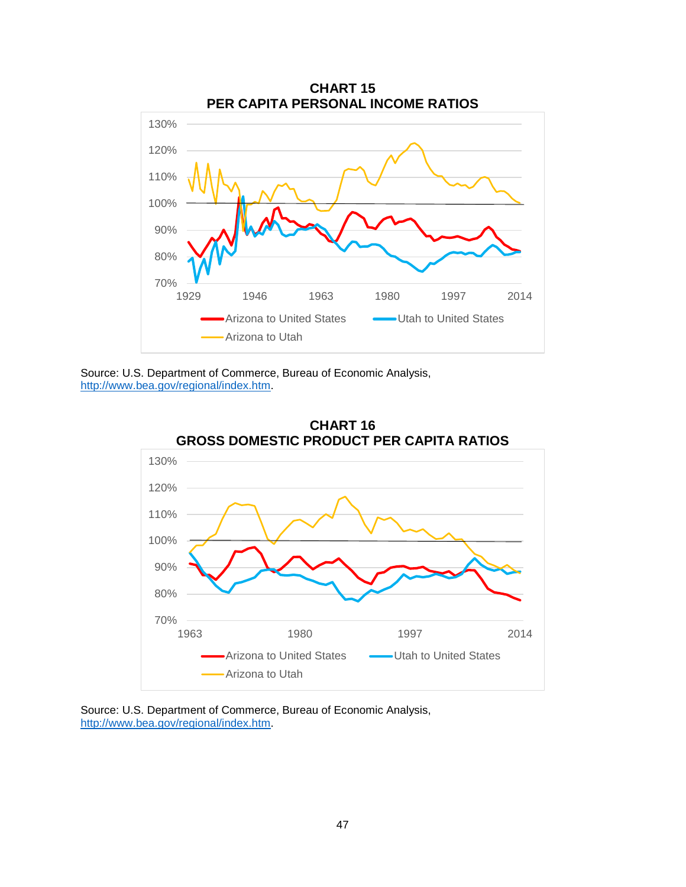**CHART 15**
**PER CAPITA PERSONAL INCOME RATIOS**

Source: U.S. Department of Commerce, Bureau of Economic Analysis, http://www.bea.gov/regional/index.htm.

**CHART 16**
**GROSS DOMESTIC PRODUCT PER CAPITA RATIOS**

Source: U.S. Department of Commerce, Bureau of Economic Analysis, http://www.bea.gov/regional/index.htm.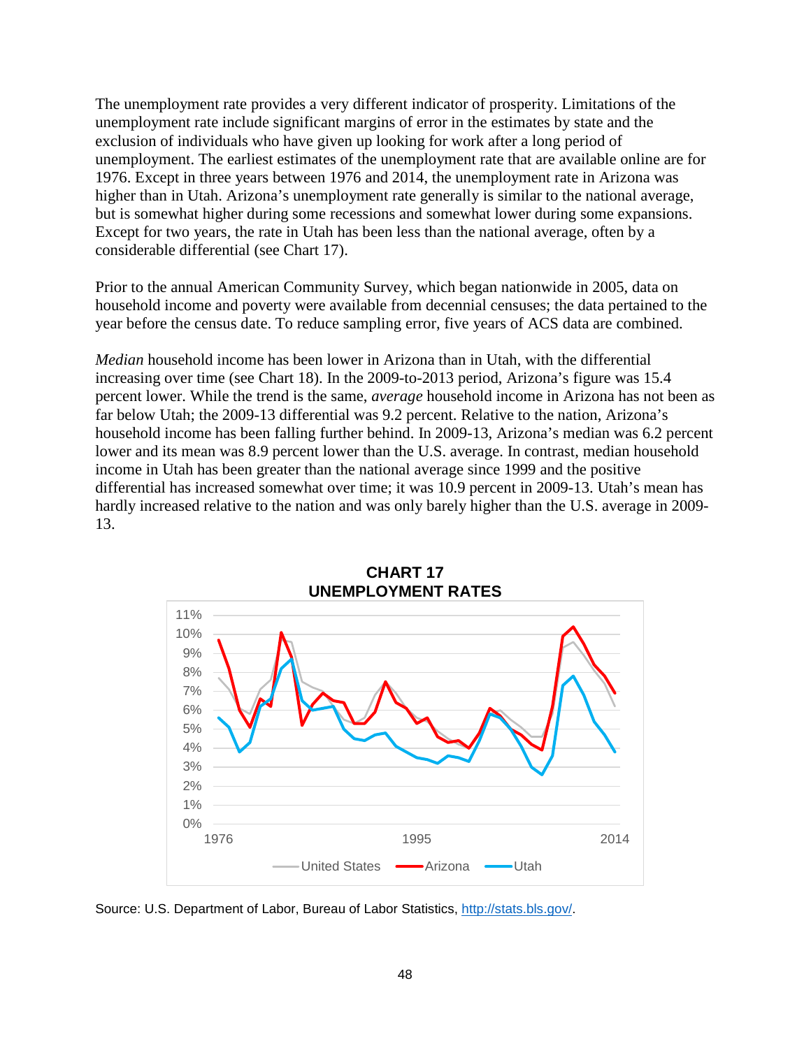The unemployment rate provides a very different indicator of prosperity. Limitations of the unemployment rate include significant margins of error in the estimates by state and the exclusion of individuals who have given up looking for work after a long period of unemployment. The earliest estimates of the unemployment rate that are available online are for 1976. Except in three years between 1976 and 2014, the unemployment rate in Arizona was higher than in Utah. Arizona's unemployment rate generally is similar to the national average, but is somewhat higher during some recessions and somewhat lower during some expansions. Except for two years, the rate in Utah has been less than the national average, often by a considerable differential (see Chart 17).

Prior to the annual American Community Survey, which began nationwide in 2005, data on household income and poverty were available from decennial censuses; the data pertained to the year before the census date. To reduce sampling error, five years of ACS data are combined.

*Median* household income has been lower in Arizona than in Utah, with the differential increasing over time (see Chart 18). In the 2009-to-2013 period, Arizona's figure was 15.4 percent lower. While the trend is the same, *average* household income in Arizona has not been as far below Utah; the 2009-13 differential was 9.2 percent. Relative to the nation, Arizona's household income has been falling further behind. In 2009-13, Arizona's median was 6.2 percent lower and its mean was 8.9 percent lower than the U.S. average. In contrast, median household income in Utah has been greater than the national average since 1999 and the positive differential has increased somewhat over time; it was 10.9 percent in 2009-13. Utah's mean has hardly increased relative to the nation and was only barely higher than the U.S. average in 2009-13.

**CHART 17**
**UNEMPLOYMENT RATES**

Source: U.S. Department of Labor, Bureau of Labor Statistics, http://stats.bls.gov/.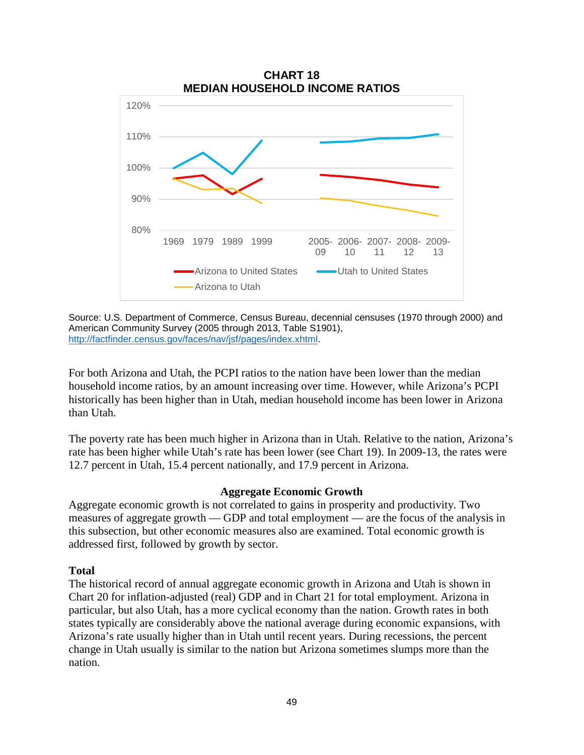**CHART 18**
**MEDIAN HOUSEHOLD INCOME RATIOS**

Source: U.S. Department of Commerce, Census Bureau, decennial censuses (1970 through 2000) and American Community Survey (2005 through 2013, Table S1901), http://factfinder.census.gov/faces/nav/jsf/pages/index.xhtml.

For both Arizona and Utah, the PCPI ratios to the nation have been lower than the median household income ratios, by an amount increasing over time. However, while Arizona's PCPI historically has been higher than in Utah, median household income has been lower in Arizona than Utah.

The poverty rate has been much higher in Arizona than in Utah. Relative to the nation, Arizona's rate has been higher while Utah's rate has been lower (see Chart 19). In 2009-13, the rates were 12.7 percent in Utah, 15.4 percent nationally, and 17.9 percent in Arizona.

## Aggregate Economic Growth

Aggregate economic growth is not correlated to gains in prosperity and productivity. Two measures of aggregate growth — GDP and total employment — are the focus of the analysis in this subsection, but other economic measures also are examined. Total economic growth is addressed first, followed by growth by sector.

### Total

The historical record of annual aggregate economic growth in Arizona and Utah is shown in Chart 20 for inflation-adjusted (real) GDP and in Chart 21 for total employment. Arizona in particular, but also Utah, has a more cyclical economy than the nation. Growth rates in both states typically are considerably above the national average during economic expansions, with Arizona's rate usually higher than in Utah until recent years. During recessions, the percent change in Utah usually is similar to the nation but Arizona sometimes slumps more than the nation.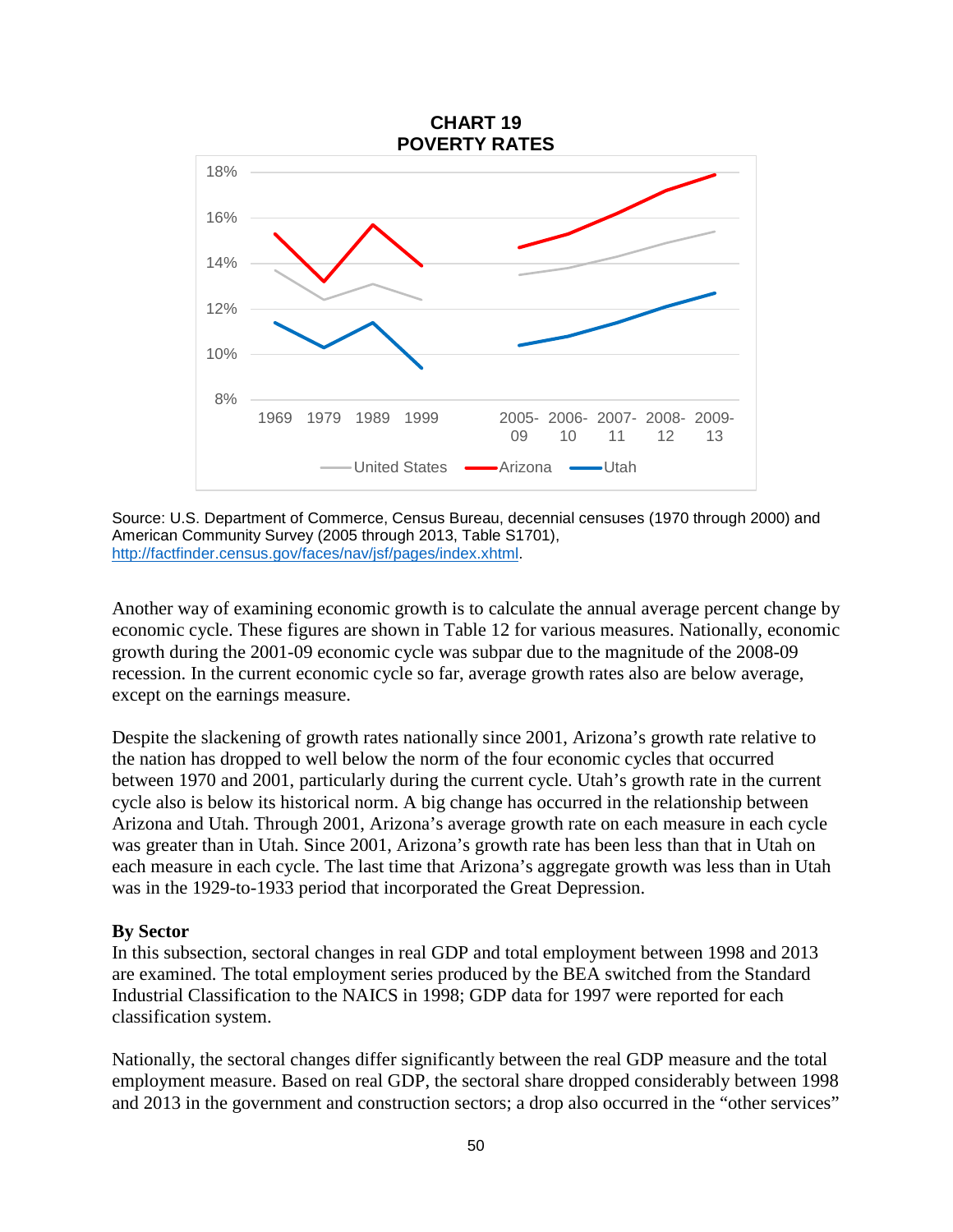**CHART 19**
**POVERTY RATES**

Source: U.S. Department of Commerce, Census Bureau, decennial censuses (1970 through 2000) and American Community Survey (2005 through 2013, Table S1701), http://factfinder.census.gov/faces/nav/jsf/pages/index.xhtml.

Another way of examining economic growth is to calculate the annual average percent change by economic cycle. These figures are shown in Table 12 for various measures. Nationally, economic growth during the 2001-09 economic cycle was subpar due to the magnitude of the 2008-09 recession. In the current economic cycle so far, average growth rates also are below average, except on the earnings measure.

Despite the slackening of growth rates nationally since 2001, Arizona's growth rate relative to the nation has dropped to well below the norm of the four economic cycles that occurred between 1970 and 2001, particularly during the current cycle. Utah's growth rate in the current cycle also is below its historical norm. A big change has occurred in the relationship between Arizona and Utah. Through 2001, Arizona's average growth rate on each measure in each cycle was greater than in Utah. Since 2001, Arizona's growth rate has been less than that in Utah on each measure in each cycle. The last time that Arizona's aggregate growth was less than in Utah was in the 1929-to-1933 period that incorporated the Great Depression.

**By Sector**

In this subsection, sectoral changes in real GDP and total employment between 1998 and 2013 are examined. The total employment series produced by the BEA switched from the Standard Industrial Classification to the NAICS in 1998; GDP data for 1997 were reported for each classification system.

Nationally, the sectoral changes differ significantly between the real GDP measure and the total employment measure. Based on real GDP, the sectoral share dropped considerably between 1998 and 2013 in the government and construction sectors; a drop also occurred in the "other services"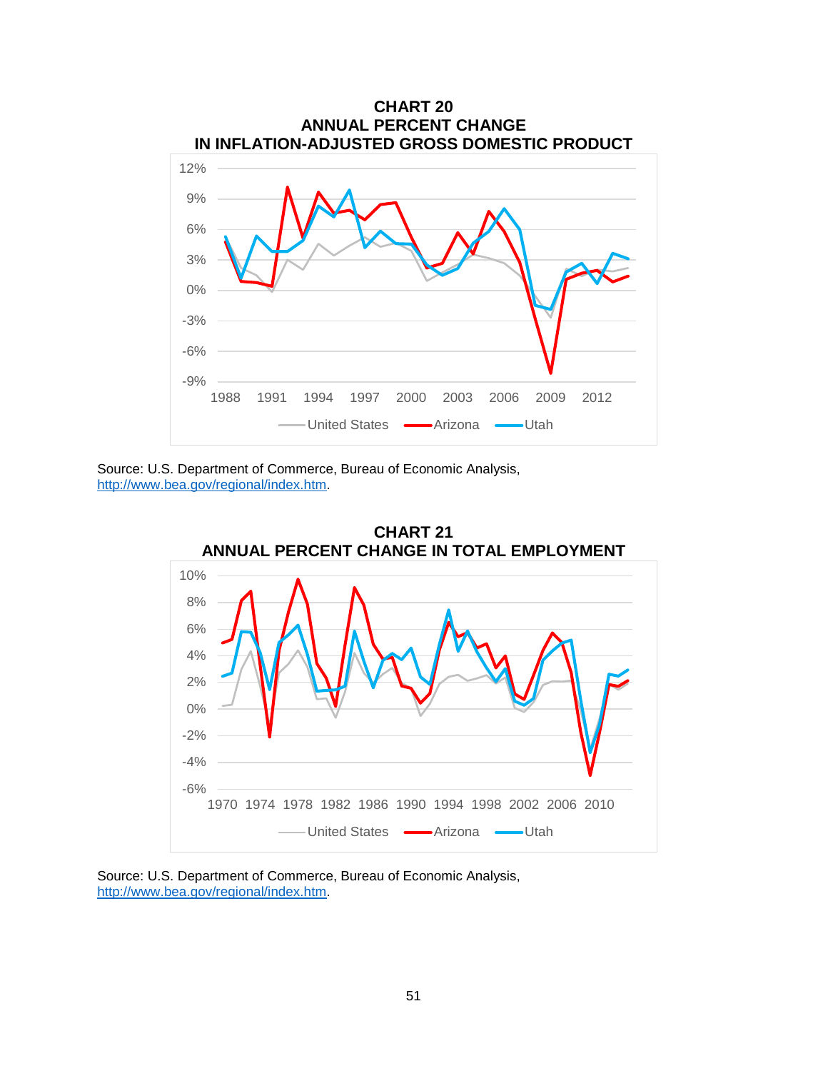**CHART 20**
**ANNUAL PERCENT CHANGE**
**IN INFLATION-ADJUSTED GROSS DOMESTIC PRODUCT**

Source: U.S. Department of Commerce, Bureau of Economic Analysis, http://www.bea.gov/regional/index.htm.

**CHART 21**
**ANNUAL PERCENT CHANGE IN TOTAL EMPLOYMENT**

Source: U.S. Department of Commerce, Bureau of Economic Analysis, http://www.bea.gov/regional/index.htm.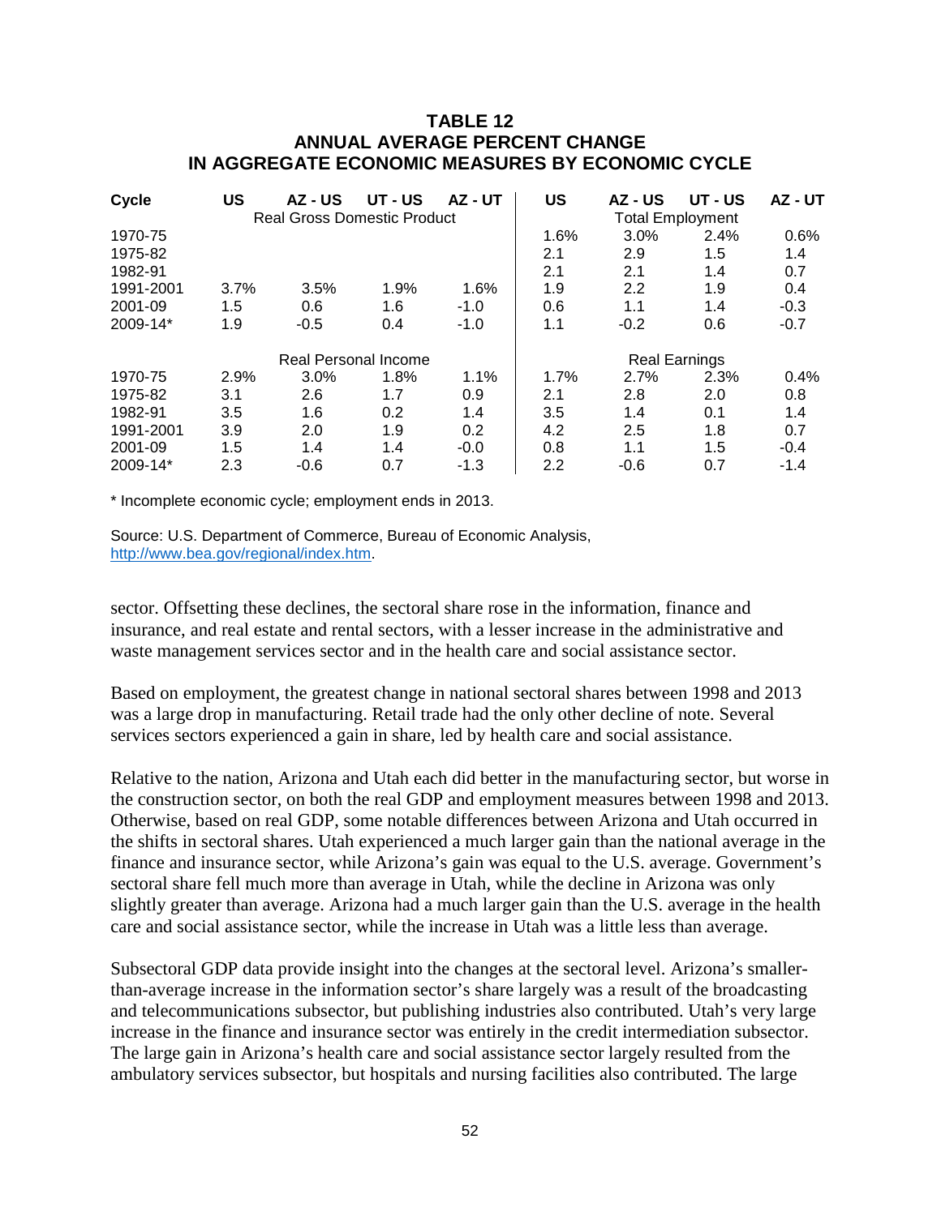## TABLE 12
## ANNUAL AVERAGE PERCENT CHANGE IN AGGREGATE ECONOMIC MEASURES BY ECONOMIC CYCLE

| Cycle | US | AZ - US | UT - US | AZ - UT | US | AZ - US | UT - US | AZ - UT |
|---|---|---|---|---|---|---|---|---|
| | Real Gross Domestic Product | | | | Total Employment | | | |
| 1970-75 | | | | | 1.6% | 3.0% | 2.4% | 0.6% |
| 1975-82 | | | | | 2.1 | 2.9 | 1.5 | 1.4 |
| 1982-91 | | | | | 2.1 | 2.1 | 1.4 | 0.7 |
| 1991-2001 | 3.7% | 3.5% | 1.9% | 1.6% | 1.9 | 2.2 | 1.9 | 0.4 |
| 2001-09 | 1.5 | 0.6 | 1.6 | -1.0 | 0.6 | 1.1 | 1.4 | -0.3 |
| 2009-14* | 1.9 | -0.5 | 0.4 | -1.0 | 1.1 | -0.2 | 0.6 | -0.7 |
| | Real Personal Income | | | | Real Earnings | | | |
| 1970-75 | 2.9% | 3.0% | 1.8% | 1.1% | 1.7% | 2.7% | 2.3% | 0.4% |
| 1975-82 | 3.1 | 2.6 | 1.7 | 0.9 | 2.1 | 2.8 | 2.0 | 0.8 |
| 1982-91 | 3.5 | 1.6 | 0.2 | 1.4 | 3.5 | 1.4 | 0.1 | 1.4 |
| 1991-2001 | 3.9 | 2.0 | 1.9 | 0.2 | 4.2 | 2.5 | 1.8 | 0.7 |
| 2001-09 | 1.5 | 1.4 | 1.4 | -0.0 | 0.8 | 1.1 | 1.5 | -0.4 |
| 2009-14* | 2.3 | -0.6 | 0.7 | -1.3 | 2.2 | -0.6 | 0.7 | -1.4 |

\* Incomplete economic cycle; employment ends in 2013.

Source: U.S. Department of Commerce, Bureau of Economic Analysis, http://www.bea.gov/regional/index.htm.

sector. Offsetting these declines, the sectoral share rose in the information, finance and insurance, and real estate and rental sectors, with a lesser increase in the administrative and waste management services sector and in the health care and social assistance sector.

Based on employment, the greatest change in national sectoral shares between 1998 and 2013 was a large drop in manufacturing. Retail trade had the only other decline of note. Several services sectors experienced a gain in share, led by health care and social assistance.

Relative to the nation, Arizona and Utah each did better in the manufacturing sector, but worse in the construction sector, on both the real GDP and employment measures between 1998 and 2013. Otherwise, based on real GDP, some notable differences between Arizona and Utah occurred in the shifts in sectoral shares. Utah experienced a much larger gain than the national average in the finance and insurance sector, while Arizona's gain was equal to the U.S. average. Government's sectoral share fell much more than average in Utah, while the decline in Arizona was only slightly greater than average. Arizona had a much larger gain than the U.S. average in the health care and social assistance sector, while the increase in Utah was a little less than average.

Subsectoral GDP data provide insight into the changes at the sectoral level. Arizona's smaller-than-average increase in the information sector's share largely was a result of the broadcasting and telecommunications subsector, but publishing industries also contributed. Utah's very large increase in the finance and insurance sector was entirely in the credit intermediation subsector. The large gain in Arizona's health care and social assistance sector largely resulted from the ambulatory services subsector, but hospitals and nursing facilities also contributed. The large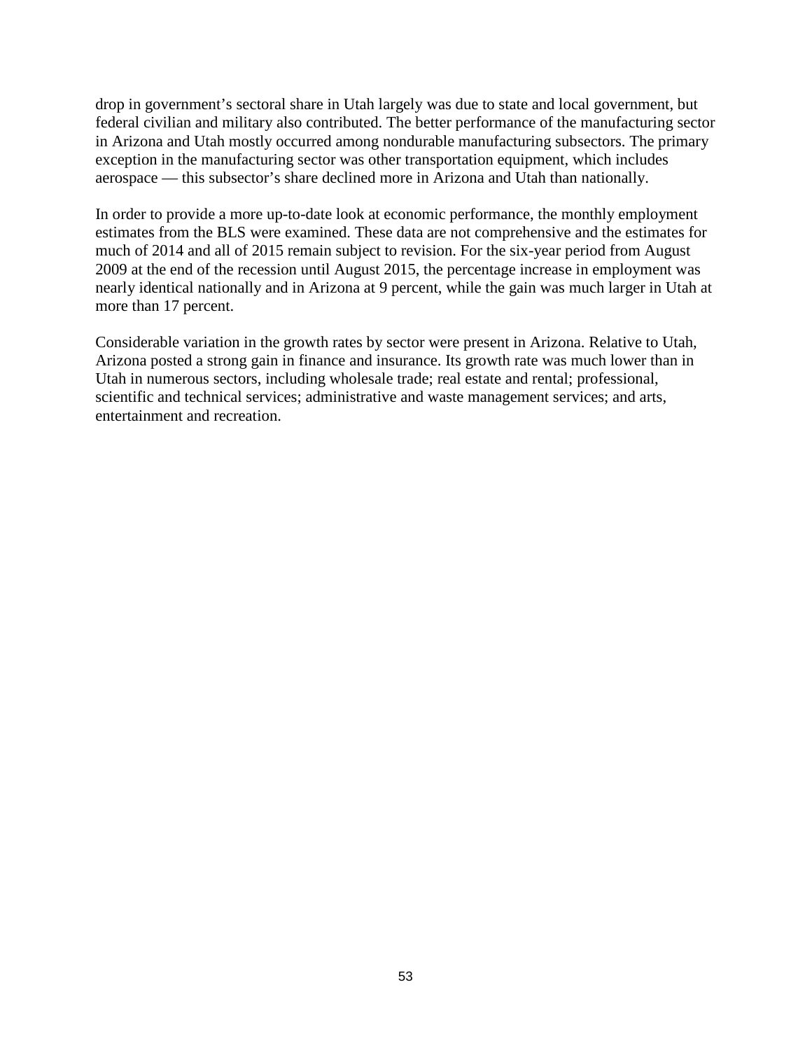drop in government's sectoral share in Utah largely was due to state and local government, but federal civilian and military also contributed. The better performance of the manufacturing sector in Arizona and Utah mostly occurred among nondurable manufacturing subsectors. The primary exception in the manufacturing sector was other transportation equipment, which includes aerospace — this subsector's share declined more in Arizona and Utah than nationally.

In order to provide a more up-to-date look at economic performance, the monthly employment estimates from the BLS were examined. These data are not comprehensive and the estimates for much of 2014 and all of 2015 remain subject to revision. For the six-year period from August 2009 at the end of the recession until August 2015, the percentage increase in employment was nearly identical nationally and in Arizona at 9 percent, while the gain was much larger in Utah at more than 17 percent.

Considerable variation in the growth rates by sector were present in Arizona. Relative to Utah, Arizona posted a strong gain in finance and insurance. Its growth rate was much lower than in Utah in numerous sectors, including wholesale trade; real estate and rental; professional, scientific and technical services; administrative and waste management services; and arts, entertainment and recreation.